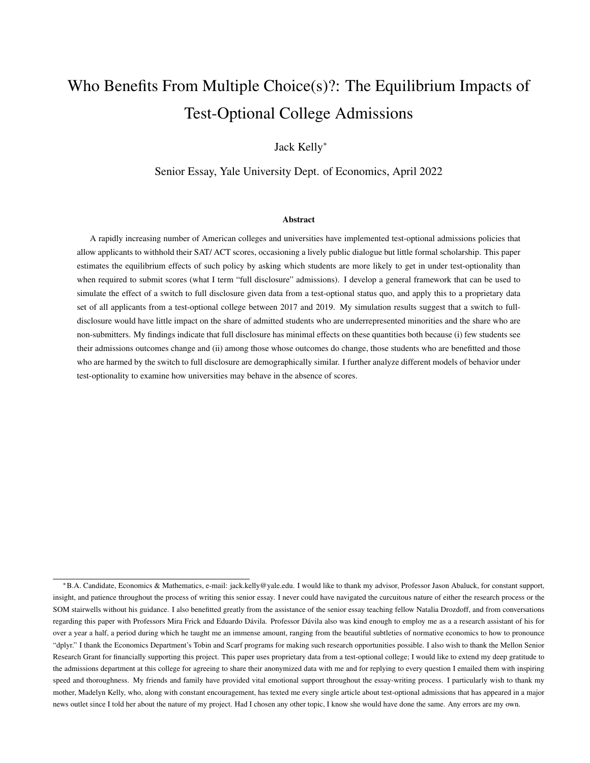# Who Benefits From Multiple Choice(s)?: The Equilibrium Impacts of Test-Optional College Admissions

Jack Kelly[*]

Senior Essay, Yale University Dept. of Economics, April 2022

### Abstract

A rapidly increasing number of American colleges and universities have implemented test-optional admissions policies that allow applicants to withhold their SAT/ ACT scores, occasioning a lively public dialogue but little formal scholarship. This paper estimates the equilibrium effects of such policy by asking which students are more likely to get in under test-optionality than when required to submit scores (what I term "full disclosure" admissions). I develop a general framework that can be used to simulate the effect of a switch to full disclosure given data from a test-optional status quo, and apply this to a proprietary data set of all applicants from a test-optional college between 2017 and 2019. My simulation results suggest that a switch to full-disclosure would have little impact on the share of admitted students who are underrepresented minorities and the share who are non-submitters. My findings indicate that full disclosure has minimal effects on these quantities both because (i) few students see their admissions outcomes change and (ii) among those whose outcomes do change, those students who are benefitted and those who are harmed by the switch to full disclosure are demographically similar. I further analyze different models of behavior under test-optionality to examine how universities may behave in the absence of scores.

---

[*] B.A. Candidate, Economics & Mathematics, e-mail: jack.kelly@yale.edu. I would like to thank my advisor, Professor Jason Abaluck, for constant support, insight, and patience throughout the process of writing this senior essay. I never could have navigated the curcuitous nature of either the research process or the SOM stairwells without his guidance. I also benefitted greatly from the assistance of the senior essay teaching fellow Natalia Drozdoff, and from conversations regarding this paper with Professors Mira Frick and Eduardo Dávila. Professor Dávila also was kind enough to employ me as a a research assistant of his for over a year a half, a period during which he taught me an immense amount, ranging from the beautiful subtleties of normative economics to how to pronounce "dplyr." I thank the Economics Department's Tobin and Scarf programs for making such research opportunities possible. I also wish to thank the Mellon Senior Research Grant for financially supporting this project. This paper uses proprietary data from a test-optional college; I would like to extend my deep gratitude to the admissions department at this college for agreeing to share their anonymized data with me and for replying to every question I emailed them with inspiring speed and thoroughness. My friends and family have provided vital emotional support throughout the essay-writing process. I particularly wish to thank my mother, Madelyn Kelly, who, along with constant encouragement, has texted me every single article about test-optional admissions that has appeared in a major news outlet since I told her about the nature of my project. Had I chosen any other topic, I know she would have done the same. Any errors are my own.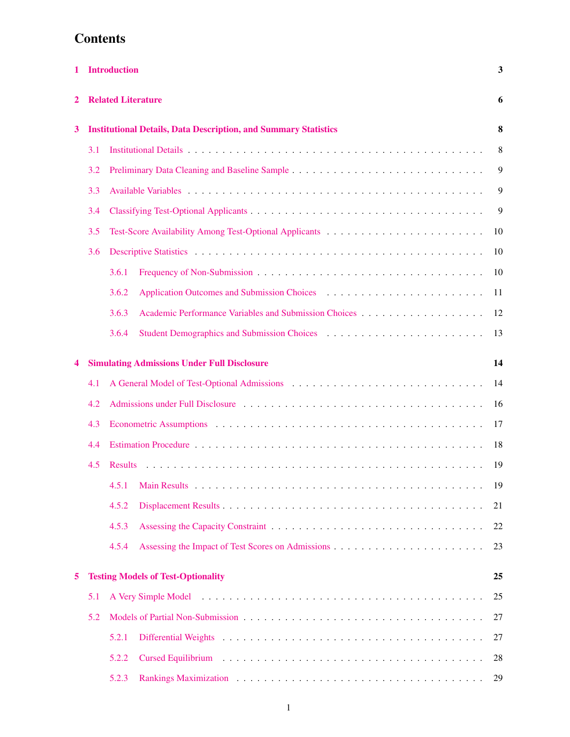# Contents

**1 Introduction** **3**

**2 Related Literature** **6**

**3 Institutional Details, Data Description, and Summary Statistics** **8**

- 3.1 Institutional Details . . . . . 8
- 3.2 Preliminary Data Cleaning and Baseline Sample . . . . . 9
- 3.3 Available Variables . . . . . 9
- 3.4 Classifying Test-Optional Applicants . . . . . 9
- 3.5 Test-Score Availability Among Test-Optional Applicants . . . . . 10
- 3.6 Descriptive Statistics . . . . . 10
  - 3.6.1 Frequency of Non-Submission . . . . . 10
  - 3.6.2 Application Outcomes and Submission Choices . . . . . 11
  - 3.6.3 Academic Performance Variables and Submission Choices . . . . . 12
  - 3.6.4 Student Demographics and Submission Choices . . . . . 13

**4 Simulating Admissions Under Full Disclosure** **14**

- 4.1 A General Model of Test-Optional Admissions . . . . . 14
- 4.2 Admissions under Full Disclosure . . . . . 16
- 4.3 Econometric Assumptions . . . . . 17
- 4.4 Estimation Procedure . . . . . 18
- 4.5 Results . . . . . 19
  - 4.5.1 Main Results . . . . . 19
  - 4.5.2 Displacement Results . . . . . 21
  - 4.5.3 Assessing the Capacity Constraint . . . . . 22
  - 4.5.4 Assessing the Impact of Test Scores on Admissions . . . . . 23

**5 Testing Models of Test-Optionality** **25**

- 5.1 A Very Simple Model . . . . . 25
- 5.2 Models of Partial Non-Submission . . . . . 27
  - 5.2.1 Differential Weights . . . . . 27
  - 5.2.2 Cursed Equilibrium . . . . . 28
  - 5.2.3 Rankings Maximization . . . . . 29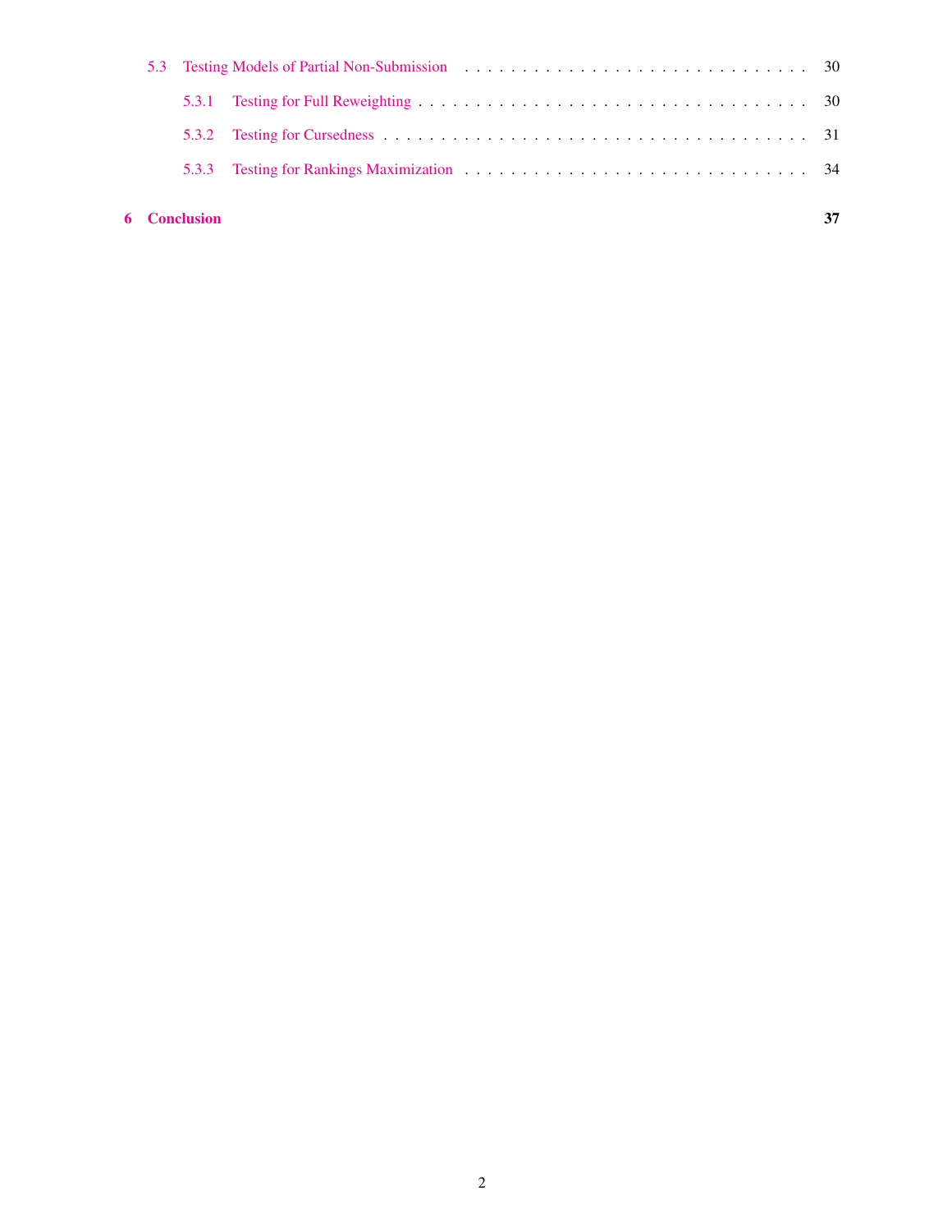5.3 Testing Models of Partial Non-Submission . . . . . . . . . . . . . . . . . . . . . . . . . . . . . . . . 30

5.3.1 Testing for Full Reweighting . . . . . . . . . . . . . . . . . . . . . . . . . . . . . . . . . . . 30

5.3.2 Testing for Cursedness . . . . . . . . . . . . . . . . . . . . . . . . . . . . . . . . . . . . . . 31

5.3.3 Testing for Rankings Maximization . . . . . . . . . . . . . . . . . . . . . . . . . . . . . . . 34

**6 Conclusion** **37**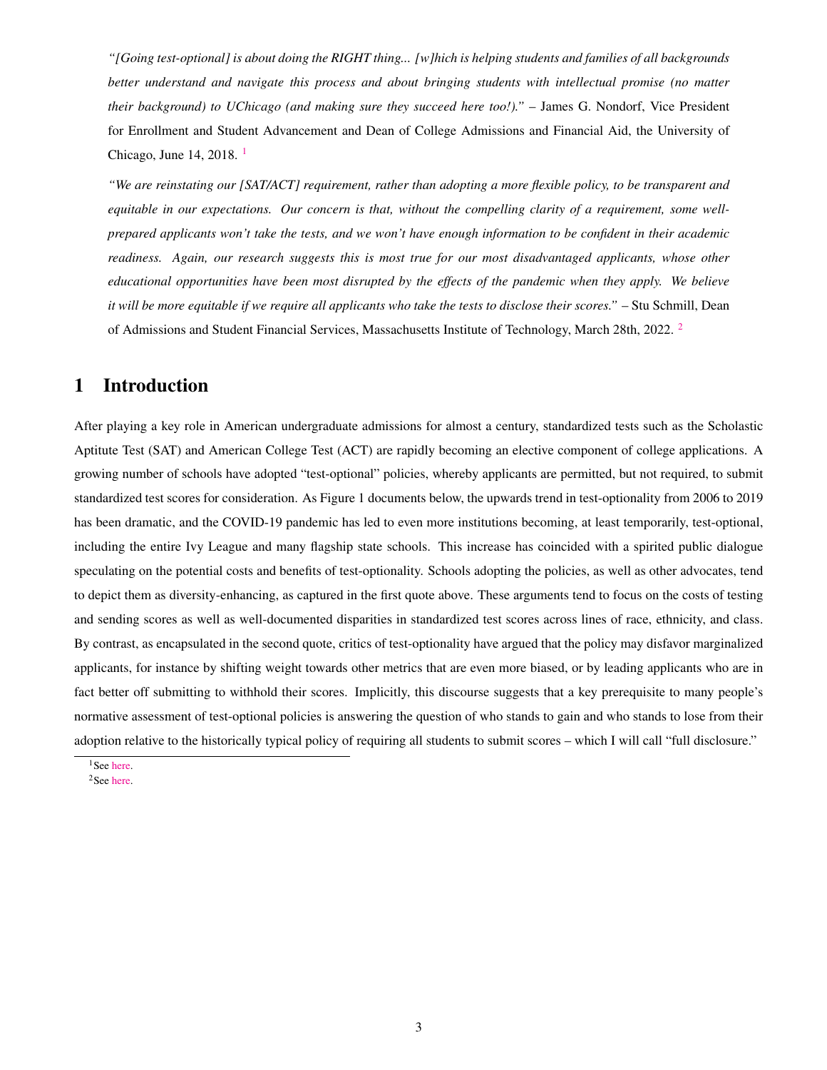*"[Going test-optional] is about doing the RIGHT thing... [w]hich is helping students and families of all backgrounds better understand and navigate this process and about bringing students with intellectual promise (no matter their background) to UChicago (and making sure they succeed here too!)."* – James G. Nondorf, Vice President for Enrollment and Student Advancement and Dean of College Admissions and Financial Aid, the University of Chicago, June 14, 2018. [1]

*"We are reinstating our [SAT/ACT] requirement, rather than adopting a more flexible policy, to be transparent and equitable in our expectations. Our concern is that, without the compelling clarity of a requirement, some well-prepared applicants won't take the tests, and we won't have enough information to be confident in their academic readiness. Again, our research suggests this is most true for our most disadvantaged applicants, whose other educational opportunities have been most disrupted by the effects of the pandemic when they apply. We believe it will be more equitable if we require all applicants who take the tests to disclose their scores."* – Stu Schmill, Dean of Admissions and Student Financial Services, Massachusetts Institute of Technology, March 28th, 2022. [2]

# 1 Introduction

After playing a key role in American undergraduate admissions for almost a century, standardized tests such as the Scholastic Aptitute Test (SAT) and American College Test (ACT) are rapidly becoming an elective component of college applications. A growing number of schools have adopted "test-optional" policies, whereby applicants are permitted, but not required, to submit standardized test scores for consideration. As Figure 1 documents below, the upwards trend in test-optionality from 2006 to 2019 has been dramatic, and the COVID-19 pandemic has led to even more institutions becoming, at least temporarily, test-optional, including the entire Ivy League and many flagship state schools. This increase has coincided with a spirited public dialogue speculating on the potential costs and benefits of test-optionality. Schools adopting the policies, as well as other advocates, tend to depict them as diversity-enhancing, as captured in the first quote above. These arguments tend to focus on the costs of testing and sending scores as well as well-documented disparities in standardized test scores across lines of race, ethnicity, and class. By contrast, as encapsulated in the second quote, critics of test-optionality have argued that the policy may disfavor marginalized applicants, for instance by shifting weight towards other metrics that are even more biased, or by leading applicants who are in fact better off submitting to withhold their scores. Implicitly, this discourse suggests that a key prerequisite to many people's normative assessment of test-optional policies is answering the question of who stands to gain and who stands to lose from their adoption relative to the historically typical policy of requiring all students to submit scores – which I will call "full disclosure."

[1] See here.

[2] See here.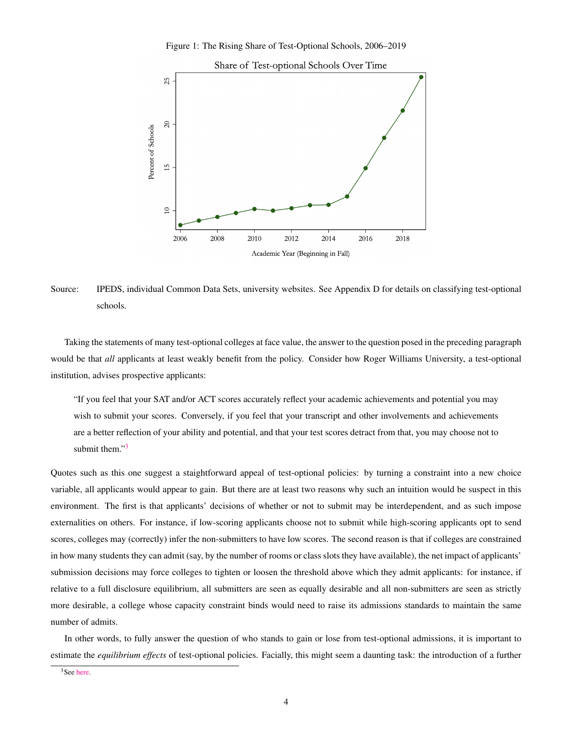Figure 1: The Rising Share of Test-Optional Schools, 2006–2019

Source: IPEDS, individual Common Data Sets, university websites. See Appendix D for details on classifying test-optional schools.

Taking the statements of many test-optional colleges at face value, the answer to the question posed in the preceding paragraph would be that *all* applicants at least weakly benefit from the policy. Consider how Roger Williams University, a test-optional institution, advises prospective applicants:

> "If you feel that your SAT and/or ACT scores accurately reflect your academic achievements and potential you may wish to submit your scores. Conversely, if you feel that your transcript and other involvements and achievements are a better reflection of your ability and potential, and that your test scores detract from that, you may choose not to submit them."[3]

Quotes such as this one suggest a staightforward appeal of test-optional policies: by turning a constraint into a new choice variable, all applicants would appear to gain. But there are at least two reasons why such an intuition would be suspect in this environment. The first is that applicants' decisions of whether or not to submit may be interdependent, and as such impose externalities on others. For instance, if low-scoring applicants choose not to submit while high-scoring applicants opt to send scores, colleges may (correctly) infer the non-submitters to have low scores. The second reason is that if colleges are constrained in how many students they can admit (say, by the number of rooms or class slots they have available), the net impact of applicants' submission decisions may force colleges to tighten or loosen the threshold above which they admit applicants: for instance, if relative to a full disclosure equilibrium, all submitters are seen as equally desirable and all non-submitters are seen as strictly more desirable, a college whose capacity constraint binds would need to raise its admissions standards to maintain the same number of admits.

In other words, to fully answer the question of who stands to gain or lose from test-optional admissions, it is important to estimate the *equilibrium effects* of test-optional policies. Facially, this might seem a daunting task: the introduction of a further

[3] See here.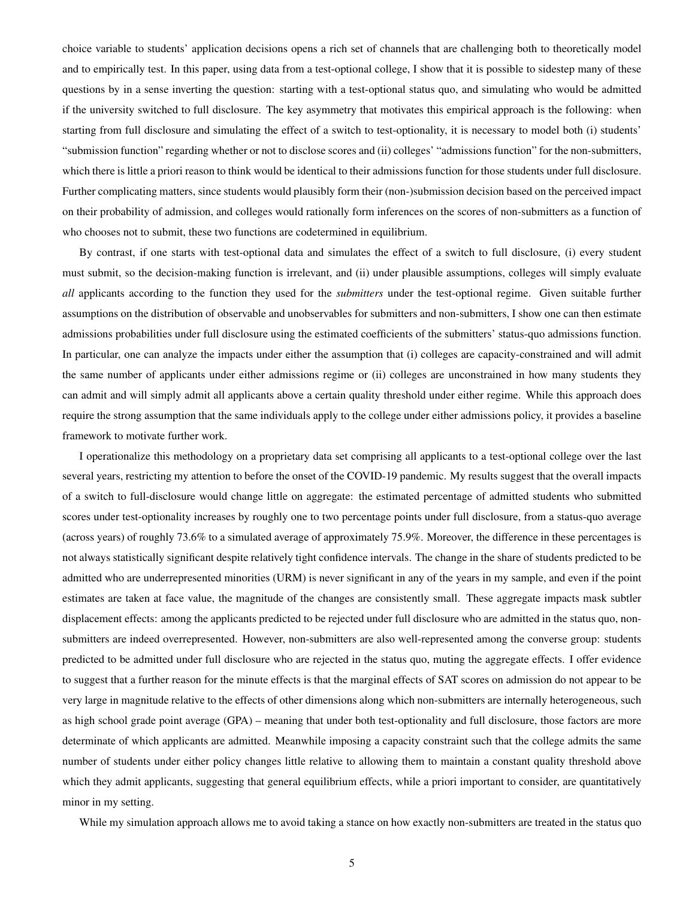choice variable to students' application decisions opens a rich set of channels that are challenging both to theoretically model and to empirically test. In this paper, using data from a test-optional college, I show that it is possible to sidestep many of these questions by in a sense inverting the question: starting with a test-optional status quo, and simulating who would be admitted if the university switched to full disclosure. The key asymmetry that motivates this empirical approach is the following: when starting from full disclosure and simulating the effect of a switch to test-optionality, it is necessary to model both (i) students' "submission function" regarding whether or not to disclose scores and (ii) colleges' "admissions function" for the non-submitters, which there is little a priori reason to think would be identical to their admissions function for those students under full disclosure. Further complicating matters, since students would plausibly form their (non-)submission decision based on the perceived impact on their probability of admission, and colleges would rationally form inferences on the scores of non-submitters as a function of who chooses not to submit, these two functions are codetermined in equilibrium.

By contrast, if one starts with test-optional data and simulates the effect of a switch to full disclosure, (i) every student must submit, so the decision-making function is irrelevant, and (ii) under plausible assumptions, colleges will simply evaluate *all* applicants according to the function they used for the *submitters* under the test-optional regime. Given suitable further assumptions on the distribution of observable and unobservables for submitters and non-submitters, I show one can then estimate admissions probabilities under full disclosure using the estimated coefficients of the submitters' status-quo admissions function. In particular, one can analyze the impacts under either the assumption that (i) colleges are capacity-constrained and will admit the same number of applicants under either admissions regime or (ii) colleges are unconstrained in how many students they can admit and will simply admit all applicants above a certain quality threshold under either regime. While this approach does require the strong assumption that the same individuals apply to the college under either admissions policy, it provides a baseline framework to motivate further work.

I operationalize this methodology on a proprietary data set comprising all applicants to a test-optional college over the last several years, restricting my attention to before the onset of the COVID-19 pandemic. My results suggest that the overall impacts of a switch to full-disclosure would change little on aggregate: the estimated percentage of admitted students who submitted scores under test-optionality increases by roughly one to two percentage points under full disclosure, from a status-quo average (across years) of roughly 73.6% to a simulated average of approximately 75.9%. Moreover, the difference in these percentages is not always statistically significant despite relatively tight confidence intervals. The change in the share of students predicted to be admitted who are underrepresented minorities (URM) is never significant in any of the years in my sample, and even if the point estimates are taken at face value, the magnitude of the changes are consistently small. These aggregate impacts mask subtler displacement effects: among the applicants predicted to be rejected under full disclosure who are admitted in the status quo, non-submitters are indeed overrepresented. However, non-submitters are also well-represented among the converse group: students predicted to be admitted under full disclosure who are rejected in the status quo, muting the aggregate effects. I offer evidence to suggest that a further reason for the minute effects is that the marginal effects of SAT scores on admission do not appear to be very large in magnitude relative to the effects of other dimensions along which non-submitters are internally heterogeneous, such as high school grade point average (GPA) – meaning that under both test-optionality and full disclosure, those factors are more determinate of which applicants are admitted. Meanwhile imposing a capacity constraint such that the college admits the same number of students under either policy changes little relative to allowing them to maintain a constant quality threshold above which they admit applicants, suggesting that general equilibrium effects, while a priori important to consider, are quantitatively minor in my setting.

While my simulation approach allows me to avoid taking a stance on how exactly non-submitters are treated in the status quo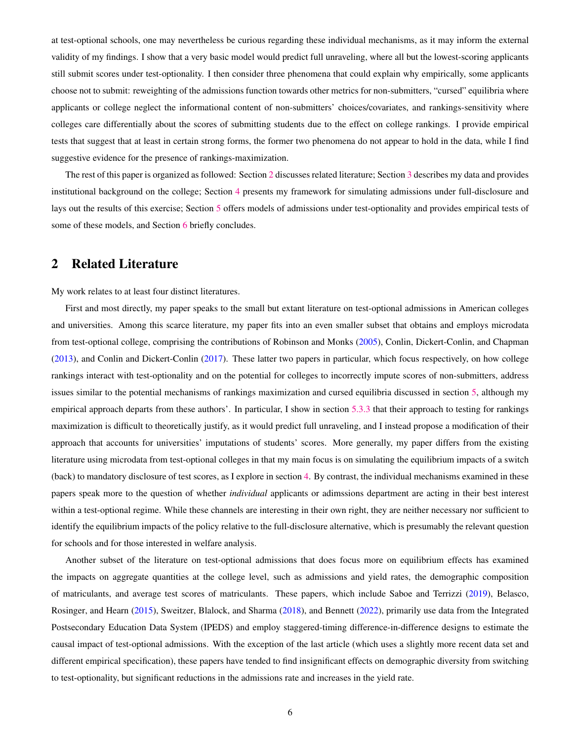at test-optional schools, one may nevertheless be curious regarding these individual mechanisms, as it may inform the external validity of my findings. I show that a very basic model would predict full unraveling, where all but the lowest-scoring applicants still submit scores under test-optionality. I then consider three phenomena that could explain why empirically, some applicants choose not to submit: reweighting of the admissions function towards other metrics for non-submitters, "cursed" equilibria where applicants or college neglect the informational content of non-submitters' choices/covariates, and rankings-sensitivity where colleges care differentially about the scores of submitting students due to the effect on college rankings. I provide empirical tests that suggest that at least in certain strong forms, the former two phenomena do not appear to hold in the data, while I find suggestive evidence for the presence of rankings-maximization.

The rest of this paper is organized as followed: Section 2 discusses related literature; Section 3 describes my data and provides institutional background on the college; Section 4 presents my framework for simulating admissions under full-disclosure and lays out the results of this exercise; Section 5 offers models of admissions under test-optionality and provides empirical tests of some of these models, and Section 6 briefly concludes.

## 2 Related Literature

My work relates to at least four distinct literatures.

First and most directly, my paper speaks to the small but extant literature on test-optional admissions in American colleges and universities. Among this scarce literature, my paper fits into an even smaller subset that obtains and employs microdata from test-optional college, comprising the contributions of Robinson and Monks (2005), Conlin, Dickert-Conlin, and Chapman (2013), and Conlin and Dickert-Conlin (2017). These latter two papers in particular, which focus respectively, on how college rankings interact with test-optionality and on the potential for colleges to incorrectly impute scores of non-submitters, address issues similar to the potential mechanisms of rankings maximization and cursed equilibria discussed in section 5, although my empirical approach departs from these authors'. In particular, I show in section 5.3.3 that their approach to testing for rankings maximization is difficult to theoretically justify, as it would predict full unraveling, and I instead propose a modification of their approach that accounts for universities' imputations of students' scores. More generally, my paper differs from the existing literature using microdata from test-optional colleges in that my main focus is on simulating the equilibrium impacts of a switch (back) to mandatory disclosure of test scores, as I explore in section 4. By contrast, the individual mechanisms examined in these papers speak more to the question of whether *individual* applicants or adimssions department are acting in their best interest within a test-optional regime. While these channels are interesting in their own right, they are neither necessary nor sufficient to identify the equilibrium impacts of the policy relative to the full-disclosure alternative, which is presumably the relevant question for schools and for those interested in welfare analysis.

Another subset of the literature on test-optional admissions that does focus more on equilibrium effects has examined the impacts on aggregate quantities at the college level, such as admissions and yield rates, the demographic composition of matriculants, and average test scores of matriculants. These papers, which include Saboe and Terrizzi (2019), Belasco, Rosinger, and Hearn (2015), Sweitzer, Blalock, and Sharma (2018), and Bennett (2022), primarily use data from the Integrated Postsecondary Education Data System (IPEDS) and employ staggered-timing difference-in-difference designs to estimate the causal impact of test-optional admissions. With the exception of the last article (which uses a slightly more recent data set and different empirical specification), these papers have tended to find insignificant effects on demographic diversity from switching to test-optionality, but significant reductions in the admissions rate and increases in the yield rate.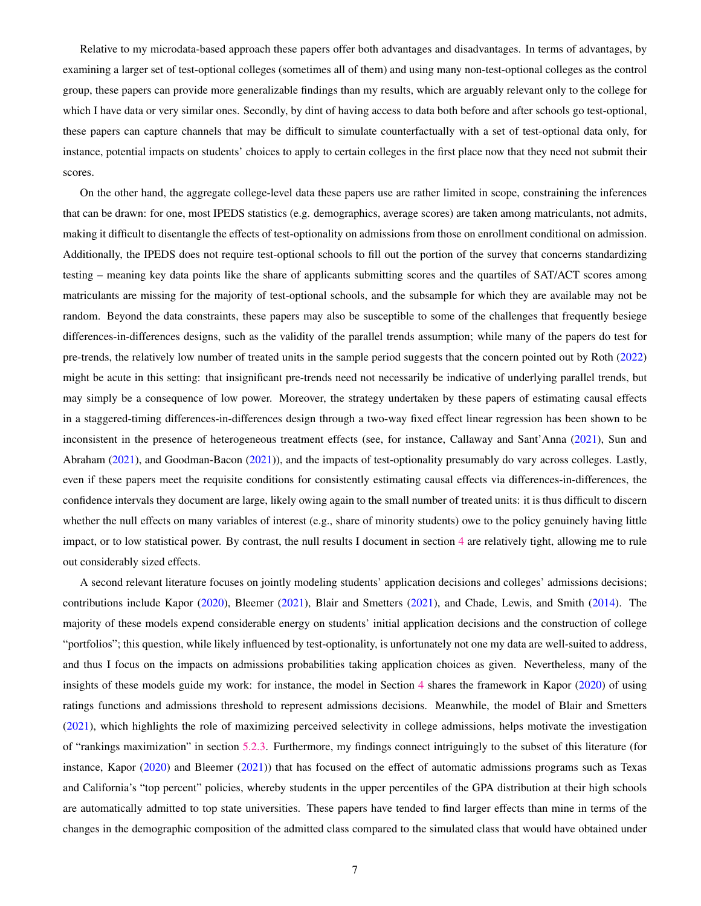Relative to my microdata-based approach these papers offer both advantages and disadvantages. In terms of advantages, by examining a larger set of test-optional colleges (sometimes all of them) and using many non-test-optional colleges as the control group, these papers can provide more generalizable findings than my results, which are arguably relevant only to the college for which I have data or very similar ones. Secondly, by dint of having access to data both before and after schools go test-optional, these papers can capture channels that may be difficult to simulate counterfactually with a set of test-optional data only, for instance, potential impacts on students' choices to apply to certain colleges in the first place now that they need not submit their scores.

On the other hand, the aggregate college-level data these papers use are rather limited in scope, constraining the inferences that can be drawn: for one, most IPEDS statistics (e.g. demographics, average scores) are taken among matriculants, not admits, making it difficult to disentangle the effects of test-optionality on admissions from those on enrollment conditional on admission. Additionally, the IPEDS does not require test-optional schools to fill out the portion of the survey that concerns standardizing testing – meaning key data points like the share of applicants submitting scores and the quartiles of SAT/ACT scores among matriculants are missing for the majority of test-optional schools, and the subsample for which they are available may not be random. Beyond the data constraints, these papers may also be susceptible to some of the challenges that frequently besiege differences-in-differences designs, such as the validity of the parallel trends assumption; while many of the papers do test for pre-trends, the relatively low number of treated units in the sample period suggests that the concern pointed out by Roth (2022) might be acute in this setting: that insignificant pre-trends need not necessarily be indicative of underlying parallel trends, but may simply be a consequence of low power. Moreover, the strategy undertaken by these papers of estimating causal effects in a staggered-timing differences-in-differences design through a two-way fixed effect linear regression has been shown to be inconsistent in the presence of heterogeneous treatment effects (see, for instance, Callaway and Sant'Anna (2021), Sun and Abraham (2021), and Goodman-Bacon (2021)), and the impacts of test-optionality presumably do vary across colleges. Lastly, even if these papers meet the requisite conditions for consistently estimating causal effects via differences-in-differences, the confidence intervals they document are large, likely owing again to the small number of treated units: it is thus difficult to discern whether the null effects on many variables of interest (e.g., share of minority students) owe to the policy genuinely having little impact, or to low statistical power. By contrast, the null results I document in section 4 are relatively tight, allowing me to rule out considerably sized effects.

A second relevant literature focuses on jointly modeling students' application decisions and colleges' admissions decisions; contributions include Kapor (2020), Bleemer (2021), Blair and Smetters (2021), and Chade, Lewis, and Smith (2014). The majority of these models expend considerable energy on students' initial application decisions and the construction of college "portfolios"; this question, while likely influenced by test-optionality, is unfortunately not one my data are well-suited to address, and thus I focus on the impacts on admissions probabilities taking application choices as given. Nevertheless, many of the insights of these models guide my work: for instance, the model in Section 4 shares the framework in Kapor (2020) of using ratings functions and admissions threshold to represent admissions decisions. Meanwhile, the model of Blair and Smetters (2021), which highlights the role of maximizing perceived selectivity in college admissions, helps motivate the investigation of "rankings maximization" in section 5.2.3. Furthermore, my findings connect intriguingly to the subset of this literature (for instance, Kapor (2020) and Bleemer (2021)) that has focused on the effect of automatic admissions programs such as Texas and California's "top percent" policies, whereby students in the upper percentiles of the GPA distribution at their high schools are automatically admitted to top state universities. These papers have tended to find larger effects than mine in terms of the changes in the demographic composition of the admitted class compared to the simulated class that would have obtained under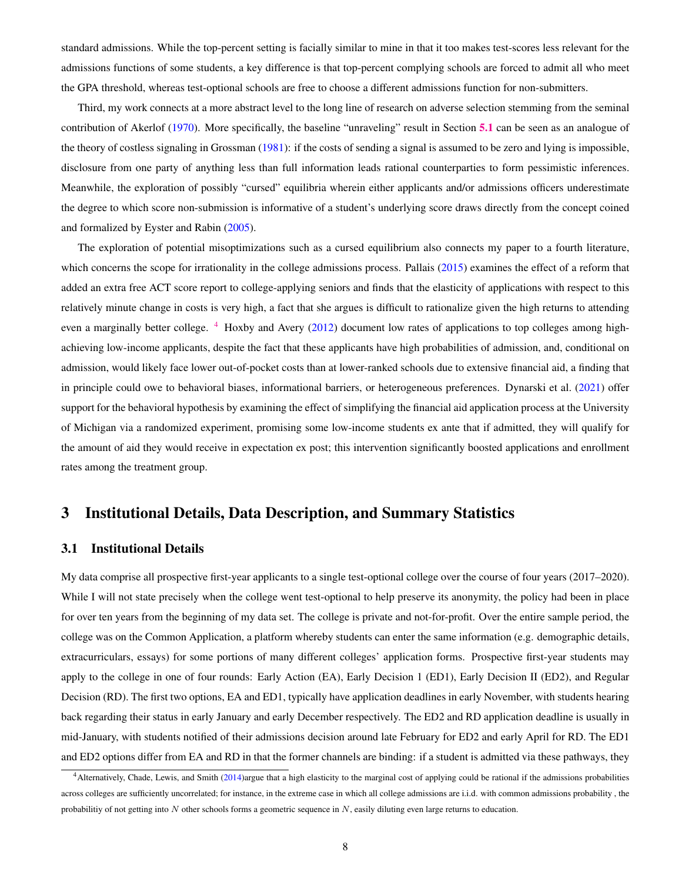standard admissions. While the top-percent setting is facially similar to mine in that it too makes test-scores less relevant for the admissions functions of some students, a key difference is that top-percent complying schools are forced to admit all who meet the GPA threshold, whereas test-optional schools are free to choose a different admissions function for non-submitters.

Third, my work connects at a more abstract level to the long line of research on adverse selection stemming from the seminal contribution of Akerlof (1970). More specifically, the baseline "unraveling" result in Section 5.1 can be seen as an analogue of the theory of costless signaling in Grossman (1981): if the costs of sending a signal is assumed to be zero and lying is impossible, disclosure from one party of anything less than full information leads rational counterparties to form pessimistic inferences. Meanwhile, the exploration of possibly "cursed" equilibria wherein either applicants and/or admissions officers underestimate the degree to which score non-submission is informative of a student's underlying score draws directly from the concept coined and formalized by Eyster and Rabin (2005).

The exploration of potential misoptimizations such as a cursed equilibrium also connects my paper to a fourth literature, which concerns the scope for irrationality in the college admissions process. Pallais (2015) examines the effect of a reform that added an extra free ACT score report to college-applying seniors and finds that the elasticity of applications with respect to this relatively minute change in costs is very high, a fact that she argues is difficult to rationalize given the high returns to attending even a marginally better college. [4] Hoxby and Avery (2012) document low rates of applications to top colleges among high-achieving low-income applicants, despite the fact that these applicants have high probabilities of admission, and, conditional on admission, would likely face lower out-of-pocket costs than at lower-ranked schools due to extensive financial aid, a finding that in principle could owe to behavioral biases, informational barriers, or heterogeneous preferences. Dynarski et al. (2021) offer support for the behavioral hypothesis by examining the effect of simplifying the financial aid application process at the University of Michigan via a randomized experiment, promising some low-income students ex ante that if admitted, they will qualify for the amount of aid they would receive in expectation ex post; this intervention significantly boosted applications and enrollment rates among the treatment group.

# 3 Institutional Details, Data Description, and Summary Statistics

## 3.1 Institutional Details

My data comprise all prospective first-year applicants to a single test-optional college over the course of four years (2017–2020). While I will not state precisely when the college went test-optional to help preserve its anonymity, the policy had been in place for over ten years from the beginning of my data set. The college is private and not-for-profit. Over the entire sample period, the college was on the Common Application, a platform whereby students can enter the same information (e.g. demographic details, extracurriculars, essays) for some portions of many different colleges' application forms. Prospective first-year students may apply to the college in one of four rounds: Early Action (EA), Early Decision 1 (ED1), Early Decision II (ED2), and Regular Decision (RD). The first two options, EA and ED1, typically have application deadlines in early November, with students hearing back regarding their status in early January and early December respectively. The ED2 and RD application deadline is usually in mid-January, with students notified of their admissions decision around late February for ED2 and early April for RD. The ED1 and ED2 options differ from EA and RD in that the former channels are binding: if a student is admitted via these pathways, they

[4] Alternatively, Chade, Lewis, and Smith (2014)argue that a high elasticity to the marginal cost of applying could be rational if the admissions probabilities across colleges are sufficiently uncorrelated; for instance, in the extreme case in which all college admissions are i.i.d. with common admissions probability , the probabilitiy of not getting into $N$ other schools forms a geometric sequence in $N$, easily diluting even large returns to education.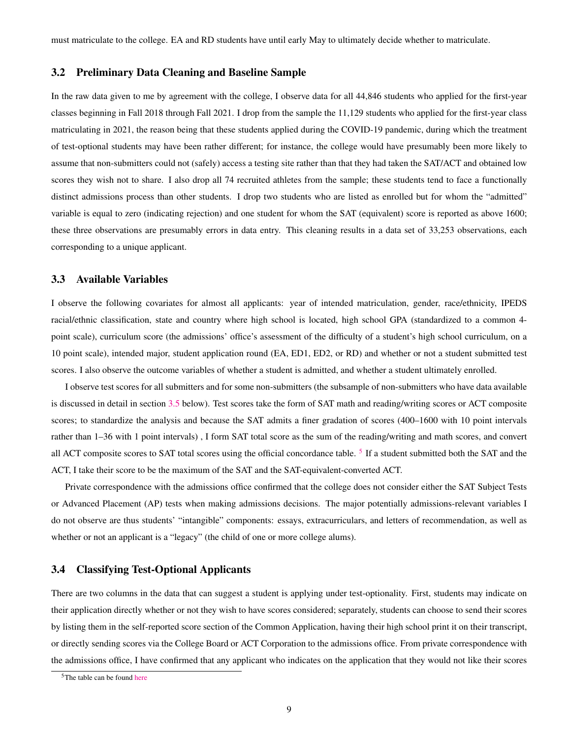must matriculate to the college. EA and RD students have until early May to ultimately decide whether to matriculate.

## 3.2 Preliminary Data Cleaning and Baseline Sample

In the raw data given to me by agreement with the college, I observe data for all 44,846 students who applied for the first-year classes beginning in Fall 2018 through Fall 2021. I drop from the sample the 11,129 students who applied for the first-year class matriculating in 2021, the reason being that these students applied during the COVID-19 pandemic, during which the treatment of test-optional students may have been rather different; for instance, the college would have presumably been more likely to assume that non-submitters could not (safely) access a testing site rather than that they had taken the SAT/ACT and obtained low scores they wish not to share. I also drop all 74 recruited athletes from the sample; these students tend to face a functionally distinct admissions process than other students. I drop two students who are listed as enrolled but for whom the "admitted" variable is equal to zero (indicating rejection) and one student for whom the SAT (equivalent) score is reported as above 1600; these three observations are presumably errors in data entry. This cleaning results in a data set of 33,253 observations, each corresponding to a unique applicant.

## 3.3 Available Variables

I observe the following covariates for almost all applicants: year of intended matriculation, gender, race/ethnicity, IPEDS racial/ethnic classification, state and country where high school is located, high school GPA (standardized to a common 4-point scale), curriculum score (the admissions' office's assessment of the difficulty of a student's high school curriculum, on a 10 point scale), intended major, student application round (EA, ED1, ED2, or RD) and whether or not a student submitted test scores. I also observe the outcome variables of whether a student is admitted, and whether a student ultimately enrolled.

I observe test scores for all submitters and for some non-submitters (the subsample of non-submitters who have data available is discussed in detail in section 3.5 below). Test scores take the form of SAT math and reading/writing scores or ACT composite scores; to standardize the analysis and because the SAT admits a finer gradation of scores (400–1600 with 10 point intervals rather than 1–36 with 1 point intervals) , I form SAT total score as the sum of the reading/writing and math scores, and convert all ACT composite scores to SAT total scores using the official concordance table. [5] If a student submitted both the SAT and the ACT, I take their score to be the maximum of the SAT and the SAT-equivalent-converted ACT.

Private correspondence with the admissions office confirmed that the college does not consider either the SAT Subject Tests or Advanced Placement (AP) tests when making admissions decisions. The major potentially admissions-relevant variables I do not observe are thus students' "intangible" components: essays, extracurriculars, and letters of recommendation, as well as whether or not an applicant is a "legacy" (the child of one or more college alums).

## 3.4 Classifying Test-Optional Applicants

There are two columns in the data that can suggest a student is applying under test-optionality. First, students may indicate on their application directly whether or not they wish to have scores considered; separately, students can choose to send their scores by listing them in the self-reported score section of the Common Application, having their high school print it on their transcript, or directly sending scores via the College Board or ACT Corporation to the admissions office. From private correspondence with the admissions office, I have confirmed that any applicant who indicates on the application that they would not like their scores

[5] The table can be found here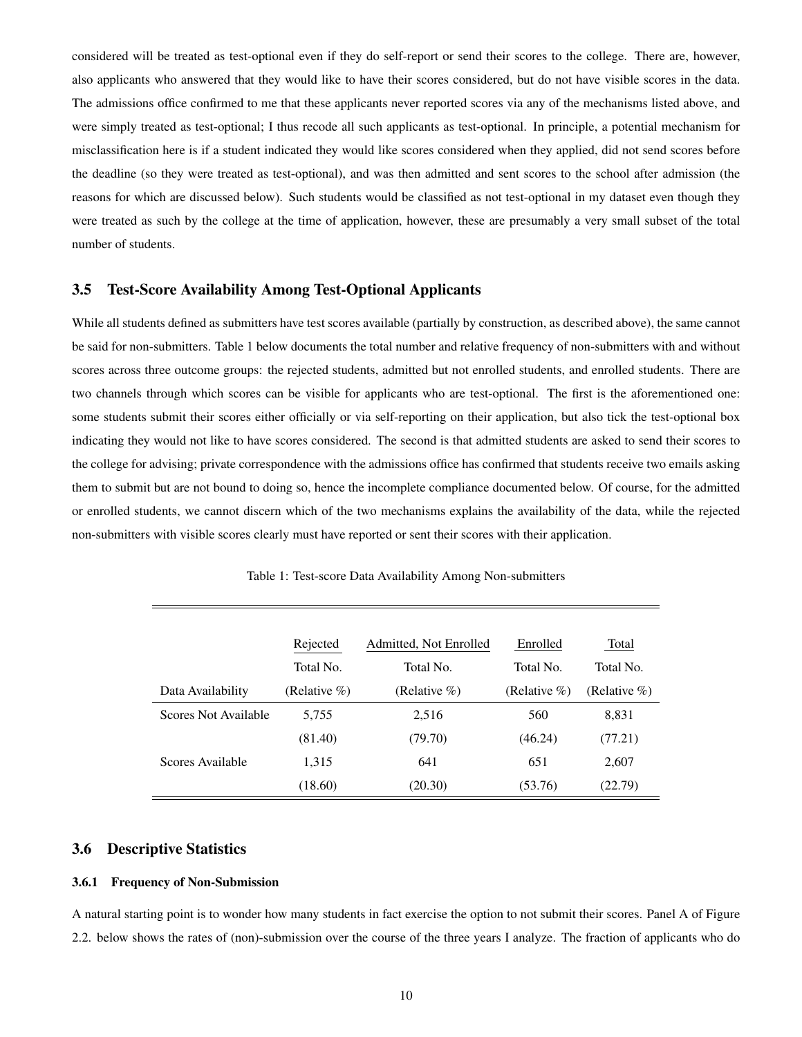considered will be treated as test-optional even if they do self-report or send their scores to the college. There are, however, also applicants who answered that they would like to have their scores considered, but do not have visible scores in the data. The admissions office confirmed to me that these applicants never reported scores via any of the mechanisms listed above, and were simply treated as test-optional; I thus recode all such applicants as test-optional. In principle, a potential mechanism for misclassification here is if a student indicated they would like scores considered when they applied, did not send scores before the deadline (so they were treated as test-optional), and was then admitted and sent scores to the school after admission (the reasons for which are discussed below). Such students would be classified as not test-optional in my dataset even though they were treated as such by the college at the time of application, however, these are presumably a very small subset of the total number of students.

### 3.5 Test-Score Availability Among Test-Optional Applicants

While all students defined as submitters have test scores available (partially by construction, as described above), the same cannot be said for non-submitters. Table 1 below documents the total number and relative frequency of non-submitters with and without scores across three outcome groups: the rejected students, admitted but not enrolled students, and enrolled students. There are two channels through which scores can be visible for applicants who are test-optional. The first is the aforementioned one: some students submit their scores either officially or via self-reporting on their application, but also tick the test-optional box indicating they would not like to have scores considered. The second is that admitted students are asked to send their scores to the college for advising; private correspondence with the admissions office has confirmed that students receive two emails asking them to submit but are not bound to doing so, hence the incomplete compliance documented below. Of course, for the admitted or enrolled students, we cannot discern which of the two mechanisms explains the availability of the data, while the rejected non-submitters with visible scores clearly must have reported or sent their scores with their application.

Table 1: Test-score Data Availability Among Non-submitters

| Data Availability | Rejected<br>Total No.<br>(Relative %) | Admitted, Not Enrolled<br>Total No.<br>(Relative %) | Enrolled<br>Total No.<br>(Relative %) | Total<br>Total No.<br>(Relative %) |
|---|---|---|---|---|
| Scores Not Available | 5,755 | 2,516 | 560 | 8,831 |
| | (81.40) | (79.70) | (46.24) | (77.21) |
| Scores Available | 1,315 | 641 | 651 | 2,607 |
| | (18.60) | (20.30) | (53.76) | (22.79) |

### 3.6 Descriptive Statistics

#### 3.6.1 Frequency of Non-Submission

A natural starting point is to wonder how many students in fact exercise the option to not submit their scores. Panel A of Figure 2.2. below shows the rates of (non)-submission over the course of the three years I analyze. The fraction of applicants who do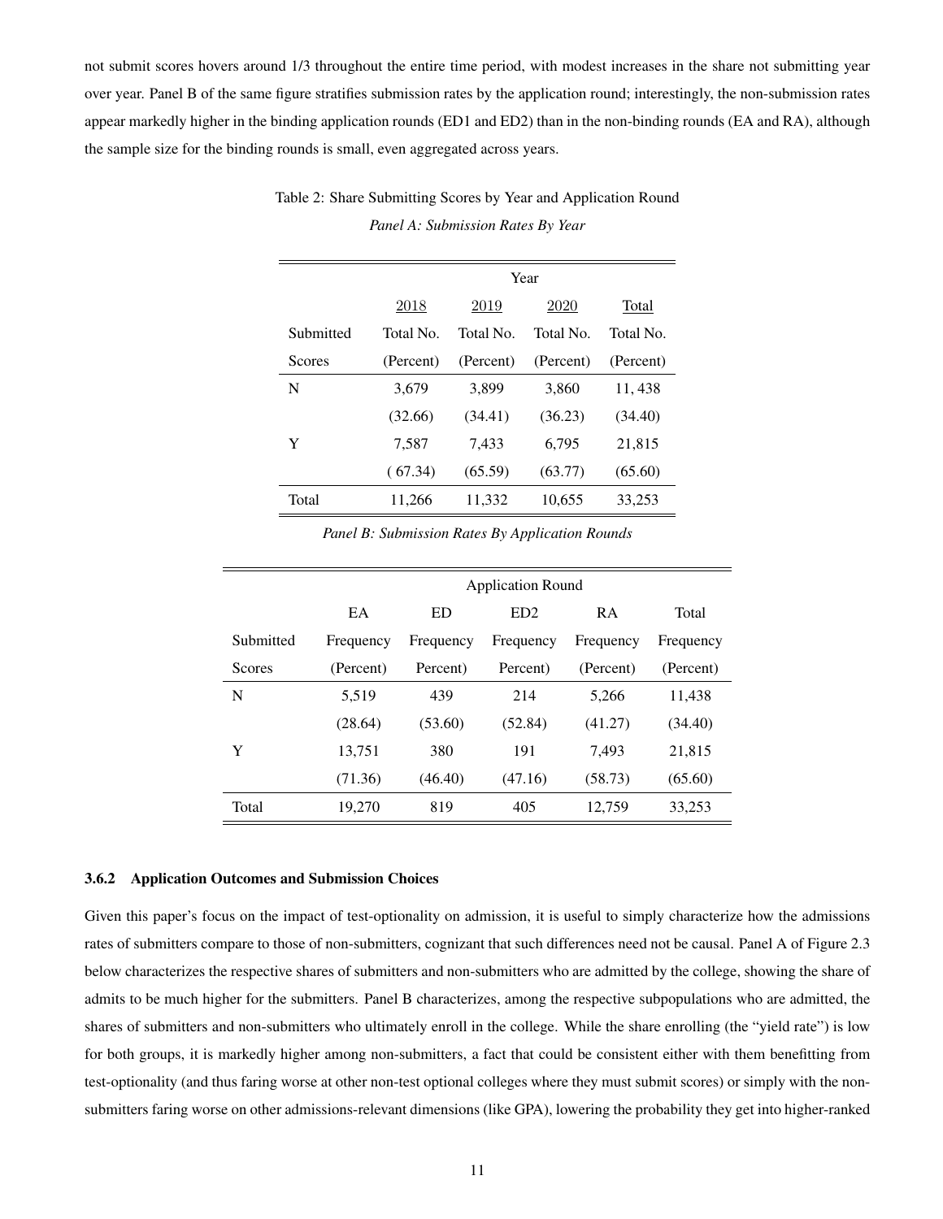not submit scores hovers around 1/3 throughout the entire time period, with modest increases in the share not submitting year over year. Panel B of the same figure stratifies submission rates by the application round; interestingly, the non-submission rates appear markedly higher in the binding application rounds (ED1 and ED2) than in the non-binding rounds (EA and RA), although the sample size for the binding rounds is small, even aggregated across years.

Table 2: Share Submitting Scores by Year and Application Round

*Panel A: Submission Rates By Year*

| | Year | | | |
|---|---|---|---|---|
| | 2018 | 2019 | 2020 | Total |
| Submitted Scores | Total No. (Percent) | Total No. (Percent) | Total No. (Percent) | Total No. (Percent) |
| N | 3,679 | 3,899 | 3,860 | 11, 438 |
| | (32.66) | (34.41) | (36.23) | (34.40) |
| Y | 7,587 | 7,433 | 6,795 | 21,815 |
| | ( 67.34) | (65.59) | (63.77) | (65.60) |
| Total | 11,266 | 11,332 | 10,655 | 33,253 |

*Panel B: Submission Rates By Application Rounds*

| | Application Round | | | | |
|---|---|---|---|---|---|
| | EA | ED | ED2 | RA | Total |
| Submitted Scores | Frequency (Percent) | Frequency Percent) | Frequency Percent) | Frequency (Percent) | Frequency (Percent) |
| N | 5,519 | 439 | 214 | 5,266 | 11,438 |
| | (28.64) | (53.60) | (52.84) | (41.27) | (34.40) |
| Y | 13,751 | 380 | 191 | 7,493 | 21,815 |
| | (71.36) | (46.40) | (47.16) | (58.73) | (65.60) |
| Total | 19,270 | 819 | 405 | 12,759 | 33,253 |

### 3.6.2 Application Outcomes and Submission Choices

Given this paper's focus on the impact of test-optionality on admission, it is useful to simply characterize how the admissions rates of submitters compare to those of non-submitters, cognizant that such differences need not be causal. Panel A of Figure 2.3 below characterizes the respective shares of submitters and non-submitters who are admitted by the college, showing the share of admits to be much higher for the submitters. Panel B characterizes, among the respective subpopulations who are admitted, the shares of submitters and non-submitters who ultimately enroll in the college. While the share enrolling (the "yield rate") is low for both groups, it is markedly higher among non-submitters, a fact that could be consistent either with them benefitting from test-optionality (and thus faring worse at other non-test optional colleges where they must submit scores) or simply with the non-submitters faring worse on other admissions-relevant dimensions (like GPA), lowering the probability they get into higher-ranked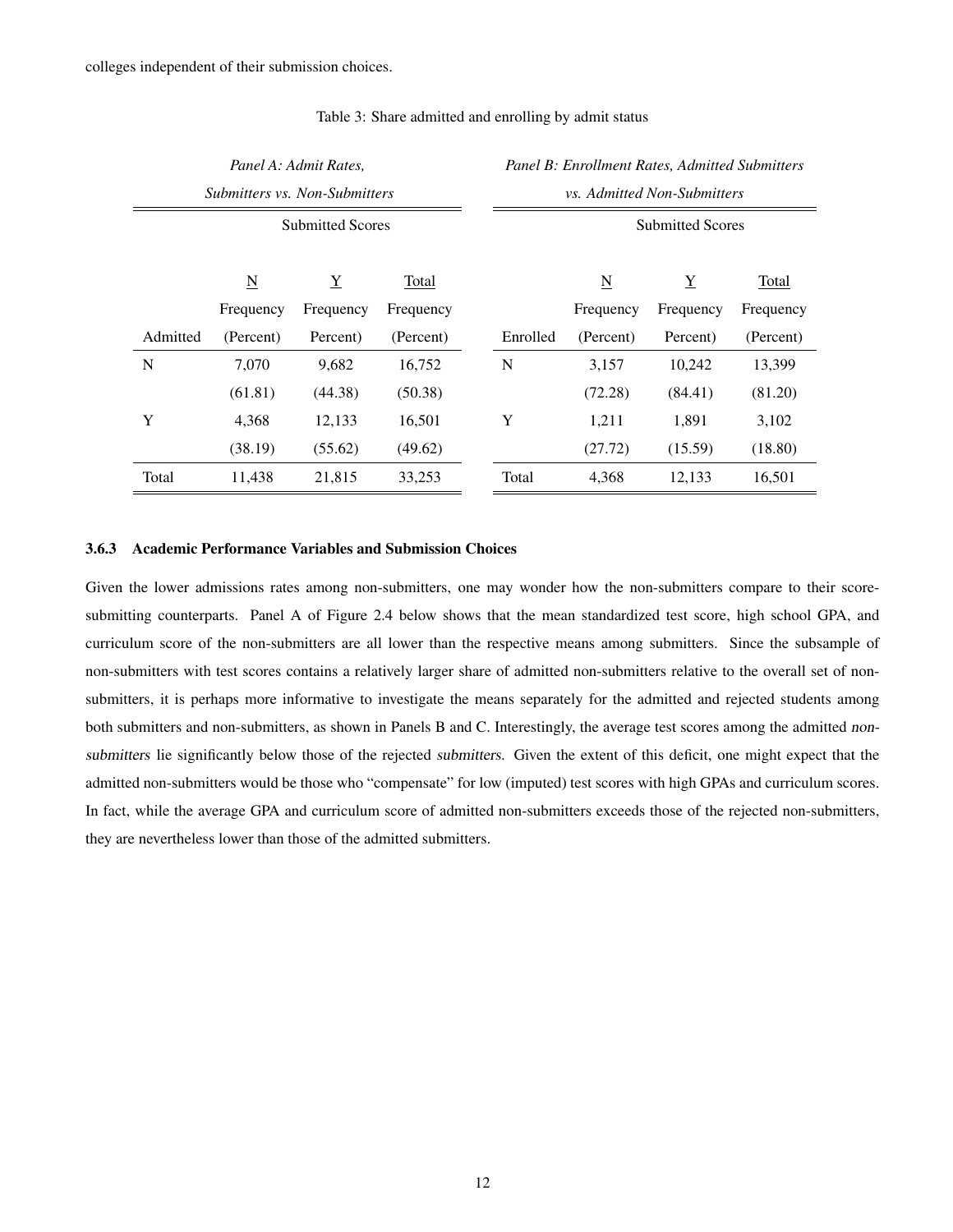colleges independent of their submission choices.

Table 3: Share admitted and enrolling by admit status

*Panel A: Admit Rates, Submitters vs. Non-Submitters*

| | Submitted Scores | | |
|---|---|---|---|
| | N | Y | Total |
| Admitted | Frequency (Percent) | Frequency Percent) | Frequency (Percent) |
| N | 7,070 | 9,682 | 16,752 |
| | (61.81) | (44.38) | (50.38) |
| Y | 4,368 | 12,133 | 16,501 |
| | (38.19) | (55.62) | (49.62) |
| Total | 11,438 | 21,815 | 33,253 |

*Panel B: Enrollment Rates, Admitted Submitters vs. Admitted Non-Submitters*

| | Submitted Scores | | |
|---|---|---|---|
| | N | Y | Total |
| Enrolled | Frequency (Percent) | Frequency Percent) | Frequency (Percent) |
| N | 3,157 | 10,242 | 13,399 |
| | (72.28) | (84.41) | (81.20) |
| Y | 1,211 | 1,891 | 3,102 |
| | (27.72) | (15.59) | (18.80) |
| Total | 4,368 | 12,133 | 16,501 |

### 3.6.3 Academic Performance Variables and Submission Choices

Given the lower admissions rates among non-submitters, one may wonder how the non-submitters compare to their score-submitting counterparts. Panel A of Figure 2.4 below shows that the mean standardized test score, high school GPA, and curriculum score of the non-submitters are all lower than the respective means among submitters. Since the subsample of non-submitters with test scores contains a relatively larger share of admitted non-submitters relative to the overall set of non-submitters, it is perhaps more informative to investigate the means separately for the admitted and rejected students among both submitters and non-submitters, as shown in Panels B and C. Interestingly, the average test scores among the admitted *non-submitters* lie significantly below those of the rejected *submitters*. Given the extent of this deficit, one might expect that the admitted non-submitters would be those who "compensate" for low (imputed) test scores with high GPAs and curriculum scores. In fact, while the average GPA and curriculum score of admitted non-submitters exceeds those of the rejected non-submitters, they are nevertheless lower than those of the admitted submitters.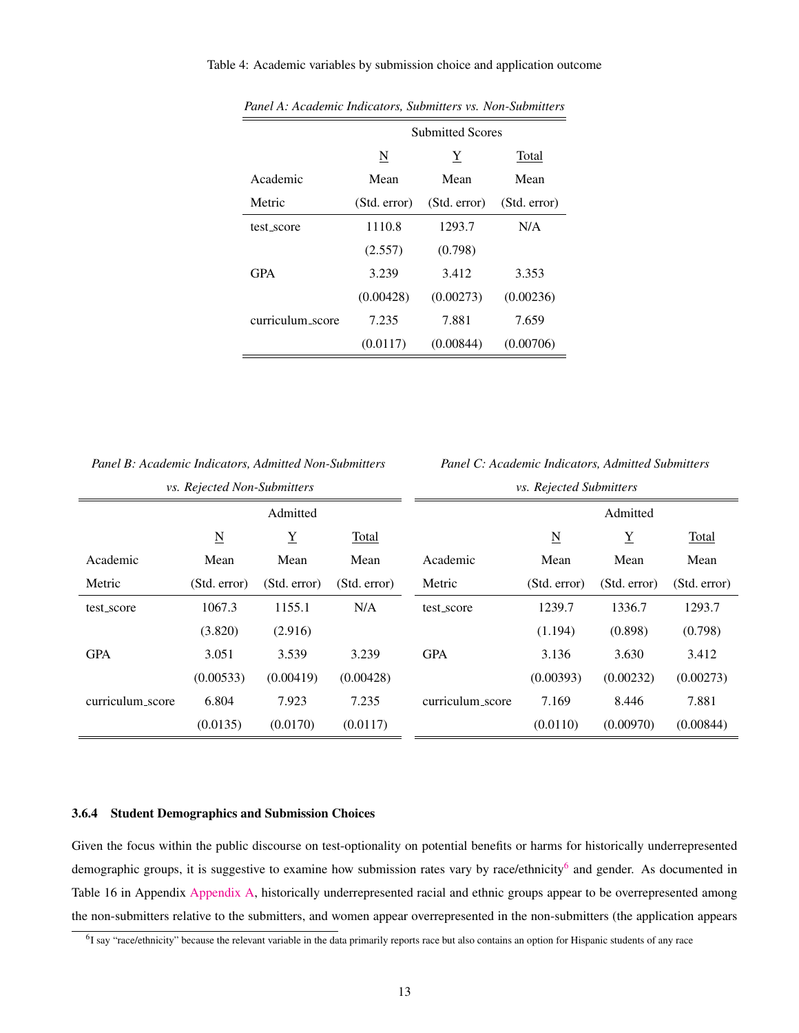Table 4: Academic variables by submission choice and application outcome

*Panel A: Academic Indicators, Submitters vs. Non-Submitters*

| | Submitted Scores | | |
|---|---|---|---|
| | N | Y | Total |
| Academic Metric | Mean (Std. error) | Mean (Std. error) | Mean (Std. error) |
| test_score | 1110.8 | 1293.7 | N/A |
| | (2.557) | (0.798) | |
| GPA | 3.239 | 3.412 | 3.353 |
| | (0.00428) | (0.00273) | (0.00236) |
| curriculum_score | 7.235 | 7.881 | 7.659 |
| | (0.0117) | (0.00844) | (0.00706) |

*Panel B: Academic Indicators, Admitted Non-Submitters vs. Rejected Non-Submitters*

| | Admitted | | |
|---|---|---|---|
| | N | Y | Total |
| Academic Metric | Mean (Std. error) | Mean (Std. error) | Mean (Std. error) |
| test_score | 1067.3 | 1155.1 | N/A |
| | (3.820) | (2.916) | |
| GPA | 3.051 | 3.539 | 3.239 |
| | (0.00533) | (0.00419) | (0.00428) |
| curriculum_score | 6.804 | 7.923 | 7.235 |
| | (0.0135) | (0.0170) | (0.0117) |

*Panel C: Academic Indicators, Admitted Submitters vs. Rejected Submitters*

| | Admitted | | |
|---|---|---|---|
| | N | Y | Total |
| Academic Metric | Mean (Std. error) | Mean (Std. error) | Mean (Std. error) |
| test_score | 1239.7 | 1336.7 | 1293.7 |
| | (1.194) | (0.898) | (0.798) |
| GPA | 3.136 | 3.630 | 3.412 |
| | (0.00393) | (0.00232) | (0.00273) |
| curriculum_score | 7.169 | 8.446 | 7.881 |
| | (0.0110) | (0.00970) | (0.00844) |

### 3.6.4 Student Demographics and Submission Choices

Given the focus within the public discourse on test-optionality on potential benefits or harms for historically underrepresented demographic groups, it is suggestive to examine how submission rates vary by race/ethnicity[6] and gender. As documented in Table 16 in Appendix Appendix A, historically underrepresented racial and ethnic groups appear to be overrepresented among the non-submitters relative to the submitters, and women appear overrepresented in the non-submitters (the application appears

[6] I say "race/ethnicity" because the relevant variable in the data primarily reports race but also contains an option for Hispanic students of any race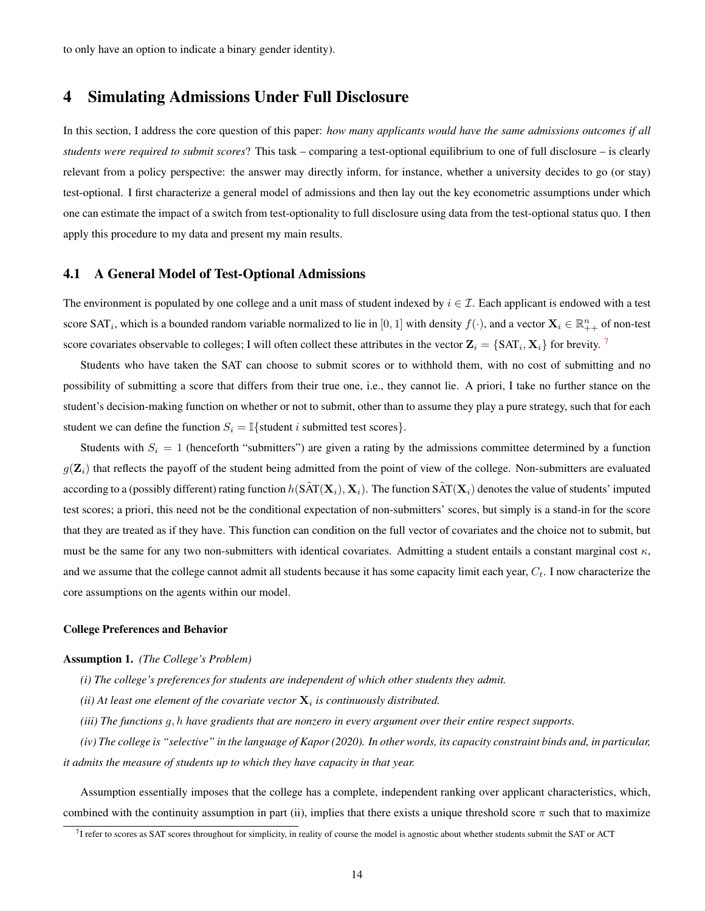to only have an option to indicate a binary gender identity).

# 4 Simulating Admissions Under Full Disclosure

In this section, I address the core question of this paper: *how many applicants would have the same admissions outcomes if all students were required to submit scores*? This task – comparing a test-optional equilibrium to one of full disclosure – is clearly relevant from a policy perspective: the answer may directly inform, for instance, whether a university decides to go (or stay) test-optional. I first characterize a general model of admissions and then lay out the key econometric assumptions under which one can estimate the impact of a switch from test-optionality to full disclosure using data from the test-optional status quo. I then apply this procedure to my data and present my main results.

## 4.1 A General Model of Test-Optional Admissions

The environment is populated by one college and a unit mass of student indexed by $i \in \mathcal{I}$. Each applicant is endowed with a test score $\text{SAT}_i$, which is a bounded random variable normalized to lie in $[0, 1]$ with density $f(\cdot)$, and a vector $\mathbf{X}_i \in \mathbb{R}^n_{++}$ of non-test score covariates observable to colleges; I will often collect these attributes in the vector $\mathbf{Z}_i = \{\text{SAT}_i, \mathbf{X}_i\}$ for brevity. [7]

Students who have taken the SAT can choose to submit scores or to withhold them, with no cost of submitting and no possibility of submitting a score that differs from their true one, i.e., they cannot lie. A priori, I take no further stance on the student's decision-making function on whether or not to submit, other than to assume they play a pure strategy, such that for each student we can define the function $S_i = \mathbb{I}\{\text{student } i \text{ submitted test scores}\}$.

Students with $S_i = 1$ (henceforth "submitters") are given a rating by the admissions committee determined by a function $g(\mathbf{Z}_i)$ that reflects the payoff of the student being admitted from the point of view of the college. Non-submitters are evaluated according to a (possibly different) rating function $h(\tilde{\text{SAT}}(\mathbf{X}_i), \mathbf{X}_i)$. The function $\tilde{\text{SAT}}(\mathbf{X}_i)$ denotes the value of students' imputed test scores; a priori, this need not be the conditional expectation of non-submitters' scores, but simply is a stand-in for the score that they are treated as if they have. This function can condition on the full vector of covariates and the choice not to submit, but must be the same for any two non-submitters with identical covariates. Admitting a student entails a constant marginal cost $\kappa$, and we assume that the college cannot admit all students because it has some capacity limit each year, $C_t$. I now characterize the core assumptions on the agents within our model.

#### College Preferences and Behavior

**Assumption 1.** *(The College's Problem)*

*(i) The college's preferences for students are independent of which other students they admit.*

*(ii) At least one element of the covariate vector $\mathbf{X}_i$ is continuously distributed.*

*(iii) The functions $g, h$ have gradients that are nonzero in every argument over their entire respect supports.*

*(iv) The college is "selective" in the language of Kapor (2020). In other words, its capacity constraint binds and, in particular, it admits the measure of students up to which they have capacity in that year.*

Assumption essentially imposes that the college has a complete, independent ranking over applicant characteristics, which, combined with the continuity assumption in part (ii), implies that there exists a unique threshold score $\pi$ such that to maximize

[7] I refer to scores as SAT scores throughout for simplicity, in reality of course the model is agnostic about whether students submit the SAT or ACT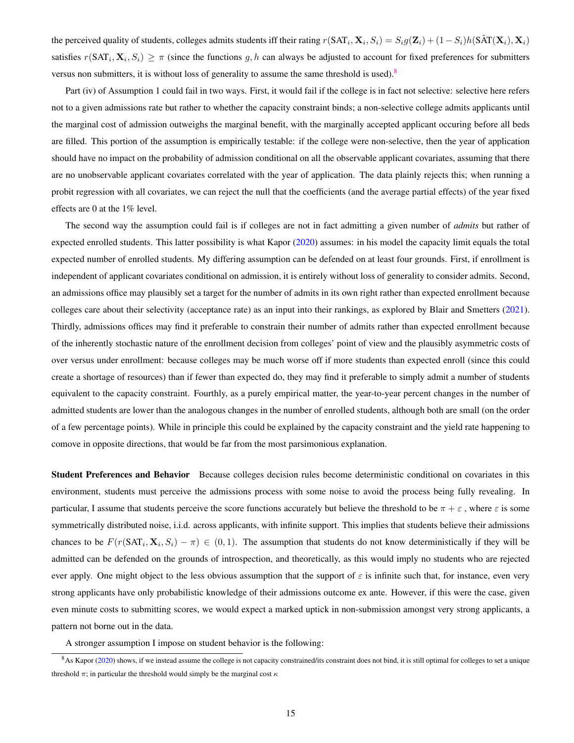the perceived quality of students, colleges admits students iff their rating $r(\text{SAT}_i, \mathbf{X}_i, S_i) = S_i g(\mathbf{Z}_i) + (1 - S_i)h(\tilde{\text{SAT}}(\mathbf{X}_i), \mathbf{X}_i)$ satisfies $r(\text{SAT}_i, \mathbf{X}_i, S_i) \geq \pi$ (since the functions $g, h$ can always be adjusted to account for fixed preferences for submitters versus non submitters, it is without loss of generality to assume the same threshold is used).[8]

Part (iv) of Assumption 1 could fail in two ways. First, it would fail if the college is in fact not selective: selective here refers not to a given admissions rate but rather to whether the capacity constraint binds; a non-selective college admits applicants until the marginal cost of admission outweighs the marginal benefit, with the marginally accepted applicant occuring before all beds are filled. This portion of the assumption is empirically testable: if the college were non-selective, then the year of application should have no impact on the probability of admission conditional on all the observable applicant covariates, assuming that there are no unobservable applicant covariates correlated with the year of application. The data plainly rejects this; when running a probit regression with all covariates, we can reject the null that the coefficients (and the average partial effects) of the year fixed effects are 0 at the 1% level.

The second way the assumption could fail is if colleges are not in fact admitting a given number of *admits* but rather of expected enrolled students. This latter possibility is what Kapor (2020) assumes: in his model the capacity limit equals the total expected number of enrolled students. My differing assumption can be defended on at least four grounds. First, if enrollment is independent of applicant covariates conditional on admission, it is entirely without loss of generality to consider admits. Second, an admissions office may plausibly set a target for the number of admits in its own right rather than expected enrollment because colleges care about their selectivity (acceptance rate) as an input into their rankings, as explored by Blair and Smetters (2021). Thirdly, admissions offices may find it preferable to constrain their number of admits rather than expected enrollment because of the inherently stochastic nature of the enrollment decision from colleges' point of view and the plausibly asymmetric costs of over versus under enrollment: because colleges may be much worse off if more students than expected enroll (since this could create a shortage of resources) than if fewer than expected do, they may find it preferable to simply admit a number of students equivalent to the capacity constraint. Fourthly, as a purely empirical matter, the year-to-year percent changes in the number of admitted students are lower than the analogous changes in the number of enrolled students, although both are small (on the order of a few percentage points). While in principle this could be explained by the capacity constraint and the yield rate happening to comove in opposite directions, that would be far from the most parsimonious explanation.

**Student Preferences and Behavior** Because colleges decision rules become deterministic conditional on covariates in this environment, students must perceive the admissions process with some noise to avoid the process being fully revealing. In particular, I assume that students perceive the score functions accurately but believe the threshold to be $\pi + \varepsilon$ , where $\varepsilon$ is some symmetrically distributed noise, i.i.d. across applicants, with infinite support. This implies that students believe their admissions chances to be $F(r(\text{SAT}_i, \mathbf{X}_i, S_i) - \pi) \in (0, 1)$. The assumption that students do not know deterministically if they will be admitted can be defended on the grounds of introspection, and theoretically, as this would imply no students who are rejected ever apply. One might object to the less obvious assumption that the support of $\varepsilon$ is infinite such that, for instance, even very strong applicants have only probabilistic knowledge of their admissions outcome ex ante. However, if this were the case, given even minute costs to submitting scores, we would expect a marked uptick in non-submission amongst very strong applicants, a pattern not borne out in the data.

A stronger assumption I impose on student behavior is the following:

[8] As Kapor (2020) shows, if we instead assume the college is not capacity constrained/its constraint does not bind, it is still optimal for colleges to set a unique threshold $\pi$; in particular the threshold would simply be the marginal cost $\kappa$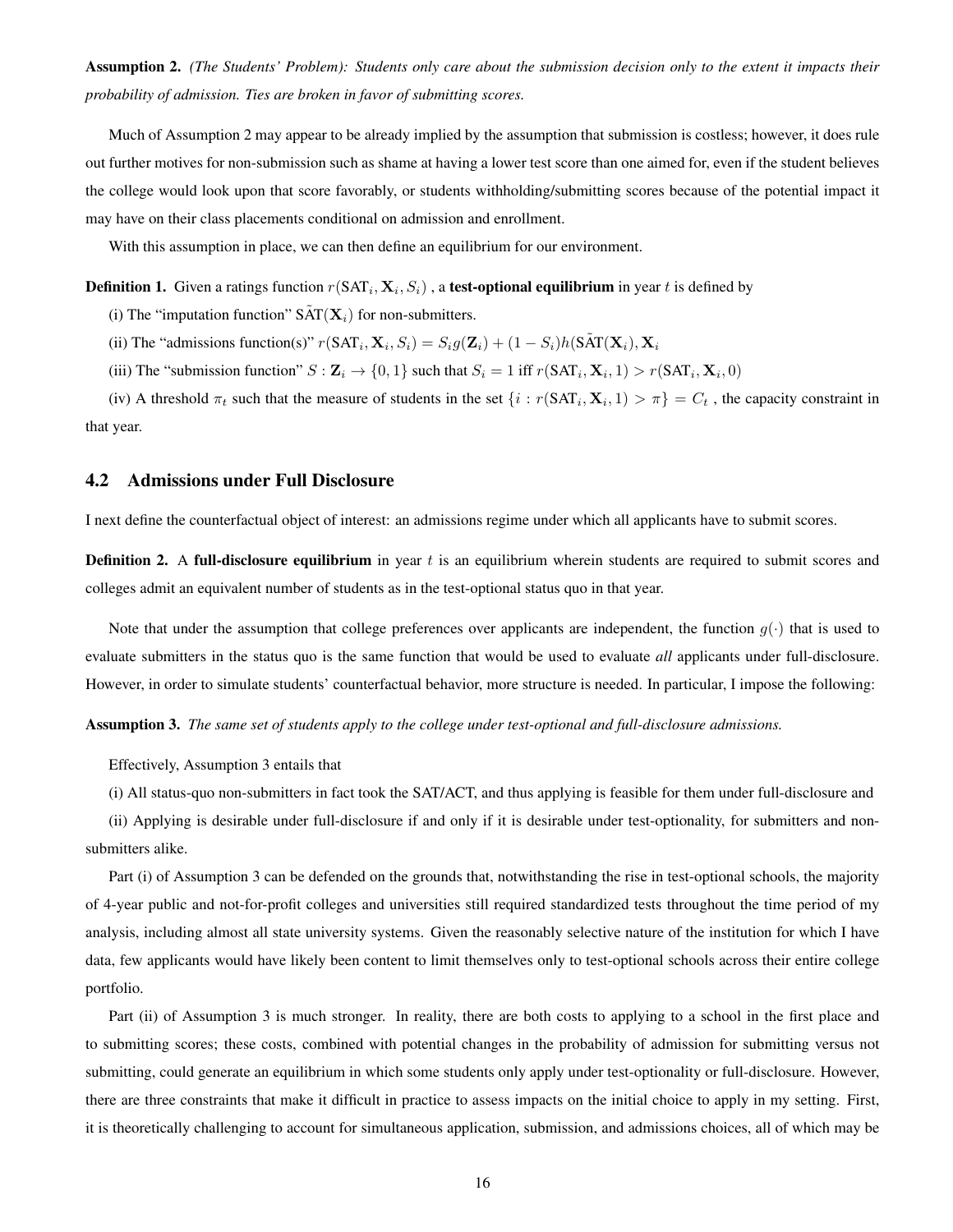**Assumption 2.** *(The Students' Problem): Students only care about the submission decision only to the extent it impacts their probability of admission. Ties are broken in favor of submitting scores.*

Much of Assumption 2 may appear to be already implied by the assumption that submission is costless; however, it does rule out further motives for non-submission such as shame at having a lower test score than one aimed for, even if the student believes the college would look upon that score favorably, or students withholding/submitting scores because of the potential impact it may have on their class placements conditional on admission and enrollment.

With this assumption in place, we can then define an equilibrium for our environment.

**Definition 1.** Given a ratings function $r(\text{SAT}_i, \mathbf{X}_i, S_i)$ , a **test-optional equilibrium** in year $t$ is defined by

(i) The "imputation function" $\tilde{\text{SAT}}(\mathbf{X}_i)$ for non-submitters.

(ii) The "admissions function(s)" $r(\text{SAT}_i, \mathbf{X}_i, S_i) = S_i g(\mathbf{Z}_i) + (1 - S_i) h(\tilde{\text{SAT}}(\mathbf{X}_i), \mathbf{X}_i$

(iii) The "submission function" $S : \mathbf{Z}_i \to \{0, 1\}$ such that $S_i = 1$ iff $r(\text{SAT}_i, \mathbf{X}_i, 1) > r(\text{SAT}_i, \mathbf{X}_i, 0)$

(iv) A threshold $\pi_t$ such that the measure of students in the set $\{i : r(\text{SAT}_i, \mathbf{X}_i, 1) > \pi\} = C_t$ , the capacity constraint in that year.

## 4.2 Admissions under Full Disclosure

I next define the counterfactual object of interest: an admissions regime under which all applicants have to submit scores.

**Definition 2.** A **full-disclosure equilibrium** in year $t$ is an equilibrium wherein students are required to submit scores and colleges admit an equivalent number of students as in the test-optional status quo in that year.

Note that under the assumption that college preferences over applicants are independent, the function $g(\cdot)$ that is used to evaluate submitters in the status quo is the same function that would be used to evaluate *all* applicants under full-disclosure. However, in order to simulate students' counterfactual behavior, more structure is needed. In particular, I impose the following:

**Assumption 3.** *The same set of students apply to the college under test-optional and full-disclosure admissions.*

Effectively, Assumption 3 entails that

(i) All status-quo non-submitters in fact took the SAT/ACT, and thus applying is feasible for them under full-disclosure and

(ii) Applying is desirable under full-disclosure if and only if it is desirable under test-optionality, for submitters and non-submitters alike.

Part (i) of Assumption 3 can be defended on the grounds that, notwithstanding the rise in test-optional schools, the majority of 4-year public and not-for-profit colleges and universities still required standardized tests throughout the time period of my analysis, including almost all state university systems. Given the reasonably selective nature of the institution for which I have data, few applicants would have likely been content to limit themselves only to test-optional schools across their entire college portfolio.

Part (ii) of Assumption 3 is much stronger. In reality, there are both costs to applying to a school in the first place and to submitting scores; these costs, combined with potential changes in the probability of admission for submitting versus not submitting, could generate an equilibrium in which some students only apply under test-optionality or full-disclosure. However, there are three constraints that make it difficult in practice to assess impacts on the initial choice to apply in my setting. First, it is theoretically challenging to account for simultaneous application, submission, and admissions choices, all of which may be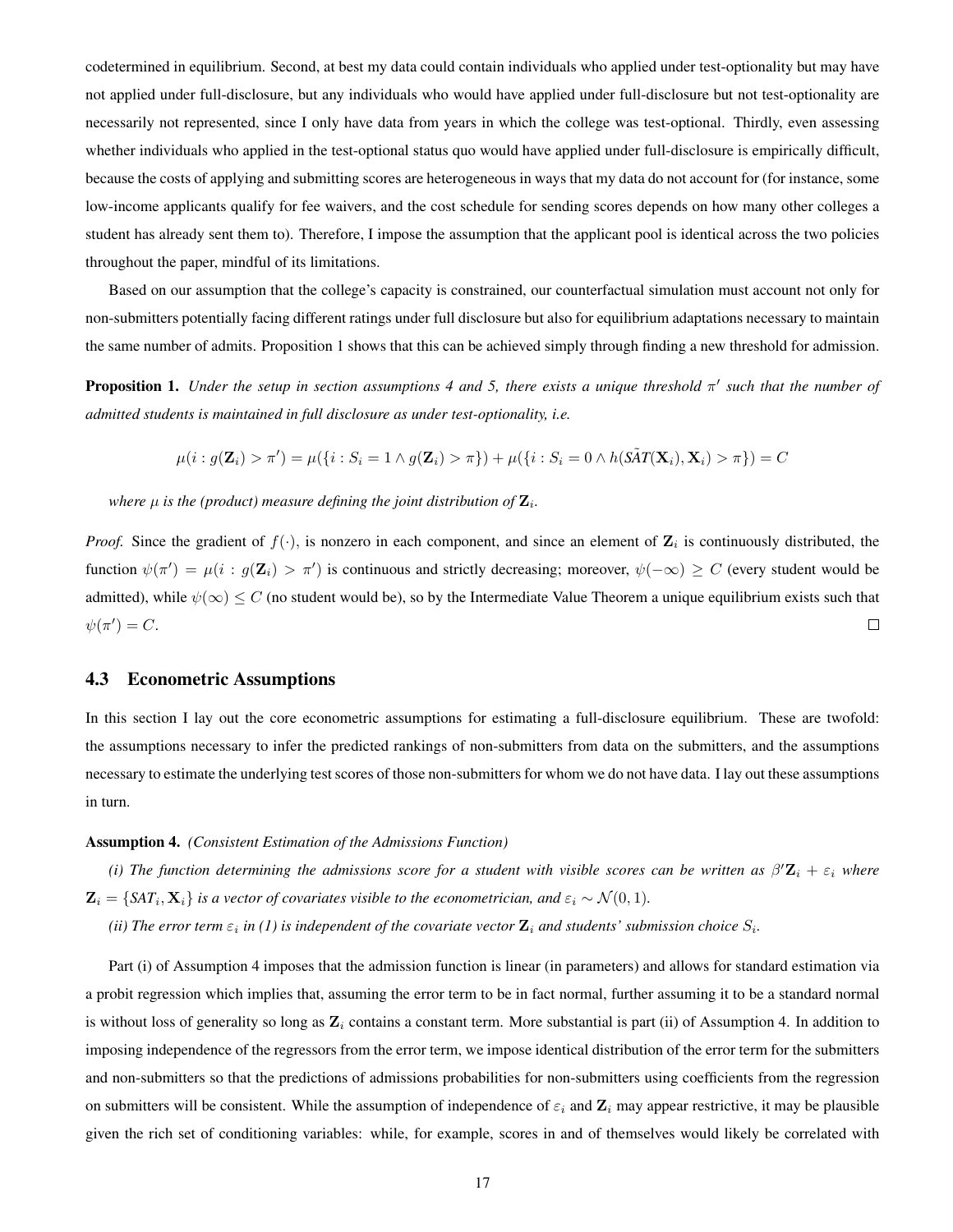codetermined in equilibrium. Second, at best my data could contain individuals who applied under test-optionality but may have not applied under full-disclosure, but any individuals who would have applied under full-disclosure but not test-optionality are necessarily not represented, since I only have data from years in which the college was test-optional. Thirdly, even assessing whether individuals who applied in the test-optional status quo would have applied under full-disclosure is empirically difficult, because the costs of applying and submitting scores are heterogeneous in ways that my data do not account for (for instance, some low-income applicants qualify for fee waivers, and the cost schedule for sending scores depends on how many other colleges a student has already sent them to). Therefore, I impose the assumption that the applicant pool is identical across the two policies throughout the paper, mindful of its limitations.

Based on our assumption that the college's capacity is constrained, our counterfactual simulation must account not only for non-submitters potentially facing different ratings under full disclosure but also for equilibrium adaptations necessary to maintain the same number of admits. Proposition 1 shows that this can be achieved simply through finding a new threshold for admission.

**Proposition 1.** *Under the setup in section assumptions 4 and 5, there exists a unique threshold $\pi'$ such that the number of admitted students is maintained in full disclosure as under test-optionality, i.e.*

$$\mu(i : g(\mathbf{Z}_i) > \pi') = \mu(\{i : S_i = 1 \wedge g(\mathbf{Z}_i) > \pi\}) + \mu(\{i : S_i = 0 \wedge h(\tilde{SAT}(\mathbf{X}_i), \mathbf{X}_i) > \pi\}) = C$$

*where $\mu$ is the (product) measure defining the joint distribution of $\mathbf{Z}_i$.*

*Proof.* Since the gradient of $f(\cdot)$, is nonzero in each component, and since an element of $\mathbf{Z}_i$ is continuously distributed, the function $\psi(\pi') = \mu(i : g(\mathbf{Z}_i) > \pi')$ is continuous and strictly decreasing; moreover, $\psi(-\infty) \geq C$ (every student would be admitted), while $\psi(\infty) \leq C$ (no student would be), so by the Intermediate Value Theorem a unique equilibrium exists such that $\psi(\pi') = C$. □

### 4.3 Econometric Assumptions

In this section I lay out the core econometric assumptions for estimating a full-disclosure equilibrium. These are twofold: the assumptions necessary to infer the predicted rankings of non-submitters from data on the submitters, and the assumptions necessary to estimate the underlying test scores of those non-submitters for whom we do not have data. I lay out these assumptions in turn.

**Assumption 4.** *(Consistent Estimation of the Admissions Function)*

*(i) The function determining the admissions score for a student with visible scores can be written as $\beta'\mathbf{Z}_i + \varepsilon_i$ where $\mathbf{Z}_i = \{SAT_i, \mathbf{X}_i\}$ is a vector of covariates visible to the econometrician, and $\varepsilon_i \sim \mathcal{N}(0, 1)$.*

*(ii) The error term $\varepsilon_i$ in (1) is independent of the covariate vector $\mathbf{Z}_i$ and students' submission choice $S_i$.*

Part (i) of Assumption 4 imposes that the admission function is linear (in parameters) and allows for standard estimation via a probit regression which implies that, assuming the error term to be in fact normal, further assuming it to be a standard normal is without loss of generality so long as $\mathbf{Z}_i$ contains a constant term. More substantial is part (ii) of Assumption 4. In addition to imposing independence of the regressors from the error term, we impose identical distribution of the error term for the submitters and non-submitters so that the predictions of admissions probabilities for non-submitters using coefficients from the regression on submitters will be consistent. While the assumption of independence of $\varepsilon_i$ and $\mathbf{Z}_i$ may appear restrictive, it may be plausible given the rich set of conditioning variables: while, for example, scores in and of themselves would likely be correlated with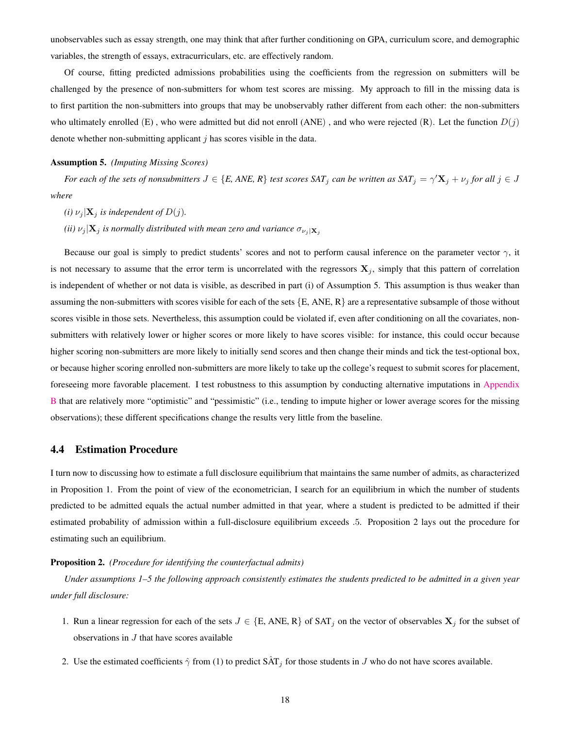unobservables such as essay strength, one may think that after further conditioning on GPA, curriculum score, and demographic variables, the strength of essays, extracurriculars, etc. are effectively random.

Of course, fitting predicted admissions probabilities using the coefficients from the regression on submitters will be challenged by the presence of non-submitters for whom test scores are missing. My approach to fill in the missing data is to first partition the non-submitters into groups that may be unobservably rather different from each other: the non-submitters who ultimately enrolled (E) , who were admitted but did not enroll (ANE) , and who were rejected (R). Let the function $D(j)$ denote whether non-submitting applicant $j$ has scores visible in the data.

**Assumption 5.** *(Imputing Missing Scores)*

*For each of the sets of nonsubmitters $J \in \{E, ANE, R\}$ test scores $SAT_j$ can be written as $SAT_j = \gamma' \mathbf{X}_j + \nu_j$ for all $j \in J$ where*

*(i) $\nu_j | \mathbf{X}_j$ is independent of $D(j)$.*

*(ii) $\nu_j | \mathbf{X}_j$ is normally distributed with mean zero and variance $\sigma_{\nu_j | \mathbf{X}_j}$*

Because our goal is simply to predict students' scores and not to perform causal inference on the parameter vector $\gamma$, it is not necessary to assume that the error term is uncorrelated with the regressors $\mathbf{X}_j$, simply that this pattern of correlation is independent of whether or not data is visible, as described in part (i) of Assumption 5. This assumption is thus weaker than assuming the non-submitters with scores visible for each of the sets {E, ANE, R} are a representative subsample of those without scores visible in those sets. Nevertheless, this assumption could be violated if, even after conditioning on all the covariates, non-submitters with relatively lower or higher scores or more likely to have scores visible: for instance, this could occur because higher scoring non-submitters are more likely to initially send scores and then change their minds and tick the test-optional box, or because higher scoring enrolled non-submitters are more likely to take up the college's request to submit scores for placement, foreseeing more favorable placement. I test robustness to this assumption by conducting alternative imputations in Appendix B that are relatively more "optimistic" and "pessimistic" (i.e., tending to impute higher or lower average scores for the missing observations); these different specifications change the results very little from the baseline.

## 4.4 Estimation Procedure

I turn now to discussing how to estimate a full disclosure equilibrium that maintains the same number of admits, as characterized in Proposition 1. From the point of view of the econometrician, I search for an equilibrium in which the number of students predicted to be admitted equals the actual number admitted in that year, where a student is predicted to be admitted if their estimated probability of admission within a full-disclosure equilibrium exceeds .5. Proposition 2 lays out the procedure for estimating such an equilibrium.

**Proposition 2.** *(Procedure for identifying the counterfactual admits)*

*Under assumptions 1–5 the following approach consistently estimates the students predicted to be admitted in a given year under full disclosure:*

1. Run a linear regression for each of the sets $J \in$ {E, ANE, R} of $\text{SAT}_j$ on the vector of observables $\mathbf{X}_j$ for the subset of observations in $J$ that have scores available
2. Use the estimated coefficients $\hat{\gamma}$ from (1) to predict $\hat{\text{SAT}}_j$ for those students in $J$ who do not have scores available.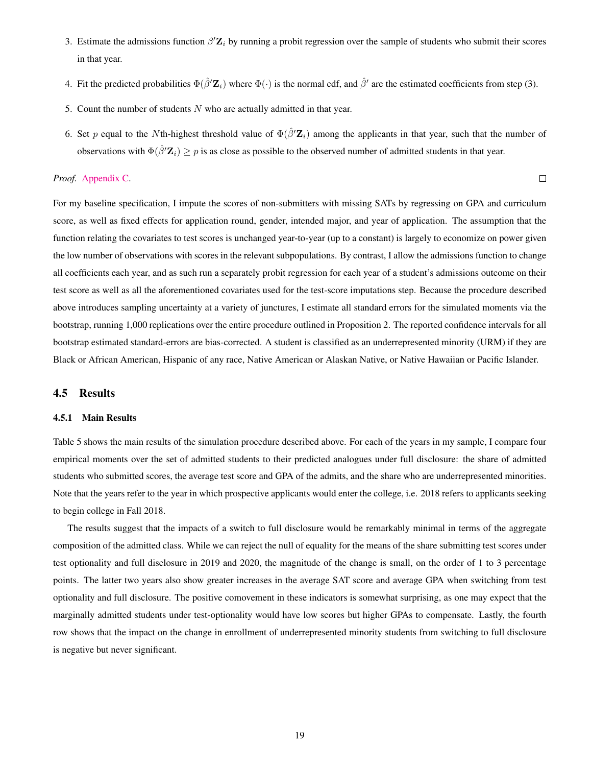3. Estimate the admissions function $\beta'\mathbf{Z}_i$ by running a probit regression over the sample of students who submit their scores in that year.

4. Fit the predicted probabilities $\Phi(\hat{\beta}'\mathbf{Z}_i)$ where $\Phi(\cdot)$ is the normal cdf, and $\hat{\beta}'$ are the estimated coefficients from step (3).

5. Count the number of students $N$ who are actually admitted in that year.

6. Set $p$ equal to the $N$th-highest threshold value of $\Phi(\hat{\beta}'\mathbf{Z}_i)$ among the applicants in that year, such that the number of observations with $\Phi(\hat{\beta}'\mathbf{Z}_i) \geq p$ is as close as possible to the observed number of admitted students in that year.

*Proof.* Appendix C. □

For my baseline specification, I impute the scores of non-submitters with missing SATs by regressing on GPA and curriculum score, as well as fixed effects for application round, gender, intended major, and year of application. The assumption that the function relating the covariates to test scores is unchanged year-to-year (up to a constant) is largely to economize on power given the low number of observations with scores in the relevant subpopulations. By contrast, I allow the admissions function to change all coefficients each year, and as such run a separately probit regression for each year of a student's admissions outcome on their test score as well as all the aforementioned covariates used for the test-score imputations step. Because the procedure described above introduces sampling uncertainty at a variety of junctures, I estimate all standard errors for the simulated moments via the bootstrap, running 1,000 replications over the entire procedure outlined in Proposition 2. The reported confidence intervals for all bootstrap estimated standard-errors are bias-corrected. A student is classified as an underrepresented minority (URM) if they are Black or African American, Hispanic of any race, Native American or Alaskan Native, or Native Hawaiian or Pacific Islander.

## 4.5 Results

### 4.5.1 Main Results

Table 5 shows the main results of the simulation procedure described above. For each of the years in my sample, I compare four empirical moments over the set of admitted students to their predicted analogues under full disclosure: the share of admitted students who submitted scores, the average test score and GPA of the admits, and the share who are underrepresented minorities. Note that the years refer to the year in which prospective applicants would enter the college, i.e. 2018 refers to applicants seeking to begin college in Fall 2018.

The results suggest that the impacts of a switch to full disclosure would be remarkably minimal in terms of the aggregate composition of the admitted class. While we can reject the null of equality for the means of the share submitting test scores under test optionality and full disclosure in 2019 and 2020, the magnitude of the change is small, on the order of 1 to 3 percentage points. The latter two years also show greater increases in the average SAT score and average GPA when switching from test optionality and full disclosure. The positive comovement in these indicators is somewhat surprising, as one may expect that the marginally admitted students under test-optionality would have low scores but higher GPAs to compensate. Lastly, the fourth row shows that the impact on the change in enrollment of underrepresented minority students from switching to full disclosure is negative but never significant.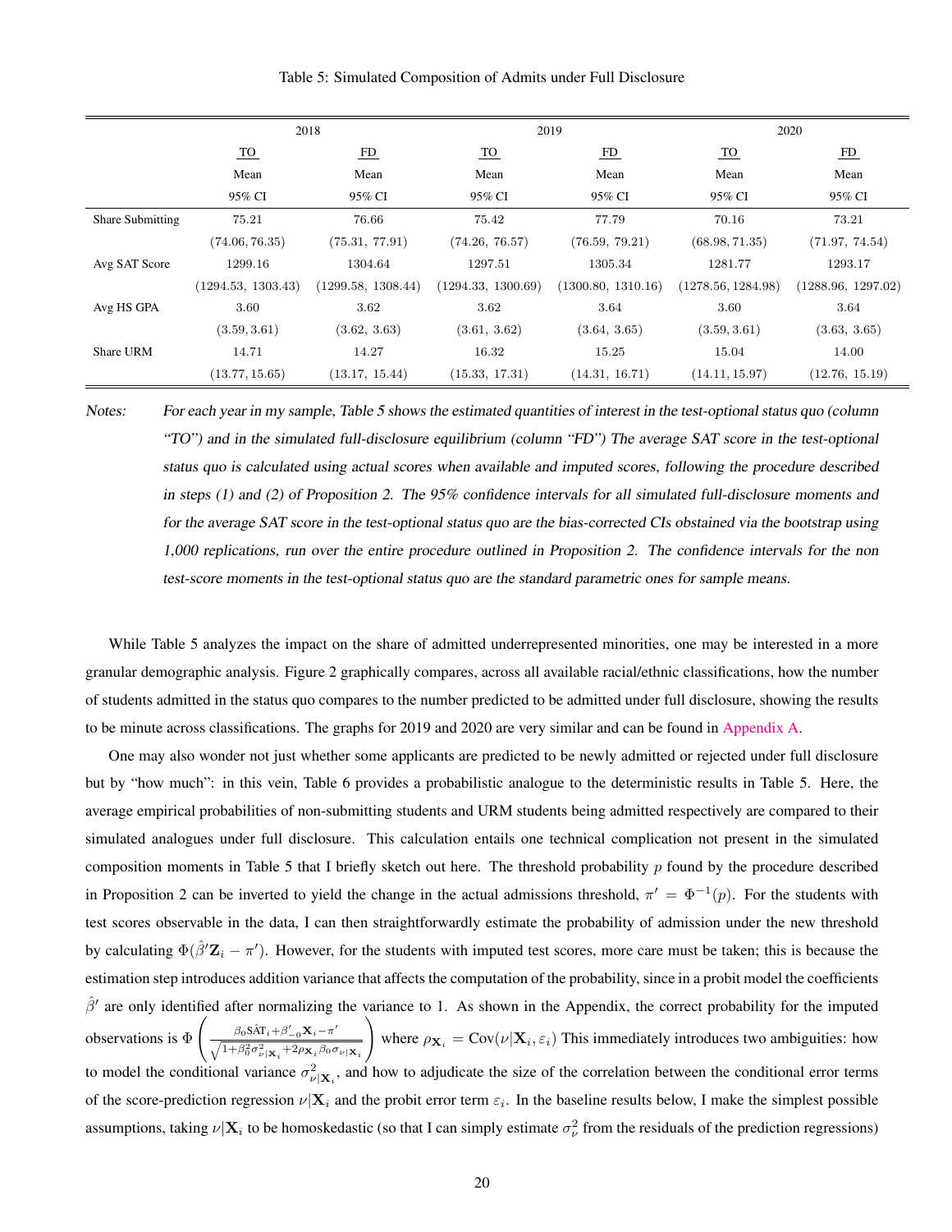Table 5: Simulated Composition of Admits under Full Disclosure

| | 2018 | | 2019 | | 2020 | |
|---|---|---|---|---|---|---|
| | TO | FD | TO | FD | TO | FD |
| | Mean | Mean | Mean | Mean | Mean | Mean |
| | 95% CI | 95% CI | 95% CI | 95% CI | 95% CI | 95% CI |
| Share Submitting | 75.21 | 76.66 | 75.42 | 77.79 | 70.16 | 73.21 |
| | (74.06, 76.35) | (75.31, 77.91) | (74.26, 76.57) | (76.59, 79.21) | (68.98, 71.35) | (71.97, 74.54) |
| Avg SAT Score | 1299.16 | 1304.64 | 1297.51 | 1305.34 | 1281.77 | 1293.17 |
| | (1294.53, 1303.43) | (1299.58, 1308.44) | (1294.33, 1300.69) | (1300.80, 1310.16) | (1278.56, 1284.98) | (1288.96, 1297.02) |
| Avg HS GPA | 3.60 | 3.62 | 3.62 | 3.64 | 3.60 | 3.64 |
| | (3.59, 3.61) | (3.62, 3.63) | (3.61, 3.62) | (3.64, 3.65) | (3.59, 3.61) | (3.63, 3.65) |
| Share URM | 14.71 | 14.27 | 16.32 | 15.25 | 15.04 | 14.00 |
| | (13.77, 15.65) | (13.17, 15.44) | (15.33, 17.31) | (14.31, 16.71) | (14.11, 15.97) | (12.76, 15.19) |

*Notes:* For each year in my sample, Table 5 shows the estimated quantities of interest in the test-optional status quo (column "TO") and in the simulated full-disclosure equilibrium (column "FD") The average SAT score in the test-optional status quo is calculated using actual scores when available and imputed scores, following the procedure described in steps (1) and (2) of Proposition 2. The 95% confidence intervals for all simulated full-disclosure moments and for the average SAT score in the test-optional status quo are the bias-corrected CIs obstained via the bootstrap using 1,000 replications, run over the entire procedure outlined in Proposition 2. The confidence intervals for the non test-score moments in the test-optional status quo are the standard parametric ones for sample means.

While Table 5 analyzes the impact on the share of admitted underrepresented minorities, one may be interested in a more granular demographic analysis. Figure 2 graphically compares, across all available racial/ethnic classifications, how the number of students admitted in the status quo compares to the number predicted to be admitted under full disclosure, showing the results to be minute across classifications. The graphs for 2019 and 2020 are very similar and can be found in Appendix A.

One may also wonder not just whether some applicants are predicted to be newly admitted or rejected under full disclosure but by "how much": in this vein, Table 6 provides a probabilistic analogue to the deterministic results in Table 5. Here, the average empirical probabilities of non-submitting students and URM students being admitted respectively are compared to their simulated analogues under full disclosure. This calculation entails one technical complication not present in the simulated composition moments in Table 5 that I briefly sketch out here. The threshold probability $p$ found by the procedure described in Proposition 2 can be inverted to yield the change in the actual admissions threshold, $\pi' = \Phi^{-1}(p)$. For the students with test scores observable in the data, I can then straightforwardly estimate the probability of admission under the new threshold by calculating $\Phi(\hat{\beta}'\mathbf{Z}_i - \pi')$. However, for the students with imputed test scores, more care must be taken; this is because the estimation step introduces addition variance that affects the computation of the probability, since in a probit model the coefficients $\hat{\beta}'$ are only identified after normalizing the variance to 1. As shown in the Appendix, the correct probability for the imputed observations is $\Phi\left(\frac{\beta_0 \hat{\text{SAT}}_i + \beta'_{-0}\mathbf{X}_i - \pi'}{\sqrt{1+\beta_0^2\sigma^2_{\nu|\mathbf{X}_i} + 2\rho_{\mathbf{X}_i}\beta_0\sigma_{\nu|\mathbf{X}_i}}}\right)$ where $\rho_{\mathbf{X}_i} = \text{Cov}(\nu|\mathbf{X}_i, \varepsilon_i)$ This immediately introduces two ambiguities: how to model the conditional variance $\sigma^2_{\nu|\mathbf{X}_i}$, and how to adjudicate the size of the correlation between the conditional error terms of the score-prediction regression $\nu|\mathbf{X}_i$ and the probit error term $\varepsilon_i$. In the baseline results below, I make the simplest possible assumptions, taking $\nu|\mathbf{X}_i$ to be homoskedastic (so that I can simply estimate $\sigma^2_\nu$ from the residuals of the prediction regressions)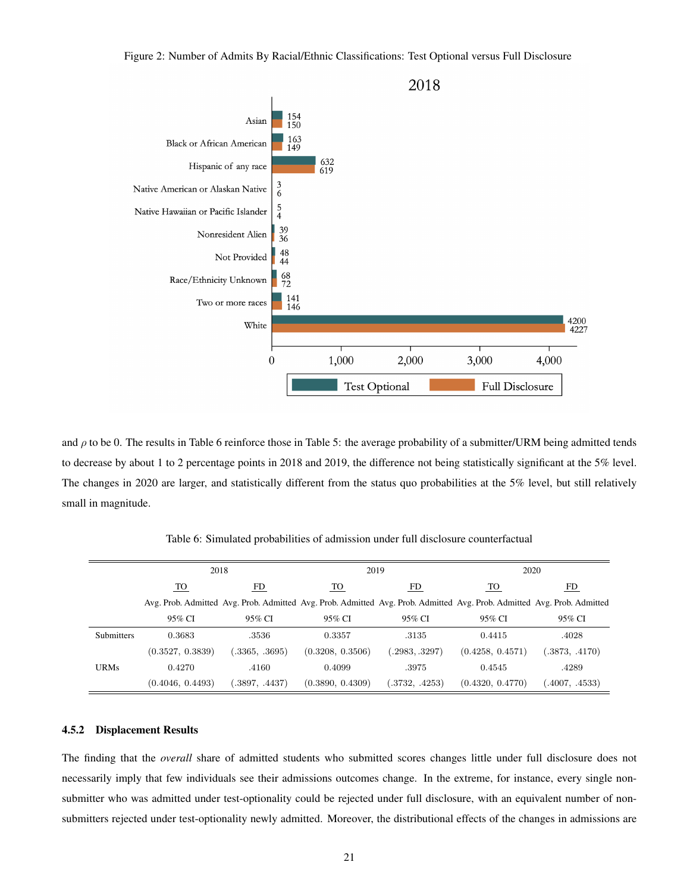Figure 2: Number of Admits By Racial/Ethnic Classifications: Test Optional versus Full Disclosure

| 2018 | Test Optional | Full Disclosure |
|---|---|---|
| Asian | 154 | 150 |
| Black or African American | 163 | 149 |
| Hispanic of any race | 632 | 619 |
| Native American or Alaskan Native | 3 | 6 |
| Native Hawaiian or Pacific Islander | 5 | 4 |
| Nonresident Alien | 39 | 36 |
| Not Provided | 48 | 44 |
| Race/Ethnicity Unknown | 68 | 72 |
| Two or more races | 141 | 146 |
| White | 4200 | 4227 |

and $\rho$ to be 0. The results in Table 6 reinforce those in Table 5: the average probability of a submitter/URM being admitted tends to decrease by about 1 to 2 percentage points in 2018 and 2019, the difference not being statistically significant at the 5% level. The changes in 2020 are larger, and statistically different from the status quo probabilities at the 5% level, but still relatively small in magnitude.

Table 6: Simulated probabilities of admission under full disclosure counterfactual

| | 2018 | | 2019 | | 2020 | |
|---|---|---|---|---|---|---|
| | TO | FD | TO | FD | TO | FD |
| | Avg. Prob. Admitted | Avg. Prob. Admitted | Avg. Prob. Admitted | Avg. Prob. Admitted | Avg. Prob. Admitted | Avg. Prob. Admitted |
| | 95% CI | 95% CI | 95% CI | 95% CI | 95% CI | 95% CI |
| Submitters | 0.3683 | .3536 | 0.3357 | .3135 | 0.4415 | .4028 |
| | (0.3527, 0.3839) | (.3365, .3695) | (0.3208, 0.3506) | (.2983, .3297) | (0.4258, 0.4571) | (.3873, .4170) |
| URMs | 0.4270 | .4160 | 0.4099 | .3975 | 0.4545 | .4289 |
| | (0.4046, 0.4493) | (.3897, .4437) | (0.3890, 0.4309) | (.3732, .4253) | (0.4320, 0.4770) | (.4007, .4533) |

### 4.5.2 Displacement Results

The finding that the *overall* share of admitted students who submitted scores changes little under full disclosure does not necessarily imply that few individuals see their admissions outcomes change. In the extreme, for instance, every single non-submitter who was admitted under test-optionality could be rejected under full disclosure, with an equivalent number of non-submitters rejected under test-optionality newly admitted. Moreover, the distributional effects of the changes in admissions are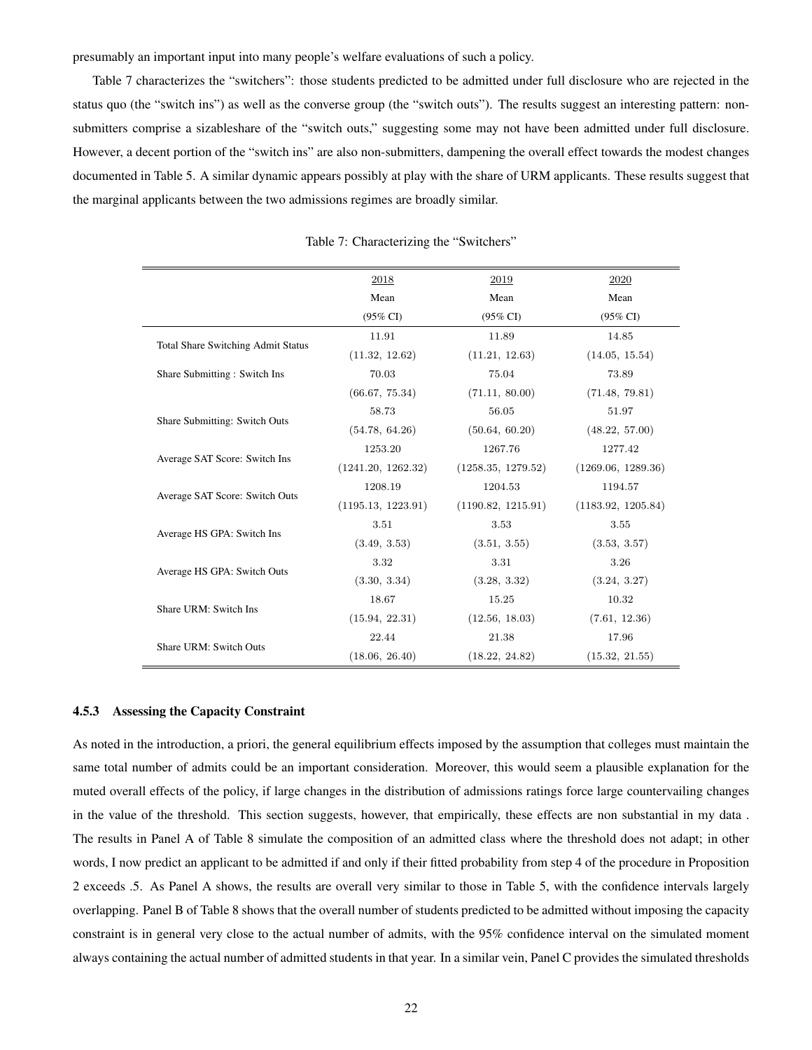presumably an important input into many people's welfare evaluations of such a policy.

Table 7 characterizes the "switchers": those students predicted to be admitted under full disclosure who are rejected in the status quo (the "switch ins") as well as the converse group (the "switch outs"). The results suggest an interesting pattern: non-submitters comprise a sizableshare of the "switch outs," suggesting some may not have been admitted under full disclosure. However, a decent portion of the "switch ins" are also non-submitters, dampening the overall effect towards the modest changes documented in Table 5. A similar dynamic appears possibly at play with the share of URM applicants. These results suggest that the marginal applicants between the two admissions regimes are broadly similar.

Table 7: Characterizing the "Switchers"

| | 2018<br>Mean<br>(95% CI) | 2019<br>Mean<br>(95% CI) | 2020<br>Mean<br>(95% CI) |
|---|---|---|---|
| Total Share Switching Admit Status | 11.91 | 11.89 | 14.85 |
| | (11.32, 12.62) | (11.21, 12.63) | (14.05, 15.54) |
| Share Submitting : Switch Ins | 70.03 | 75.04 | 73.89 |
| | (66.67, 75.34) | (71.11, 80.00) | (71.48, 79.81) |
| Share Submitting: Switch Outs | 58.73 | 56.05 | 51.97 |
| | (54.78, 64.26) | (50.64, 60.20) | (48.22, 57.00) |
| Average SAT Score: Switch Ins | 1253.20 | 1267.76 | 1277.42 |
| | (1241.20, 1262.32) | (1258.35, 1279.52) | (1269.06, 1289.36) |
| Average SAT Score: Switch Outs | 1208.19 | 1204.53 | 1194.57 |
| | (1195.13, 1223.91) | (1190.82, 1215.91) | (1183.92, 1205.84) |
| Average HS GPA: Switch Ins | 3.51 | 3.53 | 3.55 |
| | (3.49, 3.53) | (3.51, 3.55) | (3.53, 3.57) |
| Average HS GPA: Switch Outs | 3.32 | 3.31 | 3.26 |
| | (3.30, 3.34) | (3.28, 3.32) | (3.24, 3.27) |
| Share URM: Switch Ins | 18.67 | 15.25 | 10.32 |
| | (15.94, 22.31) | (12.56, 18.03) | (7.61, 12.36) |
| Share URM: Switch Outs | 22.44 | 21.38 | 17.96 |
| | (18.06, 26.40) | (18.22, 24.82) | (15.32, 21.55) |

### 4.5.3 Assessing the Capacity Constraint

As noted in the introduction, a priori, the general equilibrium effects imposed by the assumption that colleges must maintain the same total number of admits could be an important consideration. Moreover, this would seem a plausible explanation for the muted overall effects of the policy, if large changes in the distribution of admissions ratings force large countervailing changes in the value of the threshold. This section suggests, however, that empirically, these effects are non substantial in my data . The results in Panel A of Table 8 simulate the composition of an admitted class where the threshold does not adapt; in other words, I now predict an applicant to be admitted if and only if their fitted probability from step 4 of the procedure in Proposition 2 exceeds .5. As Panel A shows, the results are overall very similar to those in Table 5, with the confidence intervals largely overlapping. Panel B of Table 8 shows that the overall number of students predicted to be admitted without imposing the capacity constraint is in general very close to the actual number of admits, with the 95% confidence interval on the simulated moment always containing the actual number of admitted students in that year. In a similar vein, Panel C provides the simulated thresholds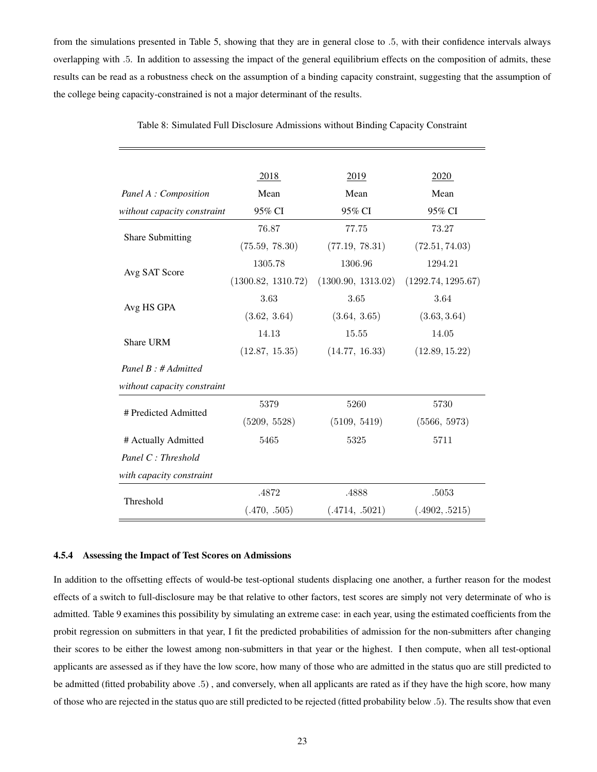from the simulations presented in Table 5, showing that they are in general close to .5, with their confidence intervals always overlapping with .5. In addition to assessing the impact of the general equilibrium effects on the composition of admits, these results can be read as a robustness check on the assumption of a binding capacity constraint, suggesting that the assumption of the college being capacity-constrained is not a major determinant of the results.

Table 8: Simulated Full Disclosure Admissions without Binding Capacity Constraint

| | 2018 | 2019 | 2020 |
|---|---|---|---|
| *Panel A : Composition* | Mean | Mean | Mean |
| *without capacity constraint* | 95% CI | 95% CI | 95% CI |
| Share Submitting | 76.87 | 77.75 | 73.27 |
| | (75.59, 78.30) | (77.19, 78.31) | (72.51, 74.03) |
| Avg SAT Score | 1305.78 | 1306.96 | 1294.21 |
| | (1300.82, 1310.72) | (1300.90, 1313.02) | (1292.74, 1295.67) |
| Avg HS GPA | 3.63 | 3.65 | 3.64 |
| | (3.62, 3.64) | (3.64, 3.65) | (3.63, 3.64) |
| Share URM | 14.13 | 15.55 | 14.05 |
| | (12.87, 15.35) | (14.77, 16.33) | (12.89, 15.22) |
| *Panel B : # Admitted* | | | |
| *without capacity constraint* | | | |
| # Predicted Admitted | 5379 | 5260 | 5730 |
| | (5209, 5528) | (5109, 5419) | (5566, 5973) |
| # Actually Admitted | 5465 | 5325 | 5711 |
| *Panel C : Threshold* | | | |
| *with capacity constraint* | | | |
| Threshold | .4872 | .4888 | .5053 |
| | (.470, .505) | (.4714, .5021) | (.4902, .5215) |

### 4.5.4 Assessing the Impact of Test Scores on Admissions

In addition to the offsetting effects of would-be test-optional students displacing one another, a further reason for the modest effects of a switch to full-disclosure may be that relative to other factors, test scores are simply not very determinate of who is admitted. Table 9 examines this possibility by simulating an extreme case: in each year, using the estimated coefficients from the probit regression on submitters in that year, I fit the predicted probabilities of admission for the non-submitters after changing their scores to be either the lowest among non-submitters in that year or the highest. I then compute, when all test-optional applicants are assessed as if they have the low score, how many of those who are admitted in the status quo are still predicted to be admitted (fitted probability above .5) , and conversely, when all applicants are rated as if they have the high score, how many of those who are rejected in the status quo are still predicted to be rejected (fitted probability below .5). The results show that even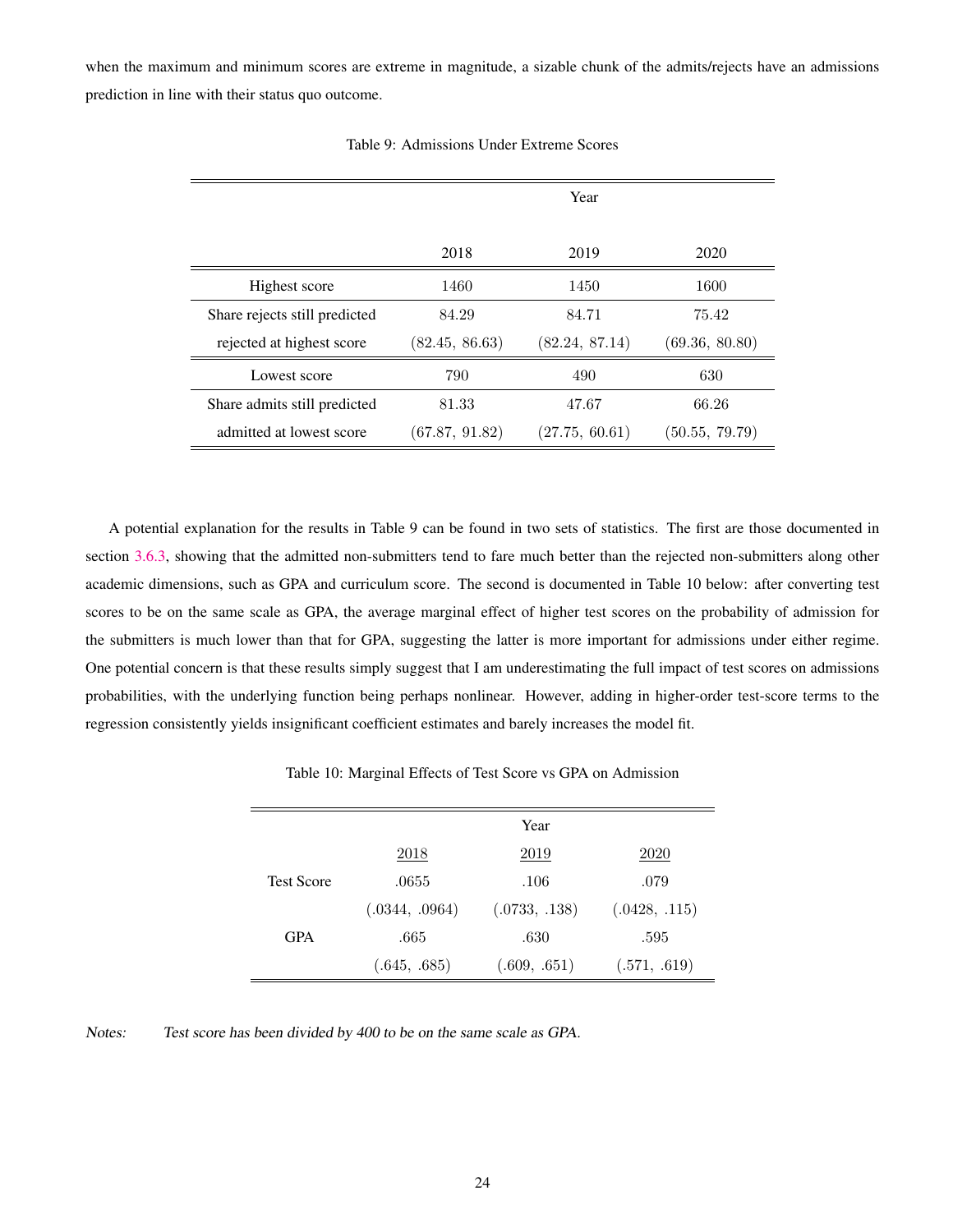when the maximum and minimum scores are extreme in magnitude, a sizable chunk of the admits/rejects have an admissions prediction in line with their status quo outcome.

Table 9: Admissions Under Extreme Scores

| | Year | | |
|---|---|---|---|
| | 2018 | 2019 | 2020 |
| Highest score | 1460 | 1450 | 1600 |
| Share rejects still predicted rejected at highest score | 84.29 | 84.71 | 75.42 |
| | (82.45, 86.63) | (82.24, 87.14) | (69.36, 80.80) |
| Lowest score | 790 | 490 | 630 |
| Share admits still predicted admitted at lowest score | 81.33 | 47.67 | 66.26 |
| | (67.87, 91.82) | (27.75, 60.61) | (50.55, 79.79) |

A potential explanation for the results in Table 9 can be found in two sets of statistics. The first are those documented in section 3.6.3, showing that the admitted non-submitters tend to fare much better than the rejected non-submitters along other academic dimensions, such as GPA and curriculum score. The second is documented in Table 10 below: after converting test scores to be on the same scale as GPA, the average marginal effect of higher test scores on the probability of admission for the submitters is much lower than that for GPA, suggesting the latter is more important for admissions under either regime. One potential concern is that these results simply suggest that I am underestimating the full impact of test scores on admissions probabilities, with the underlying function being perhaps nonlinear. However, adding in higher-order test-score terms to the regression consistently yields insignificant coefficient estimates and barely increases the model fit.

Table 10: Marginal Effects of Test Score vs GPA on Admission

| | Year | | |
|---|---|---|---|
| | 2018 | 2019 | 2020 |
| Test Score | .0655 | .106 | .079 |
| | (.0344, .0964) | (.0733, .138) | (.0428, .115) |
| GPA | .665 | .630 | .595 |
| | (.645, .685) | (.609, .651) | (.571, .619) |

*Notes:* Test score has been divided by 400 to be on the same scale as GPA.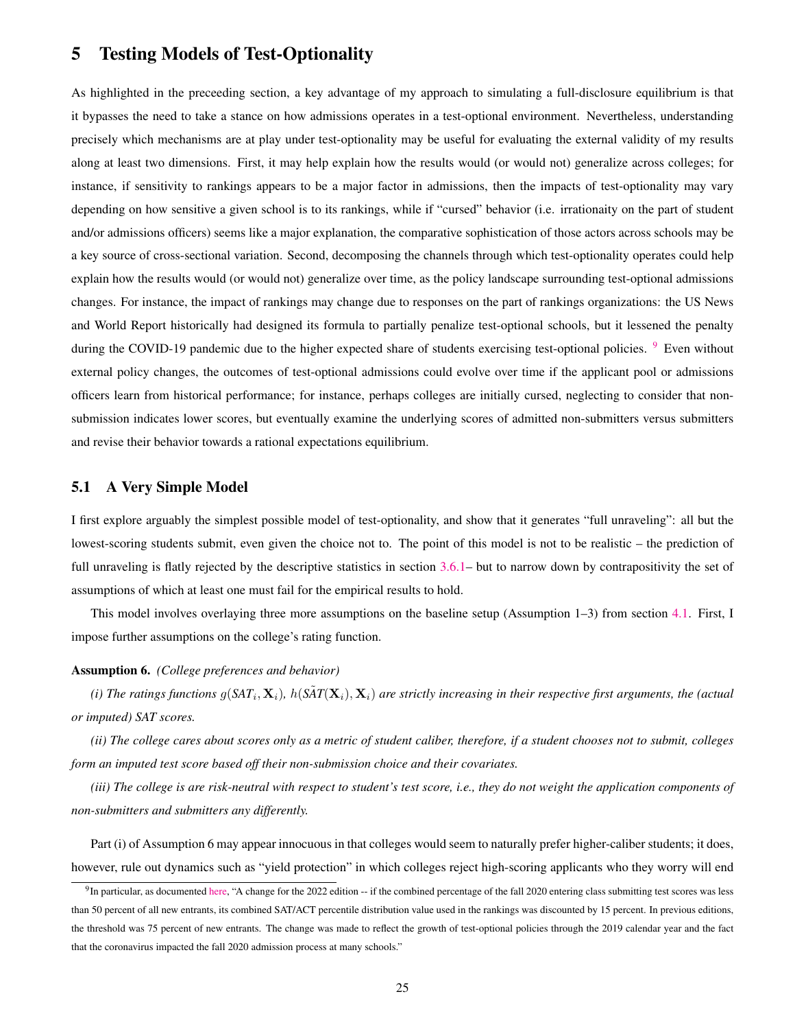# 5 Testing Models of Test-Optionality

As highlighted in the preceeding section, a key advantage of my approach to simulating a full-disclosure equilibrium is that it bypasses the need to take a stance on how admissions operates in a test-optional environment. Nevertheless, understanding precisely which mechanisms are at play under test-optionality may be useful for evaluating the external validity of my results along at least two dimensions. First, it may help explain how the results would (or would not) generalize across colleges; for instance, if sensitivity to rankings appears to be a major factor in admissions, then the impacts of test-optionality may vary depending on how sensitive a given school is to its rankings, while if "cursed" behavior (i.e. irrationaity on the part of student and/or admissions officers) seems like a major explanation, the comparative sophistication of those actors across schools may be a key source of cross-sectional variation. Second, decomposing the channels through which test-optionality operates could help explain how the results would (or would not) generalize over time, as the policy landscape surrounding test-optional admissions changes. For instance, the impact of rankings may change due to responses on the part of rankings organizations: the US News and World Report historically had designed its formula to partially penalize test-optional schools, but it lessened the penalty during the COVID-19 pandemic due to the higher expected share of students exercising test-optional policies. [9] Even without external policy changes, the outcomes of test-optional admissions could evolve over time if the applicant pool or admissions officers learn from historical performance; for instance, perhaps colleges are initially cursed, neglecting to consider that non-submission indicates lower scores, but eventually examine the underlying scores of admitted non-submitters versus submitters and revise their behavior towards a rational expectations equilibrium.

## 5.1 A Very Simple Model

I first explore arguably the simplest possible model of test-optionality, and show that it generates "full unraveling": all but the lowest-scoring students submit, even given the choice not to. The point of this model is not to be realistic – the prediction of full unraveling is flatly rejected by the descriptive statistics in section 3.6.1– but to narrow down by contrapositivity the set of assumptions of which at least one must fail for the empirical results to hold.

This model involves overlaying three more assumptions on the baseline setup (Assumption 1–3) from section 4.1. First, I impose further assumptions on the college's rating function.

**Assumption 6.** *(College preferences and behavior)*

*(i) The ratings functions $g(SAT_i, \mathbf{X}_i)$, $h(\tilde{SAT}(\mathbf{X}_i), \mathbf{X}_i)$ are strictly increasing in their respective first arguments, the (actual or imputed) SAT scores.*

*(ii) The college cares about scores only as a metric of student caliber, therefore, if a student chooses not to submit, colleges form an imputed test score based off their non-submission choice and their covariates.*

*(iii) The college is are risk-neutral with respect to student's test score, i.e., they do not weight the application components of non-submitters and submitters any differently.*

Part (i) of Assumption 6 may appear innocuous in that colleges would seem to naturally prefer higher-caliber students; it does, however, rule out dynamics such as "yield protection" in which colleges reject high-scoring applicants who they worry will end

[9] In particular, as documented here, "A change for the 2022 edition -- if the combined percentage of the fall 2020 entering class submitting test scores was less than 50 percent of all new entrants, its combined SAT/ACT percentile distribution value used in the rankings was discounted by 15 percent. In previous editions, the threshold was 75 percent of new entrants. The change was made to reflect the growth of test-optional policies through the 2019 calendar year and the fact that the coronavirus impacted the fall 2020 admission process at many schools."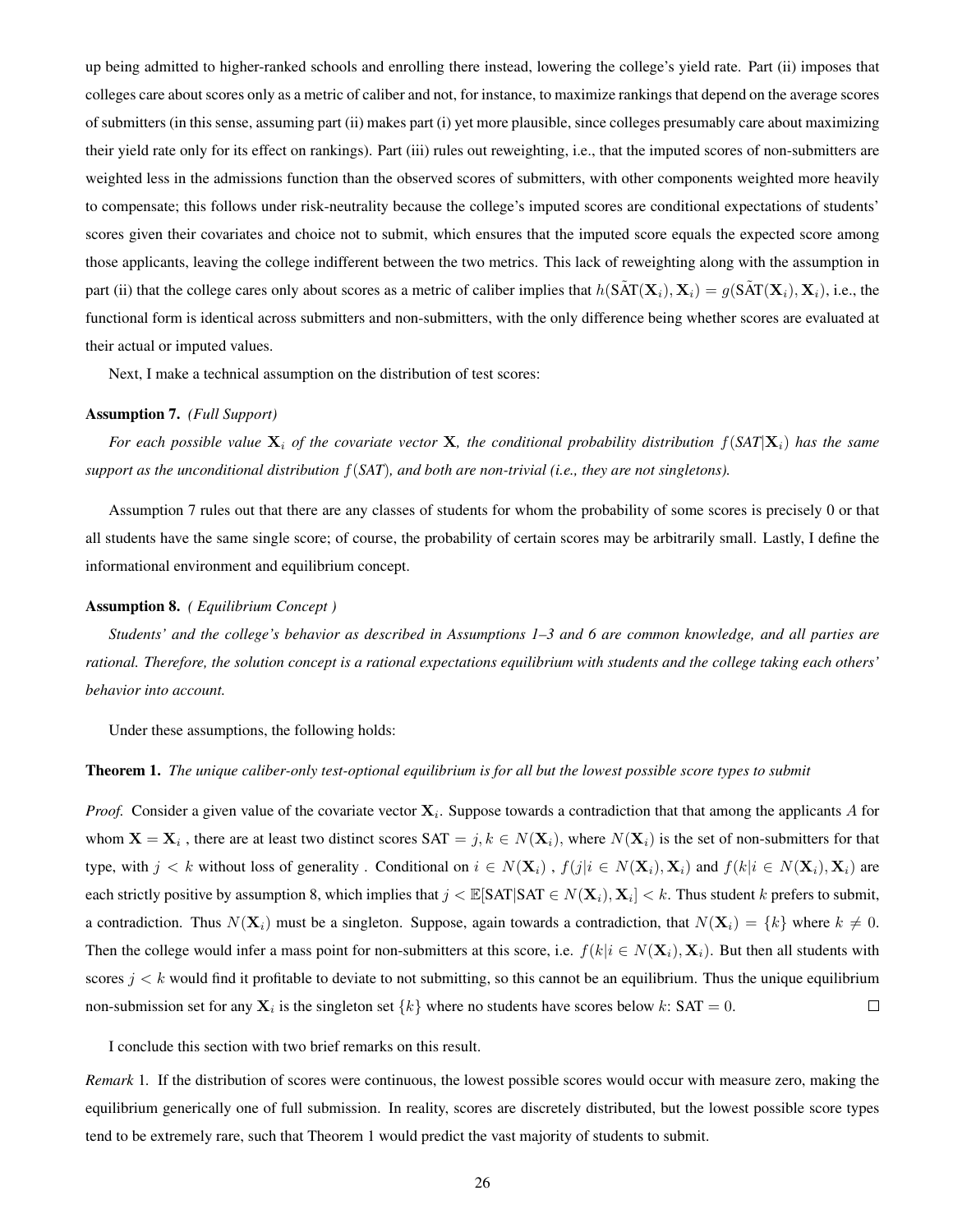up being admitted to higher-ranked schools and enrolling there instead, lowering the college's yield rate. Part (ii) imposes that colleges care about scores only as a metric of caliber and not, for instance, to maximize rankings that depend on the average scores of submitters (in this sense, assuming part (ii) makes part (i) yet more plausible, since colleges presumably care about maximizing their yield rate only for its effect on rankings). Part (iii) rules out reweighting, i.e., that the imputed scores of non-submitters are weighted less in the admissions function than the observed scores of submitters, with other components weighted more heavily to compensate; this follows under risk-neutrality because the college's imputed scores are conditional expectations of students' scores given their covariates and choice not to submit, which ensures that the imputed score equals the expected score among those applicants, leaving the college indifferent between the two metrics. This lack of reweighting along with the assumption in part (ii) that the college cares only about scores as a metric of caliber implies that $h(\tilde{\text{SAT}}(\mathbf{X}_i), \mathbf{X}_i) = g(\tilde{\text{SAT}}(\mathbf{X}_i), \mathbf{X}_i)$, i.e., the functional form is identical across submitters and non-submitters, with the only difference being whether scores are evaluated at their actual or imputed values.

Next, I make a technical assumption on the distribution of test scores:

**Assumption 7.** *(Full Support)*

*For each possible value $\mathbf{X}_i$ of the covariate vector $\mathbf{X}$, the conditional probability distribution $f(SAT|\mathbf{X}_i)$ has the same support as the unconditional distribution $f(SAT)$, and both are non-trivial (i.e., they are not singletons).*

Assumption 7 rules out that there are any classes of students for whom the probability of some scores is precisely 0 or that all students have the same single score; of course, the probability of certain scores may be arbitrarily small. Lastly, I define the informational environment and equilibrium concept.

**Assumption 8.** *( Equilibrium Concept )*

*Students' and the college's behavior as described in Assumptions 1–3 and 6 are common knowledge, and all parties are rational. Therefore, the solution concept is a rational expectations equilibrium with students and the college taking each others' behavior into account.*

Under these assumptions, the following holds:

**Theorem 1.** *The unique caliber-only test-optional equilibrium is for all but the lowest possible score types to submit*

*Proof.* Consider a given value of the covariate vector $\mathbf{X}_i$. Suppose towards a contradiction that that among the applicants $A$ for whom $\mathbf{X} = \mathbf{X}_i$ , there are at least two distinct scores $\text{SAT} = j, k \in N(\mathbf{X}_i)$, where $N(\mathbf{X}_i)$ is the set of non-submitters for that type, with $j < k$ without loss of generality . Conditional on $i \in N(\mathbf{X}_i)$ , $f(j|i \in N(\mathbf{X}_i), \mathbf{X}_i)$ and $f(k|i \in N(\mathbf{X}_i), \mathbf{X}_i)$ are each strictly positive by assumption 8, which implies that $j < \mathbb{E}[\text{SAT}|\text{SAT} \in N(\mathbf{X}_i), \mathbf{X}_i] < k$. Thus student $k$ prefers to submit, a contradiction. Thus $N(\mathbf{X}_i)$ must be a singleton. Suppose, again towards a contradiction, that $N(\mathbf{X}_i) = \{k\}$ where $k \neq 0$. Then the college would infer a mass point for non-submitters at this score, i.e. $f(k|i \in N(\mathbf{X}_i), \mathbf{X}_i)$. But then all students with scores $j < k$ would find it profitable to deviate to not submitting, so this cannot be an equilibrium. Thus the unique equilibrium non-submission set for any $\mathbf{X}_i$ is the singleton set $\{k\}$ where no students have scores below $k$: $\text{SAT} = 0$. $\square$

I conclude this section with two brief remarks on this result.

*Remark* 1. If the distribution of scores were continuous, the lowest possible scores would occur with measure zero, making the equilibrium generically one of full submission. In reality, scores are discretely distributed, but the lowest possible score types tend to be extremely rare, such that Theorem 1 would predict the vast majority of students to submit.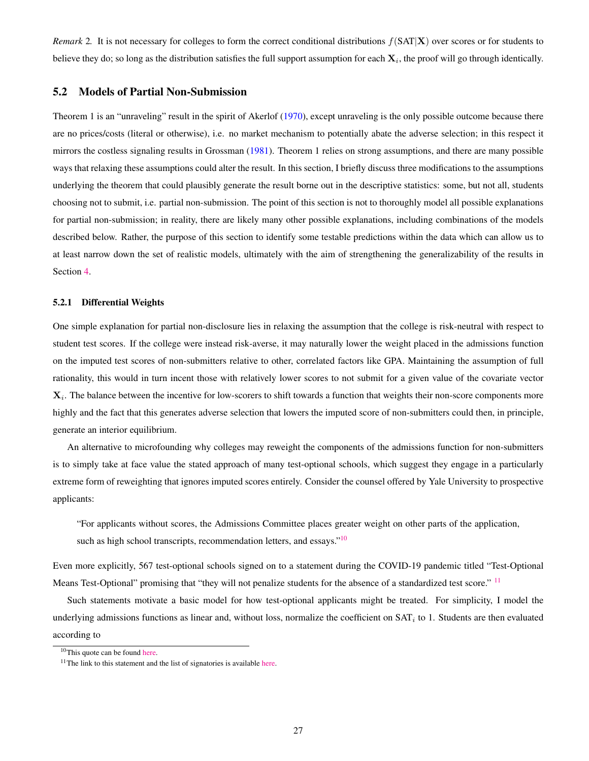*Remark 2.* It is not necessary for colleges to form the correct conditional distributions $f(\text{SAT}|\mathbf{X})$ over scores or for students to believe they do; so long as the distribution satisfies the full support assumption for each $\mathbf{X}_i$, the proof will go through identically.

## 5.2 Models of Partial Non-Submission

Theorem 1 is an "unraveling" result in the spirit of Akerlof (1970), except unraveling is the only possible outcome because there are no prices/costs (literal or otherwise), i.e. no market mechanism to potentially abate the adverse selection; in this respect it mirrors the costless signaling results in Grossman (1981). Theorem 1 relies on strong assumptions, and there are many possible ways that relaxing these assumptions could alter the result. In this section, I briefly discuss three modifications to the assumptions underlying the theorem that could plausibly generate the result borne out in the descriptive statistics: some, but not all, students choosing not to submit, i.e. partial non-submission. The point of this section is not to thoroughly model all possible explanations for partial non-submission; in reality, there are likely many other possible explanations, including combinations of the models described below. Rather, the purpose of this section to identify some testable predictions within the data which can allow us to at least narrow down the set of realistic models, ultimately with the aim of strengthening the generalizability of the results in Section 4.

### 5.2.1 Differential Weights

One simple explanation for partial non-disclosure lies in relaxing the assumption that the college is risk-neutral with respect to student test scores. If the college were instead risk-averse, it may naturally lower the weight placed in the admissions function on the imputed test scores of non-submitters relative to other, correlated factors like GPA. Maintaining the assumption of full rationality, this would in turn incent those with relatively lower scores to not submit for a given value of the covariate vector $\mathbf{X}_i$. The balance between the incentive for low-scorers to shift towards a function that weights their non-score components more highly and the fact that this generates adverse selection that lowers the imputed score of non-submitters could then, in principle, generate an interior equilibrium.

An alternative to microfounding why colleges may reweight the components of the admissions function for non-submitters is to simply take at face value the stated approach of many test-optional schools, which suggest they engage in a particularly extreme form of reweighting that ignores imputed scores entirely. Consider the counsel offered by Yale University to prospective applicants:

> "For applicants without scores, the Admissions Committee places greater weight on other parts of the application, such as high school transcripts, recommendation letters, and essays."[10]

Even more explicitly, 567 test-optional schools signed on to a statement during the COVID-19 pandemic titled "Test-Optional Means Test-Optional" promising that "they will not penalize students for the absence of a standardized test score." [11]

Such statements motivate a basic model for how test-optional applicants might be treated. For simplicity, I model the underlying admissions functions as linear and, without loss, normalize the coefficient on $\text{SAT}_i$ to 1. Students are then evaluated according to

[10] This quote can be found here.

[11] The link to this statement and the list of signatories is available here.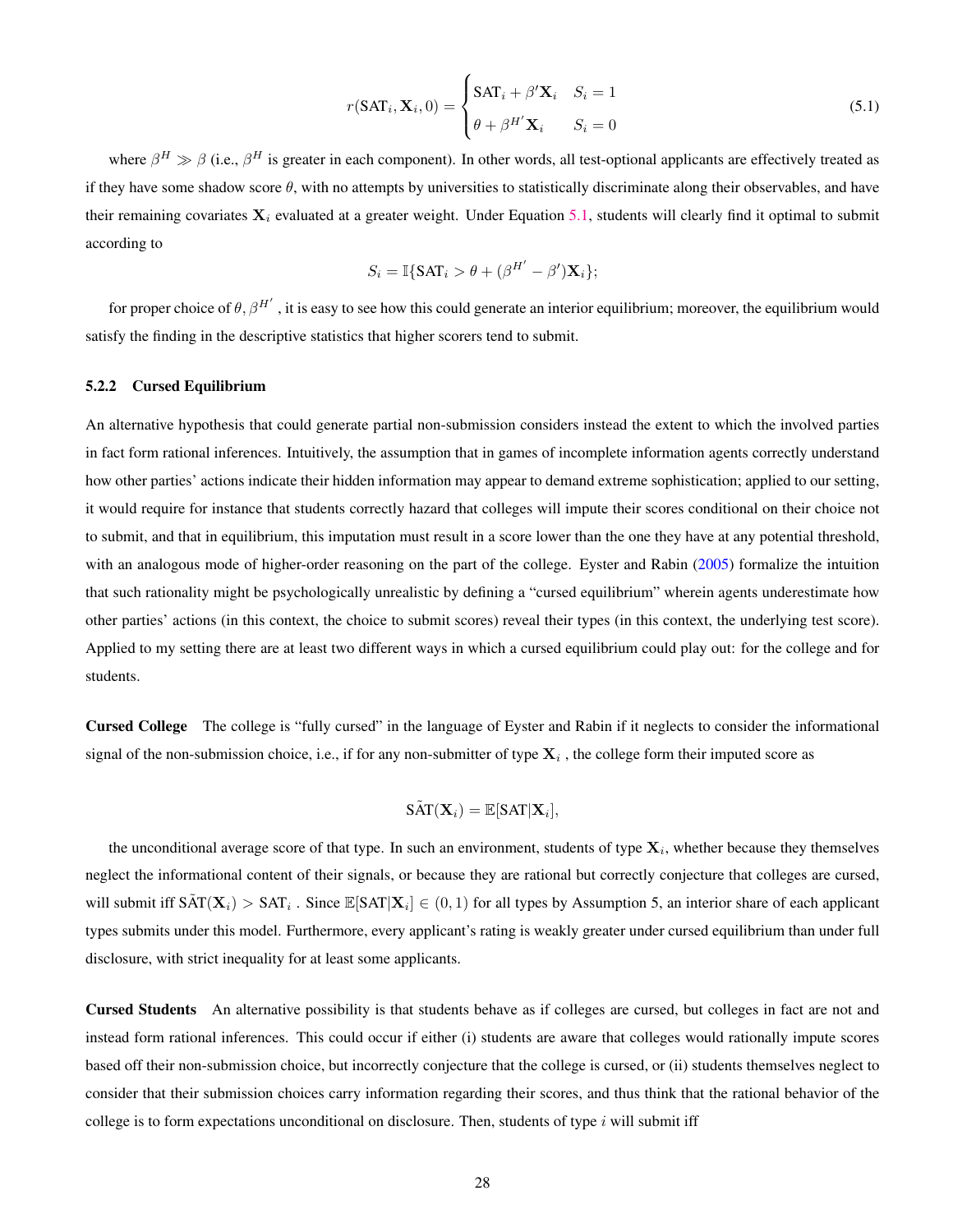$$r(\text{SAT}_i, \mathbf{X}_i, 0) = \begin{cases} \text{SAT}_i + \beta' \mathbf{X}_i & S_i = 1 \\ \theta + \beta^{H'} \mathbf{X}_i & S_i = 0 \end{cases} \tag{5.1}$$

where $\beta^H \gg \beta$ (i.e., $\beta^H$ is greater in each component). In other words, all test-optional applicants are effectively treated as if they have some shadow score $\theta$, with no attempts by universities to statistically discriminate along their observables, and have their remaining covariates $\mathbf{X}_i$ evaluated at a greater weight. Under Equation 5.1, students will clearly find it optimal to submit according to

$$S_i = \mathbb{I}\{\text{SAT}_i > \theta + (\beta^{H'} - \beta')\mathbf{X}_i\};$$

for proper choice of $\theta, \beta^{H'}$ , it is easy to see how this could generate an interior equilibrium; moreover, the equilibrium would satisfy the finding in the descriptive statistics that higher scorers tend to submit.

### 5.2.2 Cursed Equilibrium

An alternative hypothesis that could generate partial non-submission considers instead the extent to which the involved parties in fact form rational inferences. Intuitively, the assumption that in games of incomplete information agents correctly understand how other parties' actions indicate their hidden information may appear to demand extreme sophistication; applied to our setting, it would require for instance that students correctly hazard that colleges will impute their scores conditional on their choice not to submit, and that in equilibrium, this imputation must result in a score lower than the one they have at any potential threshold, with an analogous mode of higher-order reasoning on the part of the college. Eyster and Rabin (2005) formalize the intuition that such rationality might be psychologically unrealistic by defining a "cursed equilibrium" wherein agents underestimate how other parties' actions (in this context, the choice to submit scores) reveal their types (in this context, the underlying test score). Applied to my setting there are at least two different ways in which a cursed equilibrium could play out: for the college and for students.

**Cursed College** The college is "fully cursed" in the language of Eyster and Rabin if it neglects to consider the informational signal of the non-submission choice, i.e., if for any non-submitter of type $\mathbf{X}_i$ , the college form their imputed score as

$$\tilde{\text{SAT}}(\mathbf{X}_i) = \mathbb{E}[\text{SAT}|\mathbf{X}_i],$$

the unconditional average score of that type. In such an environment, students of type $\mathbf{X}_i$, whether because they themselves neglect the informational content of their signals, or because they are rational but correctly conjecture that colleges are cursed, will submit iff $\tilde{\text{SAT}}(\mathbf{X}_i) > \text{SAT}_i$ . Since $\mathbb{E}[\text{SAT}|\mathbf{X}_i] \in (0, 1)$ for all types by Assumption 5, an interior share of each applicant types submits under this model. Furthermore, every applicant's rating is weakly greater under cursed equilibrium than under full disclosure, with strict inequality for at least some applicants.

**Cursed Students** An alternative possibility is that students behave as if colleges are cursed, but colleges in fact are not and instead form rational inferences. This could occur if either (i) students are aware that colleges would rationally impute scores based off their non-submission choice, but incorrectly conjecture that the college is cursed, or (ii) students themselves neglect to consider that their submission choices carry information regarding their scores, and thus think that the rational behavior of the college is to form expectations unconditional on disclosure. Then, students of type $i$ will submit iff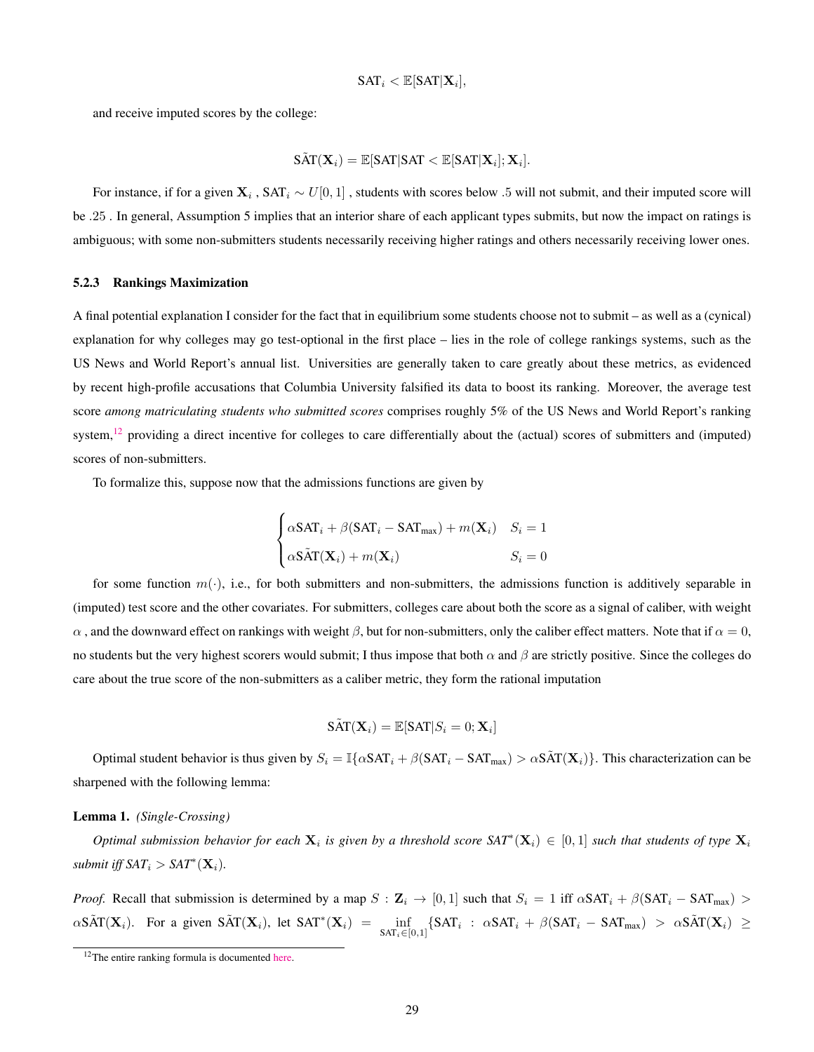$$\text{SAT}_i < \mathbb{E}[\text{SAT}|\mathbf{X}_i],$$

and receive imputed scores by the college:

$$\tilde{\text{SAT}}(\mathbf{X}_i) = \mathbb{E}[\text{SAT}|\text{SAT} < \mathbb{E}[\text{SAT}|\mathbf{X}_i]; \mathbf{X}_i].$$

For instance, if for a given $\mathbf{X}_i$ , $\text{SAT}_i \sim U[0,1]$ , students with scores below .5 will not submit, and their imputed score will be .25 . In general, Assumption 5 implies that an interior share of each applicant types submits, but now the impact on ratings is ambiguous; with some non-submitters students necessarily receiving higher ratings and others necessarily receiving lower ones.

### 5.2.3 Rankings Maximization

A final potential explanation I consider for the fact that in equilibrium some students choose not to submit – as well as a (cynical) explanation for why colleges may go test-optional in the first place – lies in the role of college rankings systems, such as the US News and World Report's annual list. Universities are generally taken to care greatly about these metrics, as evidenced by recent high-profile accusations that Columbia University falsified its data to boost its ranking. Moreover, the average test score *among matriculating students who submitted scores* comprises roughly 5% of the US News and World Report's ranking system,[12] providing a direct incentive for colleges to care differentially about the (actual) scores of submitters and (imputed) scores of non-submitters.

To formalize this, suppose now that the admissions functions are given by

$$\begin{cases} \alpha \text{SAT}_i + \beta(\text{SAT}_i - \text{SAT}_{\max}) + m(\mathbf{X}_i) & S_i = 1 \\ \alpha \tilde{\text{SAT}}(\mathbf{X}_i) + m(\mathbf{X}_i) & S_i = 0 \end{cases}$$

for some function $m(\cdot)$, i.e., for both submitters and non-submitters, the admissions function is additively separable in (imputed) test score and the other covariates. For submitters, colleges care about both the score as a signal of caliber, with weight $\alpha$ , and the downward effect on rankings with weight $\beta$, but for non-submitters, only the caliber effect matters. Note that if $\alpha = 0$, no students but the very highest scorers would submit; I thus impose that both $\alpha$ and $\beta$ are strictly positive. Since the colleges do care about the true score of the non-submitters as a caliber metric, they form the rational imputation

$$\tilde{\text{SAT}}(\mathbf{X}_i) = \mathbb{E}[\text{SAT}|S_i = 0; \mathbf{X}_i]$$

Optimal student behavior is thus given by $S_i = \mathbb{I}\{\alpha \text{SAT}_i + \beta(\text{SAT}_i - \text{SAT}_{\max}) > \alpha \tilde{\text{SAT}}(\mathbf{X}_i)\}$. This characterization can be sharpened with the following lemma:

**Lemma 1.** *(Single-Crossing)*

*Optimal submission behavior for each $\mathbf{X}_i$ is given by a threshold score $SAT^*(\mathbf{X}_i) \in [0,1]$ such that students of type $\mathbf{X}_i$ submit iff $SAT_i > SAT^*(\mathbf{X}_i)$.*

*Proof.* Recall that submission is determined by a map $S : \mathbf{Z}_i \to [0,1]$ such that $S_i = 1$ iff $\alpha \text{SAT}_i + \beta(\text{SAT}_i - \text{SAT}_{\max}) > \alpha \tilde{\text{SAT}}(\mathbf{X}_i)$. For a given $\tilde{\text{SAT}}(\mathbf{X}_i)$, let $\text{SAT}^*(\mathbf{X}_i) = \inf_{\text{SAT}_i \in [0,1]} \{\text{SAT}_i : \alpha \text{SAT}_i + \beta(\text{SAT}_i - \text{SAT}_{\max}) > \alpha \tilde{\text{SAT}}(\mathbf{X}_i) \geq$

[12] The entire ranking formula is documented here.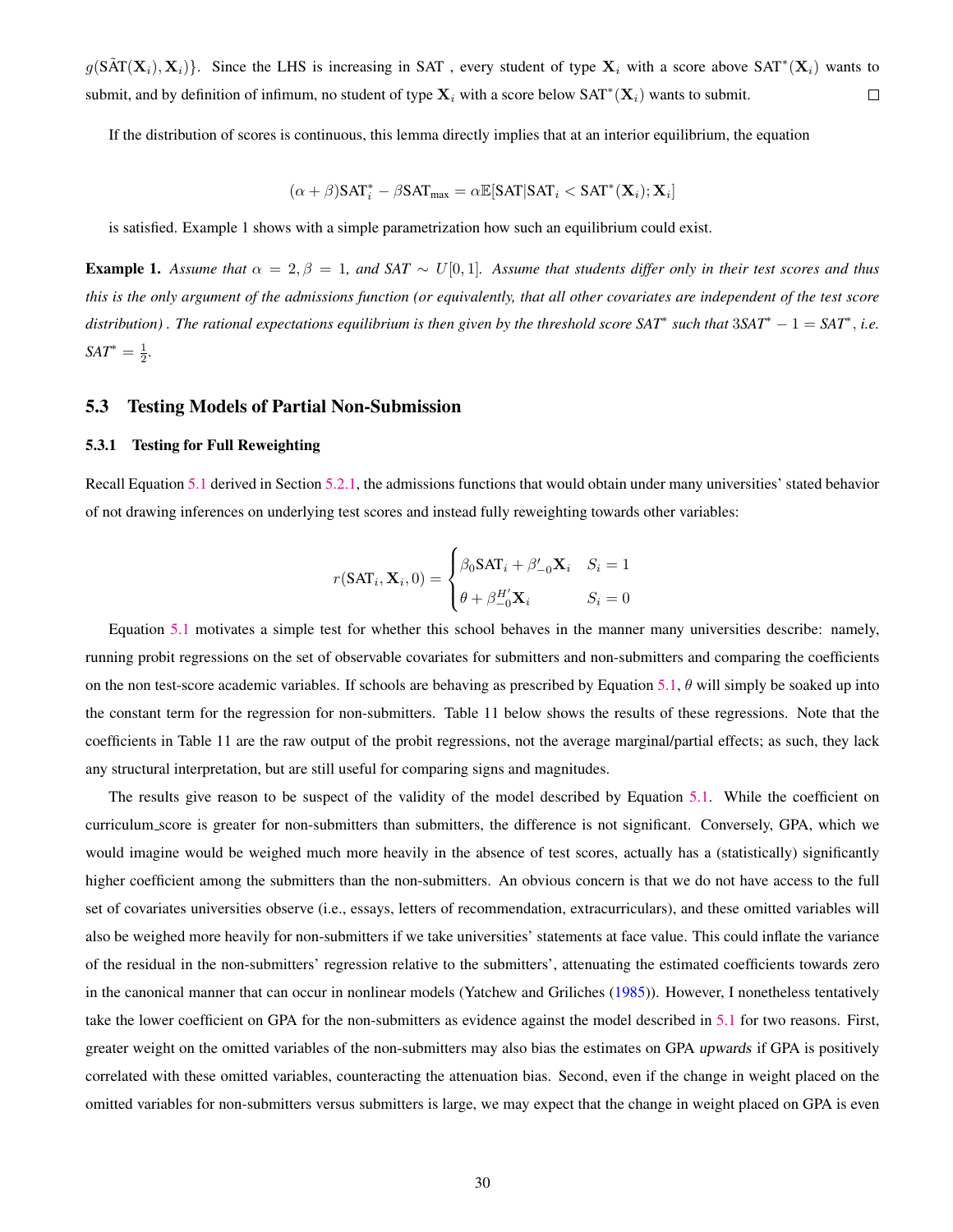$g(\tilde{\text{SAT}}(\mathbf{X}_i), \mathbf{X}_i)\}$. Since the LHS is increasing in SAT , every student of type $\mathbf{X}_i$ with a score above $\text{SAT}^*(\mathbf{X}_i)$ wants to submit, and by definition of infimum, no student of type $\mathbf{X}_i$ with a score below $\text{SAT}^*(\mathbf{X}_i)$ wants to submit. □

If the distribution of scores is continuous, this lemma directly implies that at an interior equilibrium, the equation

$$(\alpha + \beta)\text{SAT}_i^* - \beta\text{SAT}_{\max} = \alpha\mathbb{E}[\text{SAT}|\text{SAT}_i < \text{SAT}^*(\mathbf{X}_i); \mathbf{X}_i]$$

is satisfied. Example 1 shows with a simple parametrization how such an equilibrium could exist.

**Example 1.** *Assume that $\alpha = 2, \beta = 1$, and SAT $\sim U[0,1]$. Assume that students differ only in their test scores and thus this is the only argument of the admissions function (or equivalently, that all other covariates are independent of the test score distribution) . The rational expectations equilibrium is then given by the threshold score SAT$^*$ such that $3\text{SAT}^* - 1 = \text{SAT}^*$, i.e. SAT$^* = \frac{1}{2}$.*

## 5.3 Testing Models of Partial Non-Submission

### 5.3.1 Testing for Full Reweighting

Recall Equation 5.1 derived in Section 5.2.1, the admissions functions that would obtain under many universities' stated behavior of not drawing inferences on underlying test scores and instead fully reweighting towards other variables:

$$r(\text{SAT}_i, \mathbf{X}_i, 0) = \begin{cases} \beta_0 \text{SAT}_i + \beta'_{-0}\mathbf{X}_i & S_i = 1 \\ \theta + \beta^{H'}_{-0}\mathbf{X}_i & S_i = 0 \end{cases}$$

Equation 5.1 motivates a simple test for whether this school behaves in the manner many universities describe: namely, running probit regressions on the set of observable covariates for submitters and non-submitters and comparing the coefficients on the non test-score academic variables. If schools are behaving as prescribed by Equation 5.1, $\theta$ will simply be soaked up into the constant term for the regression for non-submitters. Table 11 below shows the results of these regressions. Note that the coefficients in Table 11 are the raw output of the probit regressions, not the average marginal/partial effects; as such, they lack any structural interpretation, but are still useful for comparing signs and magnitudes.

The results give reason to be suspect of the validity of the model described by Equation 5.1. While the coefficient on curriculum_score is greater for non-submitters than submitters, the difference is not significant. Conversely, GPA, which we would imagine would be weighed much more heavily in the absence of test scores, actually has a (statistically) significantly higher coefficient among the submitters than the non-submitters. An obvious concern is that we do not have access to the full set of covariates universities observe (i.e., essays, letters of recommendation, extracurriculars), and these omitted variables will also be weighed more heavily for non-submitters if we take universities' statements at face value. This could inflate the variance of the residual in the non-submitters' regression relative to the submitters', attenuating the estimated coefficients towards zero in the canonical manner that can occur in nonlinear models (Yatchew and Griliches (1985)). However, I nonetheless tentatively take the lower coefficient on GPA for the non-submitters as evidence against the model described in 5.1 for two reasons. First, greater weight on the omitted variables of the non-submitters may also bias the estimates on GPA *upwards* if GPA is positively correlated with these omitted variables, counteracting the attenuation bias. Second, even if the change in weight placed on the omitted variables for non-submitters versus submitters is large, we may expect that the change in weight placed on GPA is even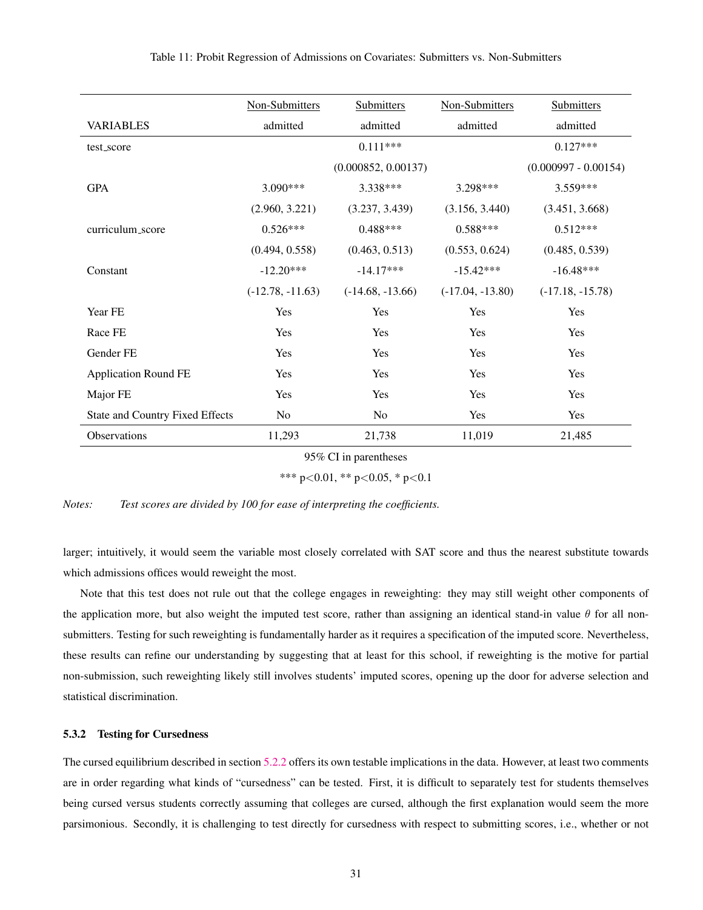Table 11: Probit Regression of Admissions on Covariates: Submitters vs. Non-Submitters

| | Non-Submitters | Submitters | Non-Submitters | Submitters |
|---|---|---|---|---|
| VARIABLES | admitted | admitted | admitted | admitted |
| test_score | | 0.111*** | | 0.127*** |
| | | (0.000852, 0.00137) | | (0.000997 - 0.00154) |
| GPA | 3.090*** | 3.338*** | 3.298*** | 3.559*** |
| | (2.960, 3.221) | (3.237, 3.439) | (3.156, 3.440) | (3.451, 3.668) |
| curriculum_score | 0.526*** | 0.488*** | 0.588*** | 0.512*** |
| | (0.494, 0.558) | (0.463, 0.513) | (0.553, 0.624) | (0.485, 0.539) |
| Constant | -12.20*** | -14.17*** | -15.42*** | -16.48*** |
| | (-12.78, -11.63) | (-14.68, -13.66) | (-17.04, -13.80) | (-17.18, -15.78) |
| Year FE | Yes | Yes | Yes | Yes |
| Race FE | Yes | Yes | Yes | Yes |
| Gender FE | Yes | Yes | Yes | Yes |
| Application Round FE | Yes | Yes | Yes | Yes |
| Major FE | Yes | Yes | Yes | Yes |
| State and Country Fixed Effects | No | No | Yes | Yes |
| Observations | 11,293 | 21,738 | 11,019 | 21,485 |

95% CI in parentheses

*** $p<0.01$, ** $p<0.05$, * $p<0.1$

*Notes:* *Test scores are divided by 100 for ease of interpreting the coefficients.*

larger; intuitively, it would seem the variable most closely correlated with SAT score and thus the nearest substitute towards which admissions offices would reweight the most.

Note that this test does not rule out that the college engages in reweighting: they may still weight other components of the application more, but also weight the imputed test score, rather than assigning an identical stand-in value $\theta$ for all non-submitters. Testing for such reweighting is fundamentally harder as it requires a specification of the imputed score. Nevertheless, these results can refine our understanding by suggesting that at least for this school, if reweighting is the motive for partial non-submission, such reweighting likely still involves students' imputed scores, opening up the door for adverse selection and statistical discrimination.

### 5.3.2 Testing for Cursedness

The cursed equilibrium described in section 5.2.2 offers its own testable implications in the data. However, at least two comments are in order regarding what kinds of "cursedness" can be tested. First, it is difficult to separately test for students themselves being cursed versus students correctly assuming that colleges are cursed, although the first explanation would seem the more parsimonious. Secondly, it is challenging to test directly for cursedness with respect to submitting scores, i.e., whether or not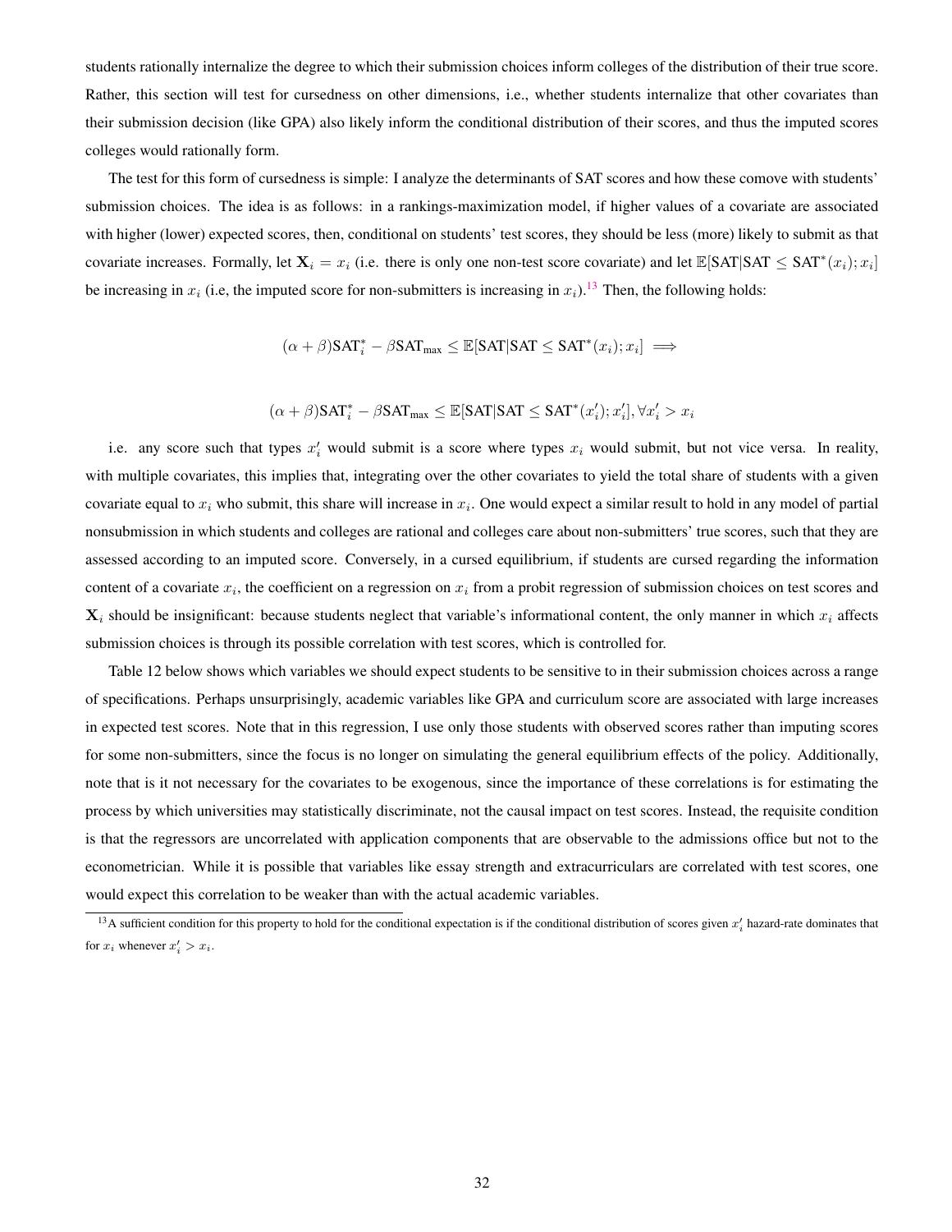students rationally internalize the degree to which their submission choices inform colleges of the distribution of their true score. Rather, this section will test for cursedness on other dimensions, i.e., whether students internalize that other covariates than their submission decision (like GPA) also likely inform the conditional distribution of their scores, and thus the imputed scores colleges would rationally form.

The test for this form of cursedness is simple: I analyze the determinants of SAT scores and how these comove with students' submission choices. The idea is as follows: in a rankings-maximization model, if higher values of a covariate are associated with higher (lower) expected scores, then, conditional on students' test scores, they should be less (more) likely to submit as that covariate increases. Formally, let $\mathbf{X}_i = x_i$ (i.e. there is only one non-test score covariate) and let $\mathbb{E}[\text{SAT}|\text{SAT} \leq \text{SAT}^*(x_i); x_i]$ be increasing in $x_i$ (i.e, the imputed score for non-submitters is increasing in $x_i$).[13] Then, the following holds:

$$(\alpha + \beta)\text{SAT}_i^* - \beta\text{SAT}_{\max} \leq \mathbb{E}[\text{SAT}|\text{SAT} \leq \text{SAT}^*(x_i); x_i] \implies$$

$$(\alpha + \beta)\text{SAT}_i^* - \beta\text{SAT}_{\max} \leq \mathbb{E}[\text{SAT}|\text{SAT} \leq \text{SAT}^*(x_i'); x_i'], \forall x_i' > x_i$$

i.e. any score such that types $x_i'$ would submit is a score where types $x_i$ would submit, but not vice versa. In reality, with multiple covariates, this implies that, integrating over the other covariates to yield the total share of students with a given covariate equal to $x_i$ who submit, this share will increase in $x_i$. One would expect a similar result to hold in any model of partial nonsubmission in which students and colleges are rational and colleges care about non-submitters' true scores, such that they are assessed according to an imputed score. Conversely, in a cursed equilibrium, if students are cursed regarding the information content of a covariate $x_i$, the coefficient on a regression on $x_i$ from a probit regression of submission choices on test scores and $\mathbf{X}_i$ should be insignificant: because students neglect that variable's informational content, the only manner in which $x_i$ affects submission choices is through its possible correlation with test scores, which is controlled for.

Table 12 below shows which variables we should expect students to be sensitive to in their submission choices across a range of specifications. Perhaps unsurprisingly, academic variables like GPA and curriculum score are associated with large increases in expected test scores. Note that in this regression, I use only those students with observed scores rather than imputing scores for some non-submitters, since the focus is no longer on simulating the general equilibrium effects of the policy. Additionally, note that is it not necessary for the covariates to be exogenous, since the importance of these correlations is for estimating the process by which universities may statistically discriminate, not the causal impact on test scores. Instead, the requisite condition is that the regressors are uncorrelated with application components that are observable to the admissions office but not to the econometrician. While it is possible that variables like essay strength and extracurriculars are correlated with test scores, one would expect this correlation to be weaker than with the actual academic variables.

[13] A sufficient condition for this property to hold for the conditional expectation is if the conditional distribution of scores given $x_i'$ hazard-rate dominates that for $x_i$ whenever $x_i' > x_i$.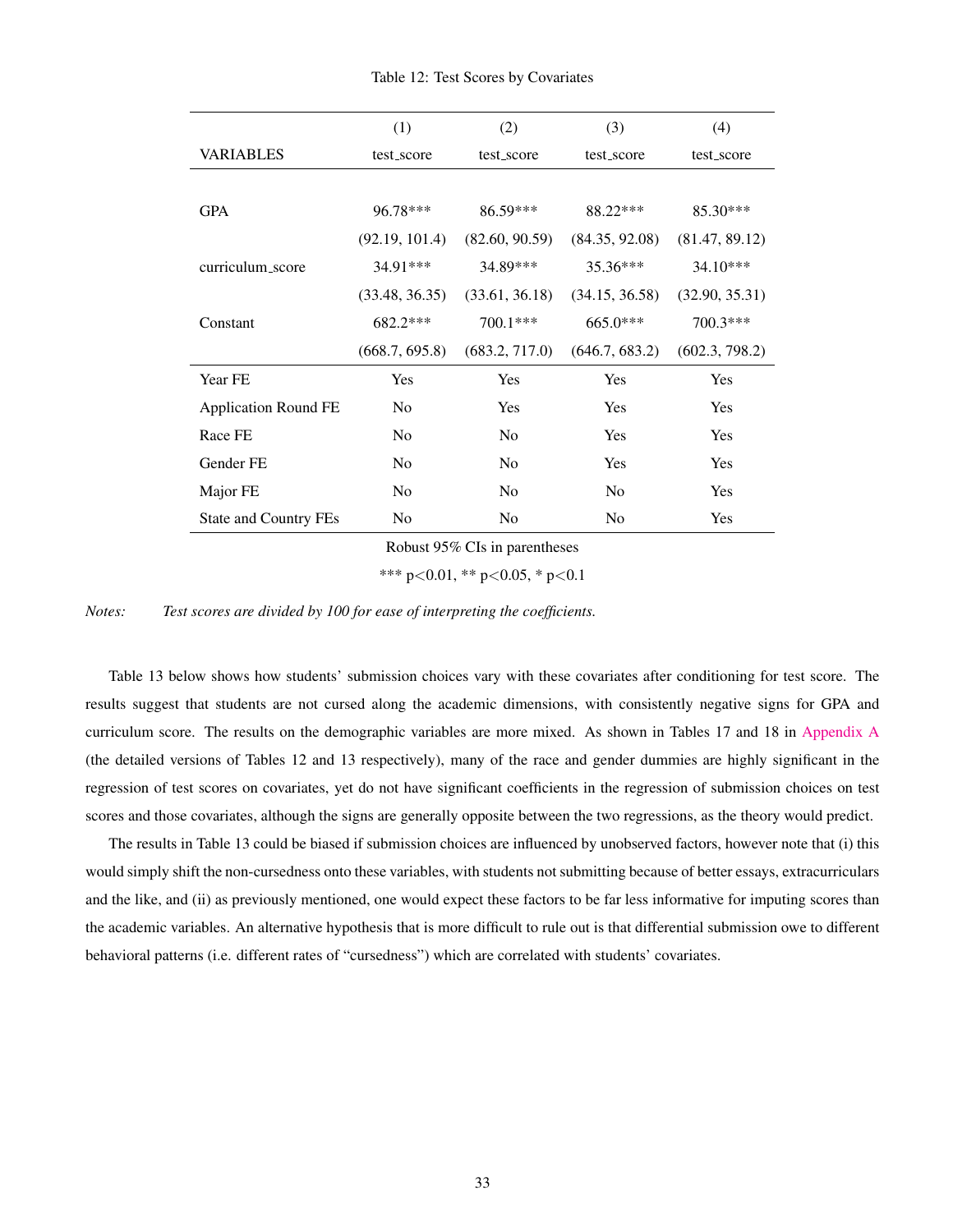Table 12: Test Scores by Covariates

| VARIABLES | (1)<br>test_score | (2)<br>test_score | (3)<br>test_score | (4)<br>test_score |
|---|---|---|---|---|
| GPA | 96.78*** | 86.59*** | 88.22*** | 85.30*** |
| | (92.19, 101.4) | (82.60, 90.59) | (84.35, 92.08) | (81.47, 89.12) |
| curriculum_score | 34.91*** | 34.89*** | 35.36*** | 34.10*** |
| | (33.48, 36.35) | (33.61, 36.18) | (34.15, 36.58) | (32.90, 35.31) |
| Constant | 682.2*** | 700.1*** | 665.0*** | 700.3*** |
| | (668.7, 695.8) | (683.2, 717.0) | (646.7, 683.2) | (602.3, 798.2) |
| Year FE | Yes | Yes | Yes | Yes |
| Application Round FE | No | Yes | Yes | Yes |
| Race FE | No | No | Yes | Yes |
| Gender FE | No | No | Yes | Yes |
| Major FE | No | No | No | Yes |
| State and Country FEs | No | No | No | Yes |

Robust 95% CIs in parentheses

*** p<0.01, ** p<0.05, * p<0.1

*Notes:* *Test scores are divided by 100 for ease of interpreting the coefficients.*

Table 13 below shows how students' submission choices vary with these covariates after conditioning for test score. The results suggest that students are not cursed along the academic dimensions, with consistently negative signs for GPA and curriculum score. The results on the demographic variables are more mixed. As shown in Tables 17 and 18 in Appendix A (the detailed versions of Tables 12 and 13 respectively), many of the race and gender dummies are highly significant in the regression of test scores on covariates, yet do not have significant coefficients in the regression of submission choices on test scores and those covariates, although the signs are generally opposite between the two regressions, as the theory would predict.

The results in Table 13 could be biased if submission choices are influenced by unobserved factors, however note that (i) this would simply shift the non-cursedness onto these variables, with students not submitting because of better essays, extracurriculars and the like, and (ii) as previously mentioned, one would expect these factors to be far less informative for imputing scores than the academic variables. An alternative hypothesis that is more difficult to rule out is that differential submission owe to different behavioral patterns (i.e. different rates of "cursedness") which are correlated with students' covariates.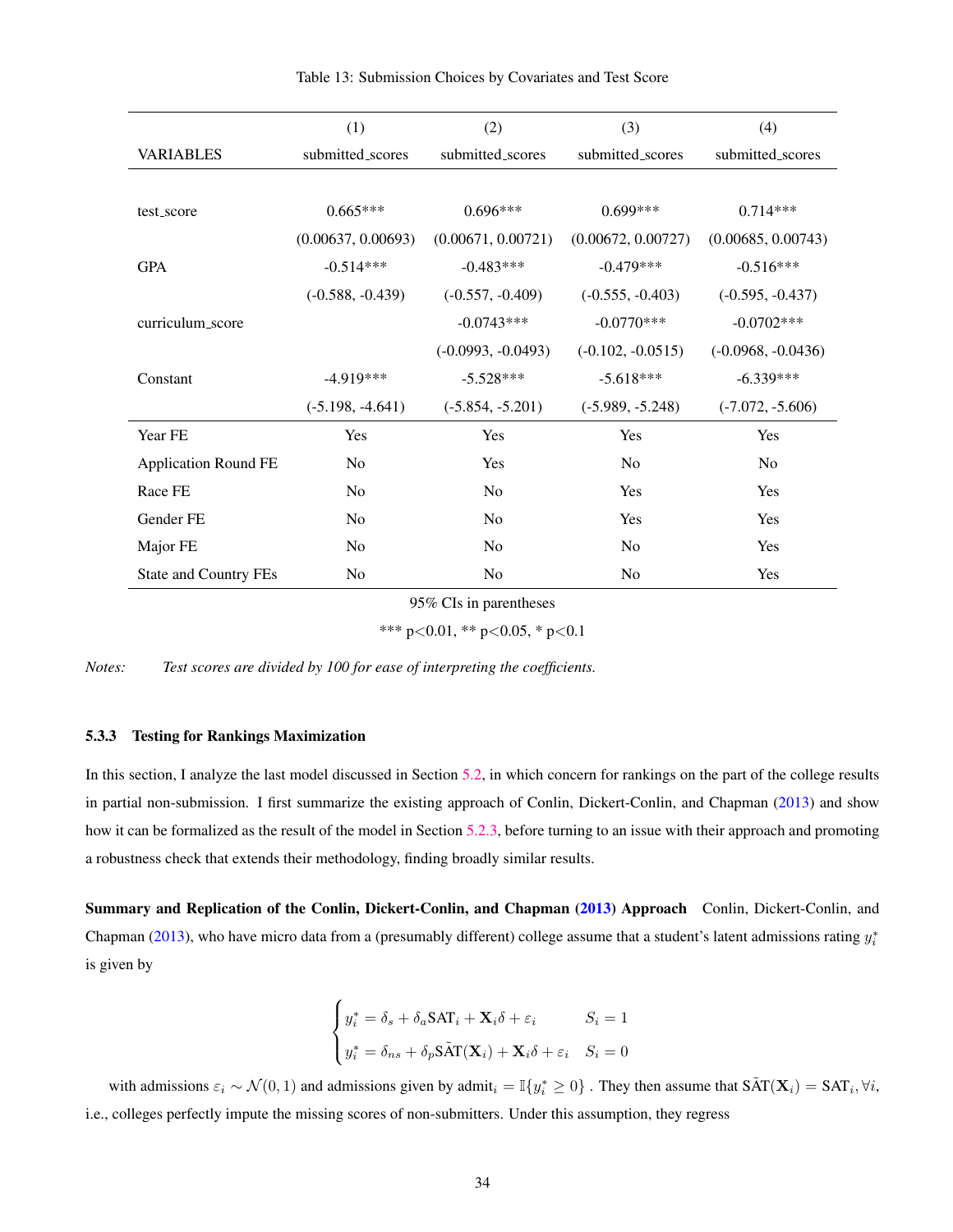Table 13: Submission Choices by Covariates and Test Score

| VARIABLES | (1) submitted_scores | (2) submitted_scores | (3) submitted_scores | (4) submitted_scores |
|---|---|---|---|---|
| test_score | 0.665*** | 0.696*** | 0.699*** | 0.714*** |
| | (0.00637, 0.00693) | (0.00671, 0.00721) | (0.00672, 0.00727) | (0.00685, 0.00743) |
| GPA | -0.514*** | -0.483*** | -0.479*** | -0.516*** |
| | (-0.588, -0.439) | (-0.557, -0.409) | (-0.555, -0.403) | (-0.595, -0.437) |
| curriculum_score | | -0.0743*** | -0.0770*** | -0.0702*** |
| | | (-0.0993, -0.0493) | (-0.102, -0.0515) | (-0.0968, -0.0436) |
| Constant | -4.919*** | -5.528*** | -5.618*** | -6.339*** |
| | (-5.198, -4.641) | (-5.854, -5.201) | (-5.989, -5.248) | (-7.072, -5.606) |
| Year FE | Yes | Yes | Yes | Yes |
| Application Round FE | No | Yes | No | No |
| Race FE | No | No | Yes | Yes |
| Gender FE | No | No | Yes | Yes |
| Major FE | No | No | No | Yes |
| State and Country FEs | No | No | No | Yes |

95% CIs in parentheses

*** p<0.01, ** p<0.05, * p<0.1

*Notes:* *Test scores are divided by 100 for ease of interpreting the coefficients.*

### 5.3.3 Testing for Rankings Maximization

In this section, I analyze the last model discussed in Section 5.2, in which concern for rankings on the part of the college results in partial non-submission. I first summarize the existing approach of Conlin, Dickert-Conlin, and Chapman (2013) and show how it can be formalized as the result of the model in Section 5.2.3, before turning to an issue with their approach and promoting a robustness check that extends their methodology, finding broadly similar results.

**Summary and Replication of the Conlin, Dickert-Conlin, and Chapman (2013) Approach** Conlin, Dickert-Conlin, and Chapman (2013), who have micro data from a (presumably different) college assume that a student's latent admissions rating $y_i^*$ is given by

$$\begin{cases} y_i^* = \delta_s + \delta_a \text{SAT}_i + \mathbf{X}_i \delta + \varepsilon_i & S_i = 1 \\ y_i^* = \delta_{ns} + \delta_p \tilde{\text{SAT}}(\mathbf{X}_i) + \mathbf{X}_i \delta + \varepsilon_i & S_i = 0 \end{cases}$$

with admissions $\varepsilon_i \sim \mathcal{N}(0, 1)$ and admissions given by $\text{admit}_i = \mathbb{I}\{y_i^* \geq 0\}$ . They then assume that $\tilde{\text{SAT}}(\mathbf{X}_i) = \text{SAT}_i, \forall i$, i.e., colleges perfectly impute the missing scores of non-submitters. Under this assumption, they regress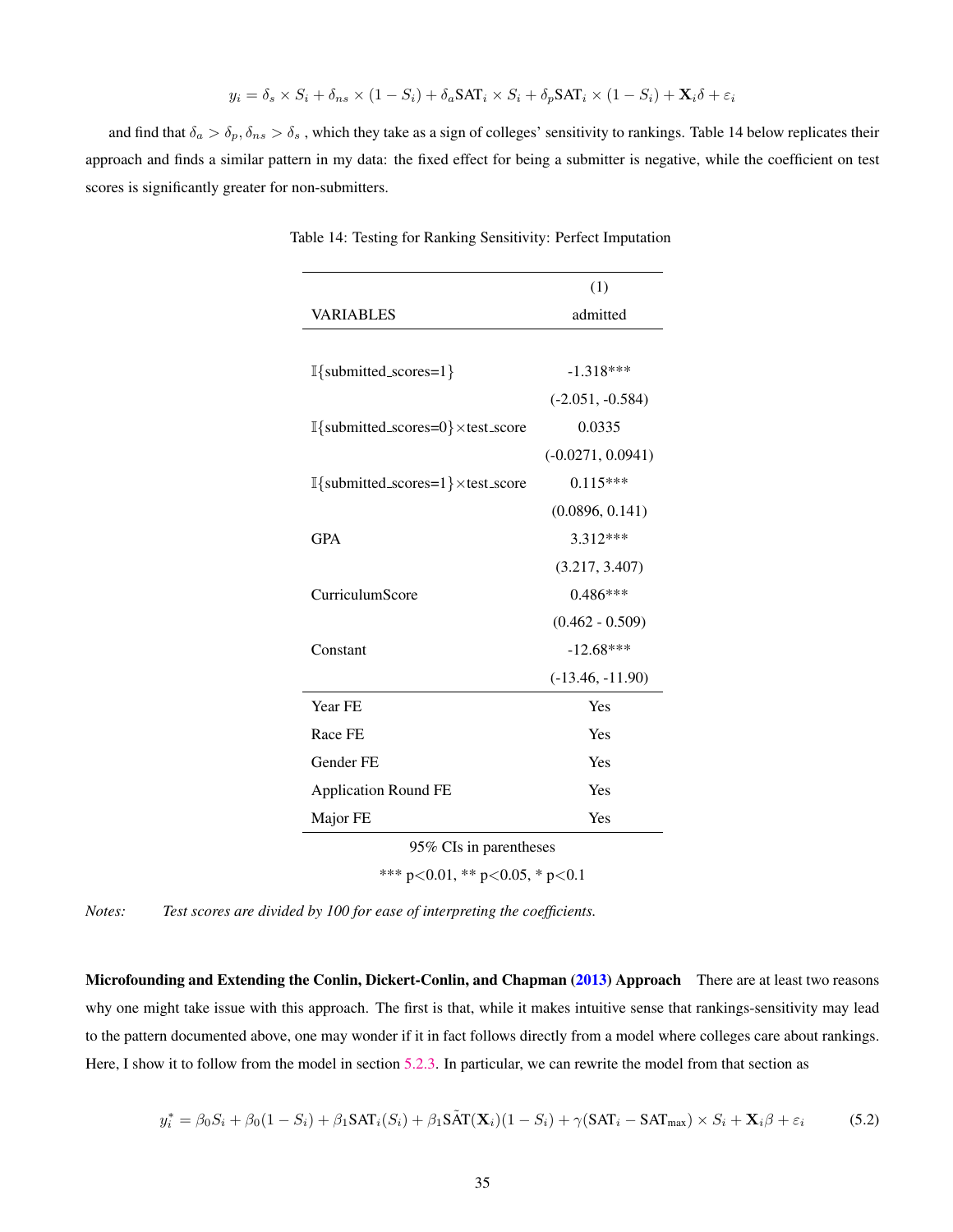$$y_i = \delta_s \times S_i + \delta_{ns} \times (1 - S_i) + \delta_a \text{SAT}_i \times S_i + \delta_p \text{SAT}_i \times (1 - S_i) + \mathbf{X}_i \delta + \varepsilon_i$$

and find that $\delta_a > \delta_p, \delta_{ns} > \delta_s$ , which they take as a sign of colleges' sensitivity to rankings. Table 14 below replicates their approach and finds a similar pattern in my data: the fixed effect for being a submitter is negative, while the coefficient on test scores is significantly greater for non-submitters.

Table 14: Testing for Ranking Sensitivity: Perfect Imputation

| VARIABLES | (1) admitted |
|---|---|
| $\mathbb{I}\{$submitted_scores=1$\}$ | -1.318*** |
| | (-2.051, -0.584) |
| $\mathbb{I}\{$submitted_scores=0$\}\times$test_score | 0.0335 |
| | (-0.0271, 0.0941) |
| $\mathbb{I}\{$submitted_scores=1$\}\times$test_score | 0.115*** |
| | (0.0896, 0.141) |
| GPA | 3.312*** |
| | (3.217, 3.407) |
| CurriculumScore | 0.486*** |
| | (0.462 - 0.509) |
| Constant | -12.68*** |
| | (-13.46, -11.90) |
| Year FE | Yes |
| Race FE | Yes |
| Gender FE | Yes |
| Application Round FE | Yes |
| Major FE | Yes |

95% CIs in parentheses

*** p<0.01, ** p<0.05, * p<0.1

*Notes: Test scores are divided by 100 for ease of interpreting the coefficients.*

**Microfounding and Extending the Conlin, Dickert-Conlin, and Chapman (2013) Approach** There are at least two reasons why one might take issue with this approach. The first is that, while it makes intuitive sense that rankings-sensitivity may lead to the pattern documented above, one may wonder if it in fact follows directly from a model where colleges care about rankings. Here, I show it to follow from the model in section 5.2.3. In particular, we can rewrite the model from that section as

$$y_i^* = \beta_0 S_i + \beta_0(1 - S_i) + \beta_1 \text{SAT}_i(S_i) + \beta_1 \tilde{\text{SAT}}(\mathbf{X}_i)(1 - S_i) + \gamma(\text{SAT}_i - \text{SAT}_{\text{max}}) \times S_i + \mathbf{X}_i \beta + \varepsilon_i \tag{5.2}$$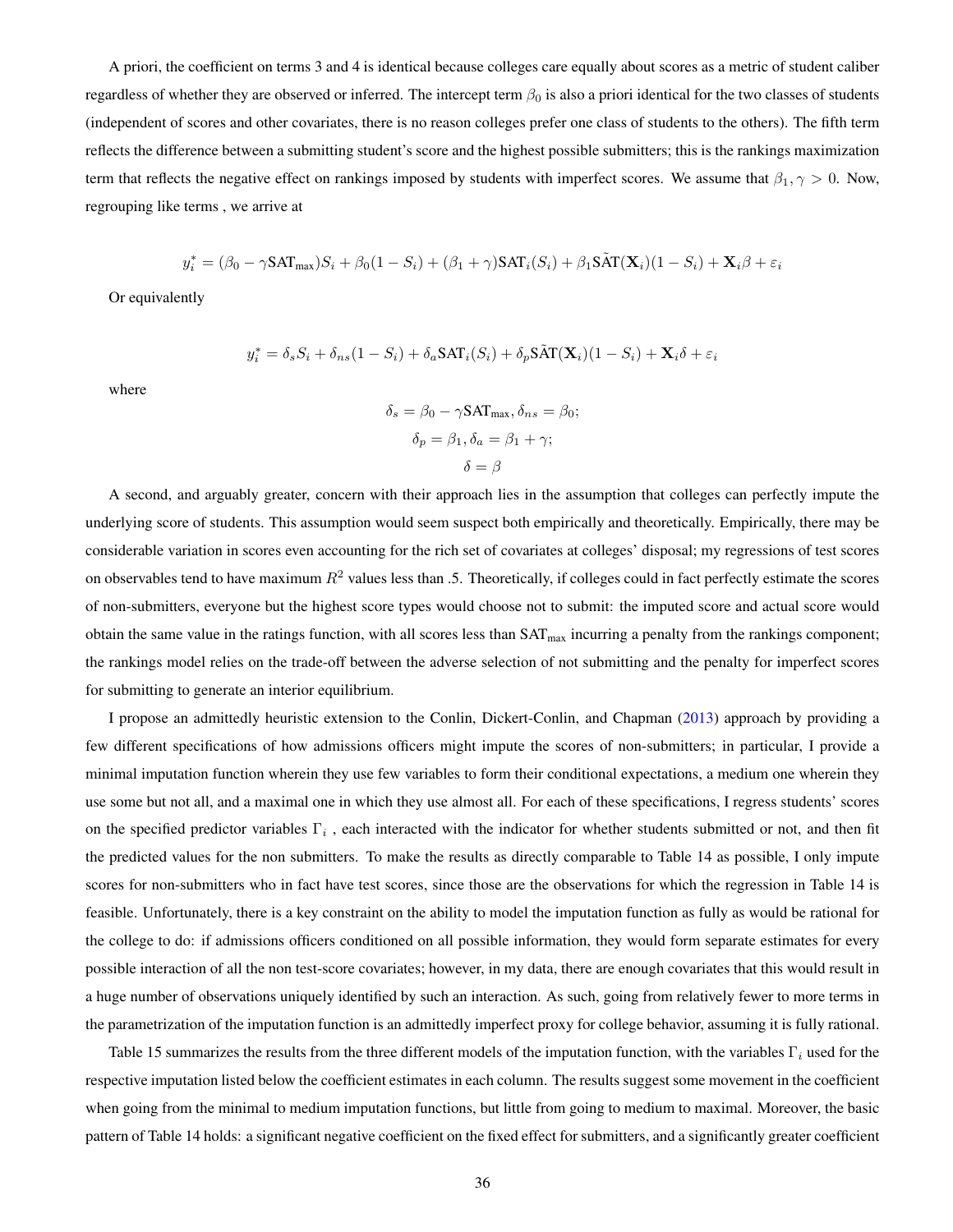A priori, the coefficient on terms 3 and 4 is identical because colleges care equally about scores as a metric of student caliber regardless of whether they are observed or inferred. The intercept term $\beta_0$ is also a priori identical for the two classes of students (independent of scores and other covariates, there is no reason colleges prefer one class of students to the others). The fifth term reflects the difference between a submitting student's score and the highest possible submitters; this is the rankings maximization term that reflects the negative effect on rankings imposed by students with imperfect scores. We assume that $\beta_1, \gamma > 0$. Now, regrouping like terms , we arrive at

$$y_i^* = (\beta_0 - \gamma \text{SAT}_{\max}) S_i + \beta_0 (1 - S_i) + (\beta_1 + \gamma) \text{SAT}_i (S_i) + \beta_1 \tilde{\text{SAT}}(\mathbf{X}_i)(1 - S_i) + \mathbf{X}_i \beta + \varepsilon_i$$

Or equivalently

$$y_i^* = \delta_s S_i + \delta_{ns}(1 - S_i) + \delta_a \text{SAT}_i(S_i) + \delta_p \tilde{\text{SAT}}(\mathbf{X}_i)(1 - S_i) + \mathbf{X}_i \delta + \varepsilon_i$$

where

$$\delta_s = \beta_0 - \gamma \text{SAT}_{\max}, \delta_{ns} = \beta_0;$$
$$\delta_p = \beta_1, \delta_a = \beta_1 + \gamma;$$
$$\delta = \beta$$

A second, and arguably greater, concern with their approach lies in the assumption that colleges can perfectly impute the underlying score of students. This assumption would seem suspect both empirically and theoretically. Empirically, there may be considerable variation in scores even accounting for the rich set of covariates at colleges' disposal; my regressions of test scores on observables tend to have maximum $R^2$ values less than .5. Theoretically, if colleges could in fact perfectly estimate the scores of non-submitters, everyone but the highest score types would choose not to submit: the imputed score and actual score would obtain the same value in the ratings function, with all scores less than $\text{SAT}_{\max}$ incurring a penalty from the rankings component; the rankings model relies on the trade-off between the adverse selection of not submitting and the penalty for imperfect scores for submitting to generate an interior equilibrium.

I propose an admittedly heuristic extension to the Conlin, Dickert-Conlin, and Chapman (2013) approach by providing a few different specifications of how admissions officers might impute the scores of non-submitters; in particular, I provide a minimal imputation function wherein they use few variables to form their conditional expectations, a medium one wherein they use some but not all, and a maximal one in which they use almost all. For each of these specifications, I regress students' scores on the specified predictor variables $\Gamma_i$ , each interacted with the indicator for whether students submitted or not, and then fit the predicted values for the non submitters. To make the results as directly comparable to Table 14 as possible, I only impute scores for non-submitters who in fact have test scores, since those are the observations for which the regression in Table 14 is feasible. Unfortunately, there is a key constraint on the ability to model the imputation function as fully as would be rational for the college to do: if admissions officers conditioned on all possible information, they would form separate estimates for every possible interaction of all the non test-score covariates; however, in my data, there are enough covariates that this would result in a huge number of observations uniquely identified by such an interaction. As such, going from relatively fewer to more terms in the parametrization of the imputation function is an admittedly imperfect proxy for college behavior, assuming it is fully rational.

Table 15 summarizes the results from the three different models of the imputation function, with the variables $\Gamma_i$ used for the respective imputation listed below the coefficient estimates in each column. The results suggest some movement in the coefficient when going from the minimal to medium imputation functions, but little from going to medium to maximal. Moreover, the basic pattern of Table 14 holds: a significant negative coefficient on the fixed effect for submitters, and a significantly greater coefficient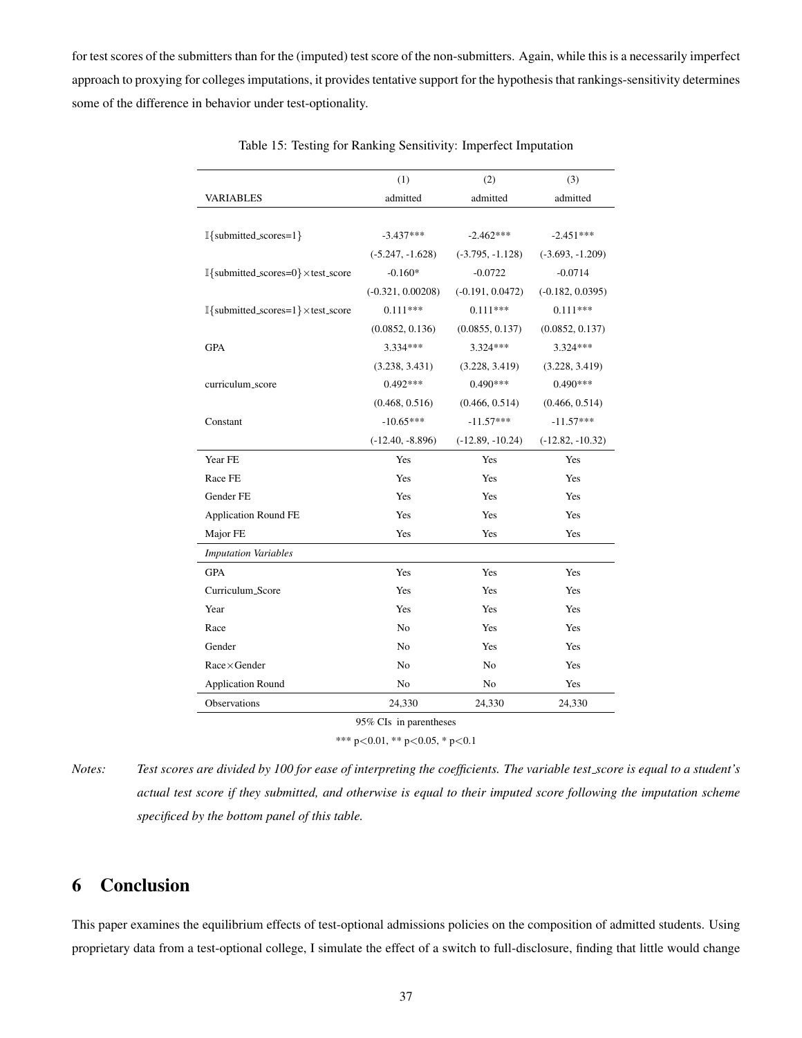for test scores of the submitters than for the (imputed) test score of the non-submitters. Again, while this is a necessarily imperfect approach to proxying for colleges imputations, it provides tentative support for the hypothesis that rankings-sensitivity determines some of the difference in behavior under test-optionality.

Table 15: Testing for Ranking Sensitivity: Imperfect Imputation

| | (1) | (2) | (3) |
|---|---|---|---|
| VARIABLES | admitted | admitted | admitted |
| | | | |
| $\mathbb{I}\{$submitted_scores=1$\}$ | -3.437*** | -2.462*** | -2.451*** |
| | (-5.247, -1.628) | (-3.795, -1.128) | (-3.693, -1.209) |
| $\mathbb{I}\{$submitted_scores=0$\}\times$test_score | -0.160* | -0.0722 | -0.0714 |
| | (-0.321, 0.00208) | (-0.191, 0.0472) | (-0.182, 0.0395) |
| $\mathbb{I}\{$submitted_scores=1$\}\times$test_score | 0.111*** | 0.111*** | 0.111*** |
| | (0.0852, 0.136) | (0.0855, 0.137) | (0.0852, 0.137) |
| GPA | 3.334*** | 3.324*** | 3.324*** |
| | (3.238, 3.431) | (3.228, 3.419) | (3.228, 3.419) |
| curriculum_score | 0.492*** | 0.490*** | 0.490*** |
| | (0.468, 0.516) | (0.466, 0.514) | (0.466, 0.514) |
| Constant | -10.65*** | -11.57*** | -11.57*** |
| | (-12.40, -8.896) | (-12.89, -10.24) | (-12.82, -10.32) |
| Year FE | Yes | Yes | Yes |
| Race FE | Yes | Yes | Yes |
| Gender FE | Yes | Yes | Yes |
| Application Round FE | Yes | Yes | Yes |
| Major FE | Yes | Yes | Yes |
| *Imputation Variables* | | | |
| GPA | Yes | Yes | Yes |
| Curriculum_Score | Yes | Yes | Yes |
| Year | Yes | Yes | Yes |
| Race | No | Yes | Yes |
| Gender | No | Yes | Yes |
| Race×Gender | No | No | Yes |
| Application Round | No | No | Yes |
| Observations | 24,330 | 24,330 | 24,330 |

95% CIs in parentheses

*** p<0.01, ** p<0.05, * p<0.1

*Notes: Test scores are divided by 100 for ease of interpreting the coefficients. The variable test_score is equal to a student's actual test score if they submitted, and otherwise is equal to their imputed score following the imputation scheme specificed by the bottom panel of this table.*

# 6 Conclusion

This paper examines the equilibrium effects of test-optional admissions policies on the composition of admitted students. Using proprietary data from a test-optional college, I simulate the effect of a switch to full-disclosure, finding that little would change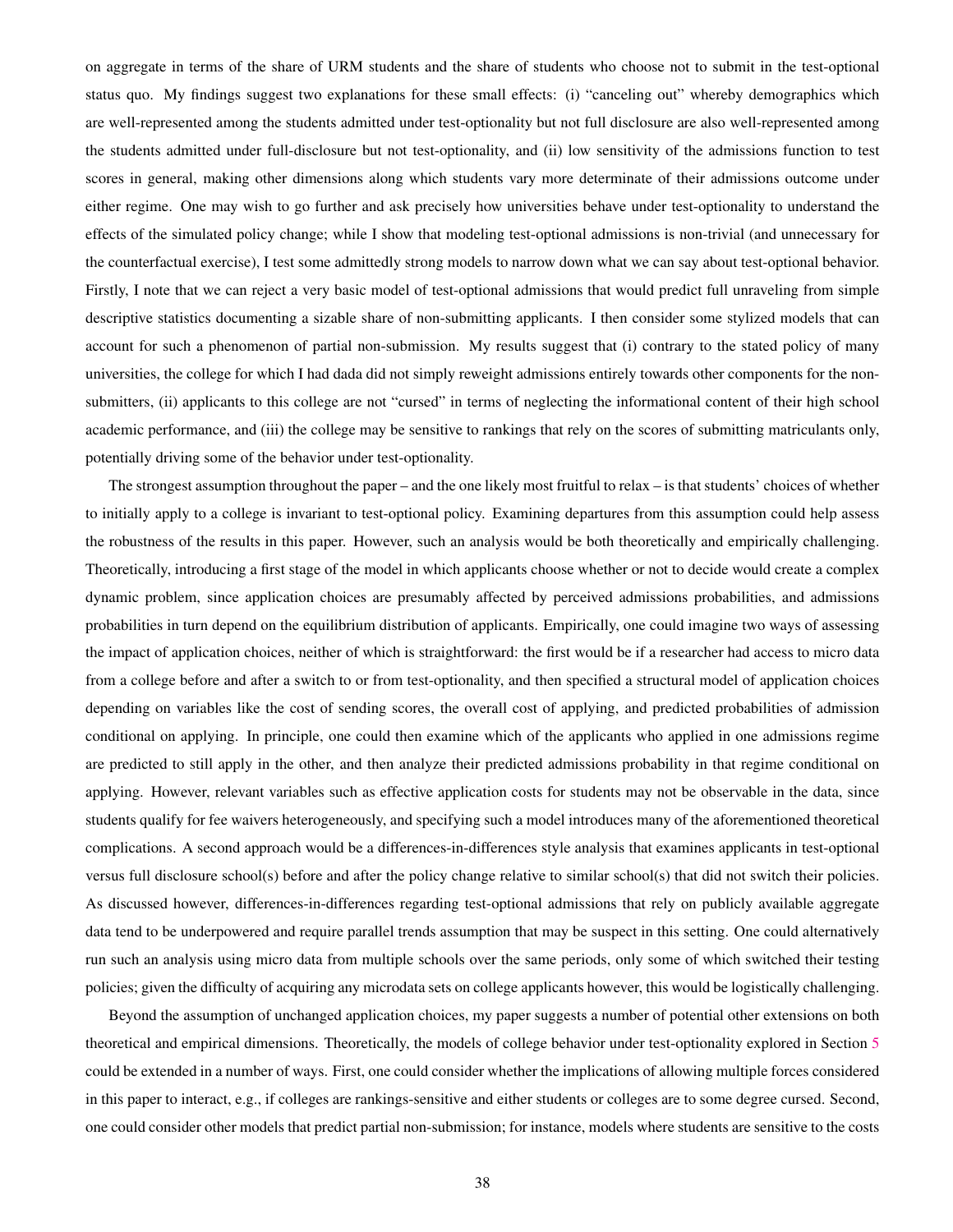on aggregate in terms of the share of URM students and the share of students who choose not to submit in the test-optional status quo. My findings suggest two explanations for these small effects: (i) "canceling out" whereby demographics which are well-represented among the students admitted under test-optionality but not full disclosure are also well-represented among the students admitted under full-disclosure but not test-optionality, and (ii) low sensitivity of the admissions function to test scores in general, making other dimensions along which students vary more determinate of their admissions outcome under either regime. One may wish to go further and ask precisely how universities behave under test-optionality to understand the effects of the simulated policy change; while I show that modeling test-optional admissions is non-trivial (and unnecessary for the counterfactual exercise), I test some admittedly strong models to narrow down what we can say about test-optional behavior. Firstly, I note that we can reject a very basic model of test-optional admissions that would predict full unraveling from simple descriptive statistics documenting a sizable share of non-submitting applicants. I then consider some stylized models that can account for such a phenomenon of partial non-submission. My results suggest that (i) contrary to the stated policy of many universities, the college for which I had dada did not simply reweight admissions entirely towards other components for the non-submitters, (ii) applicants to this college are not "cursed" in terms of neglecting the informational content of their high school academic performance, and (iii) the college may be sensitive to rankings that rely on the scores of submitting matriculants only, potentially driving some of the behavior under test-optionality.

The strongest assumption throughout the paper – and the one likely most fruitful to relax – is that students' choices of whether to initially apply to a college is invariant to test-optional policy. Examining departures from this assumption could help assess the robustness of the results in this paper. However, such an analysis would be both theoretically and empirically challenging. Theoretically, introducing a first stage of the model in which applicants choose whether or not to decide would create a complex dynamic problem, since application choices are presumably affected by perceived admissions probabilities, and admissions probabilities in turn depend on the equilibrium distribution of applicants. Empirically, one could imagine two ways of assessing the impact of application choices, neither of which is straightforward: the first would be if a researcher had access to micro data from a college before and after a switch to or from test-optionality, and then specified a structural model of application choices depending on variables like the cost of sending scores, the overall cost of applying, and predicted probabilities of admission conditional on applying. In principle, one could then examine which of the applicants who applied in one admissions regime are predicted to still apply in the other, and then analyze their predicted admissions probability in that regime conditional on applying. However, relevant variables such as effective application costs for students may not be observable in the data, since students qualify for fee waivers heterogeneously, and specifying such a model introduces many of the aforementioned theoretical complications. A second approach would be a differences-in-differences style analysis that examines applicants in test-optional versus full disclosure school(s) before and after the policy change relative to similar school(s) that did not switch their policies. As discussed however, differences-in-differences regarding test-optional admissions that rely on publicly available aggregate data tend to be underpowered and require parallel trends assumption that may be suspect in this setting. One could alternatively run such an analysis using micro data from multiple schools over the same periods, only some of which switched their testing policies; given the difficulty of acquiring any microdata sets on college applicants however, this would be logistically challenging.

Beyond the assumption of unchanged application choices, my paper suggests a number of potential other extensions on both theoretical and empirical dimensions. Theoretically, the models of college behavior under test-optionality explored in Section 5 could be extended in a number of ways. First, one could consider whether the implications of allowing multiple forces considered in this paper to interact, e.g., if colleges are rankings-sensitive and either students or colleges are to some degree cursed. Second, one could consider other models that predict partial non-submission; for instance, models where students are sensitive to the costs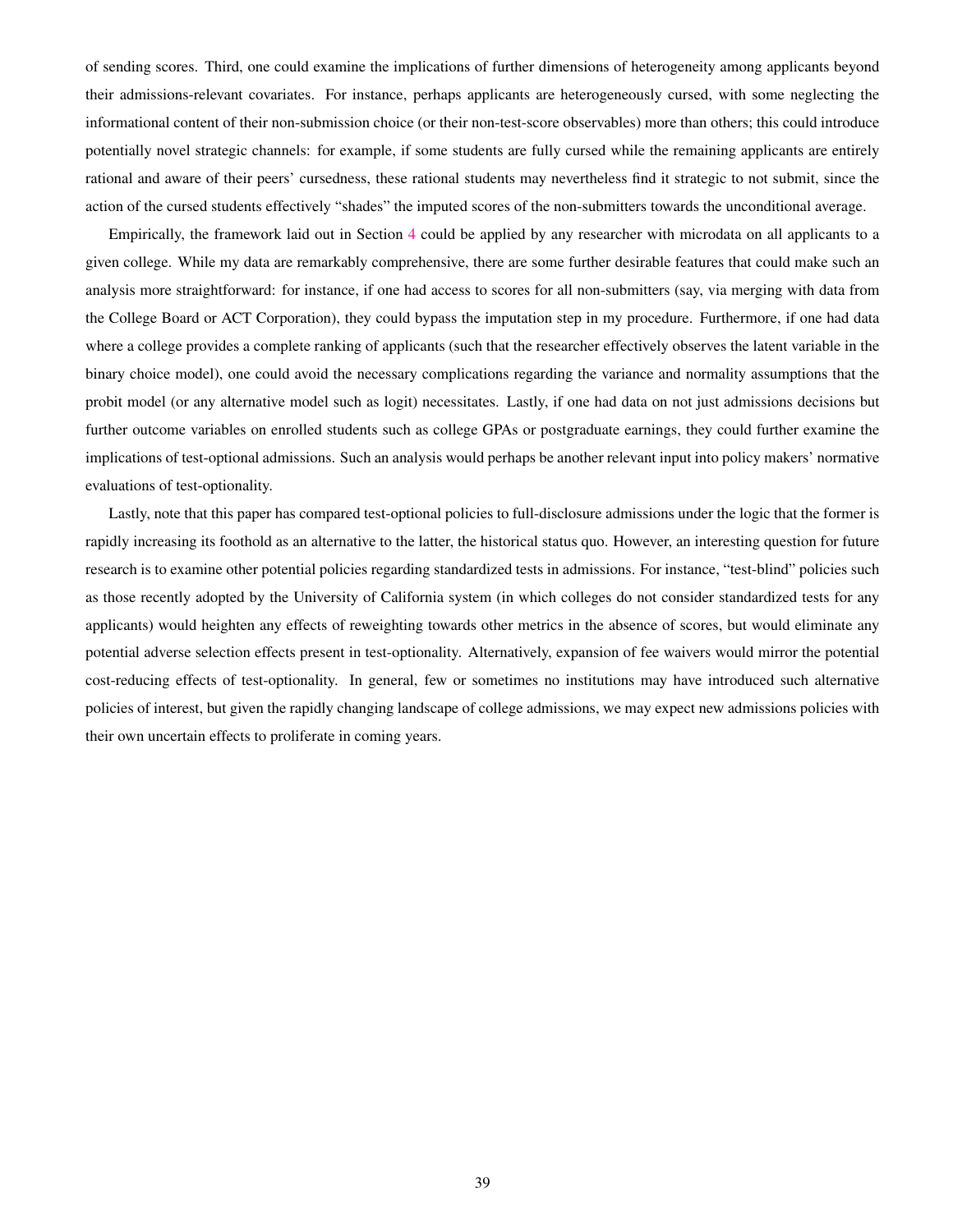of sending scores. Third, one could examine the implications of further dimensions of heterogeneity among applicants beyond their admissions-relevant covariates. For instance, perhaps applicants are heterogeneously cursed, with some neglecting the informational content of their non-submission choice (or their non-test-score observables) more than others; this could introduce potentially novel strategic channels: for example, if some students are fully cursed while the remaining applicants are entirely rational and aware of their peers' cursedness, these rational students may nevertheless find it strategic to not submit, since the action of the cursed students effectively "shades" the imputed scores of the non-submitters towards the unconditional average.

Empirically, the framework laid out in Section 4 could be applied by any researcher with microdata on all applicants to a given college. While my data are remarkably comprehensive, there are some further desirable features that could make such an analysis more straightforward: for instance, if one had access to scores for all non-submitters (say, via merging with data from the College Board or ACT Corporation), they could bypass the imputation step in my procedure. Furthermore, if one had data where a college provides a complete ranking of applicants (such that the researcher effectively observes the latent variable in the binary choice model), one could avoid the necessary complications regarding the variance and normality assumptions that the probit model (or any alternative model such as logit) necessitates. Lastly, if one had data on not just admissions decisions but further outcome variables on enrolled students such as college GPAs or postgraduate earnings, they could further examine the implications of test-optional admissions. Such an analysis would perhaps be another relevant input into policy makers' normative evaluations of test-optionality.

Lastly, note that this paper has compared test-optional policies to full-disclosure admissions under the logic that the former is rapidly increasing its foothold as an alternative to the latter, the historical status quo. However, an interesting question for future research is to examine other potential policies regarding standardized tests in admissions. For instance, "test-blind" policies such as those recently adopted by the University of California system (in which colleges do not consider standardized tests for any applicants) would heighten any effects of reweighting towards other metrics in the absence of scores, but would eliminate any potential adverse selection effects present in test-optionality. Alternatively, expansion of fee waivers would mirror the potential cost-reducing effects of test-optionality. In general, few or sometimes no institutions may have introduced such alternative policies of interest, but given the rapidly changing landscape of college admissions, we may expect new admissions policies with their own uncertain effects to proliferate in coming years.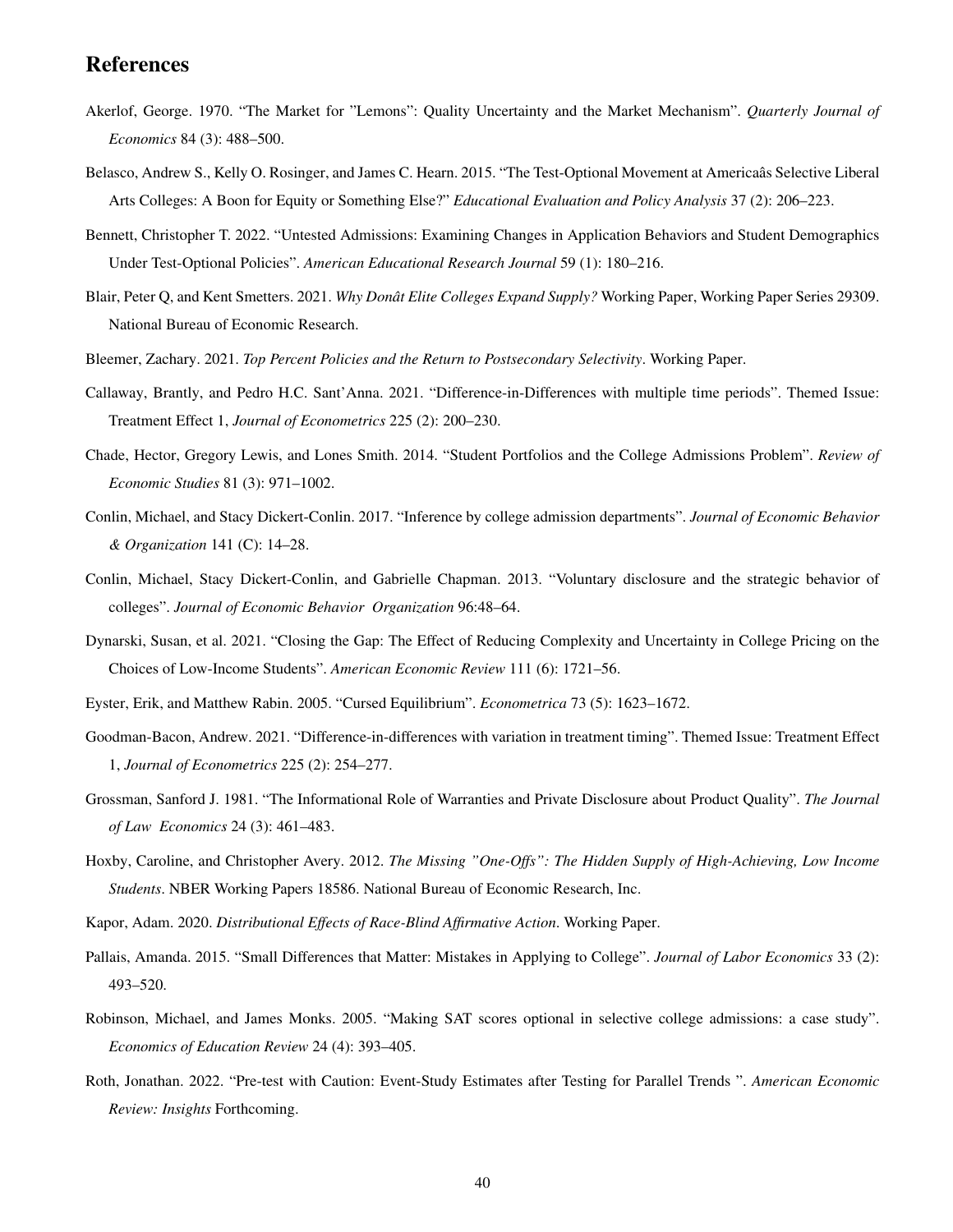## References

Akerlof, George. 1970. "The Market for "Lemons": Quality Uncertainty and the Market Mechanism". *Quarterly Journal of Economics* 84 (3): 488–500.

Belasco, Andrew S., Kelly O. Rosinger, and James C. Hearn. 2015. "The Test-Optional Movement at Americaâs Selective Liberal Arts Colleges: A Boon for Equity or Something Else?" *Educational Evaluation and Policy Analysis* 37 (2): 206–223.

Bennett, Christopher T. 2022. "Untested Admissions: Examining Changes in Application Behaviors and Student Demographics Under Test-Optional Policies". *American Educational Research Journal* 59 (1): 180–216.

Blair, Peter Q, and Kent Smetters. 2021. *Why Donât Elite Colleges Expand Supply?* Working Paper, Working Paper Series 29309. National Bureau of Economic Research.

Bleemer, Zachary. 2021. *Top Percent Policies and the Return to Postsecondary Selectivity*. Working Paper.

Callaway, Brantly, and Pedro H.C. Sant'Anna. 2021. "Difference-in-Differences with multiple time periods". Themed Issue: Treatment Effect 1, *Journal of Econometrics* 225 (2): 200–230.

Chade, Hector, Gregory Lewis, and Lones Smith. 2014. "Student Portfolios and the College Admissions Problem". *Review of Economic Studies* 81 (3): 971–1002.

Conlin, Michael, and Stacy Dickert-Conlin. 2017. "Inference by college admission departments". *Journal of Economic Behavior & Organization* 141 (C): 14–28.

Conlin, Michael, Stacy Dickert-Conlin, and Gabrielle Chapman. 2013. "Voluntary disclosure and the strategic behavior of colleges". *Journal of Economic Behavior Organization* 96:48–64.

Dynarski, Susan, et al. 2021. "Closing the Gap: The Effect of Reducing Complexity and Uncertainty in College Pricing on the Choices of Low-Income Students". *American Economic Review* 111 (6): 1721–56.

Eyster, Erik, and Matthew Rabin. 2005. "Cursed Equilibrium". *Econometrica* 73 (5): 1623–1672.

Goodman-Bacon, Andrew. 2021. "Difference-in-differences with variation in treatment timing". Themed Issue: Treatment Effect 1, *Journal of Econometrics* 225 (2): 254–277.

Grossman, Sanford J. 1981. "The Informational Role of Warranties and Private Disclosure about Product Quality". *The Journal of Law Economics* 24 (3): 461–483.

Hoxby, Caroline, and Christopher Avery. 2012. *The Missing "One-Offs": The Hidden Supply of High-Achieving, Low Income Students*. NBER Working Papers 18586. National Bureau of Economic Research, Inc.

Kapor, Adam. 2020. *Distributional Effects of Race-Blind Affirmative Action*. Working Paper.

Pallais, Amanda. 2015. "Small Differences that Matter: Mistakes in Applying to College". *Journal of Labor Economics* 33 (2): 493–520.

Robinson, Michael, and James Monks. 2005. "Making SAT scores optional in selective college admissions: a case study". *Economics of Education Review* 24 (4): 393–405.

Roth, Jonathan. 2022. "Pre-test with Caution: Event-Study Estimates after Testing for Parallel Trends ". *American Economic Review: Insights* Forthcoming.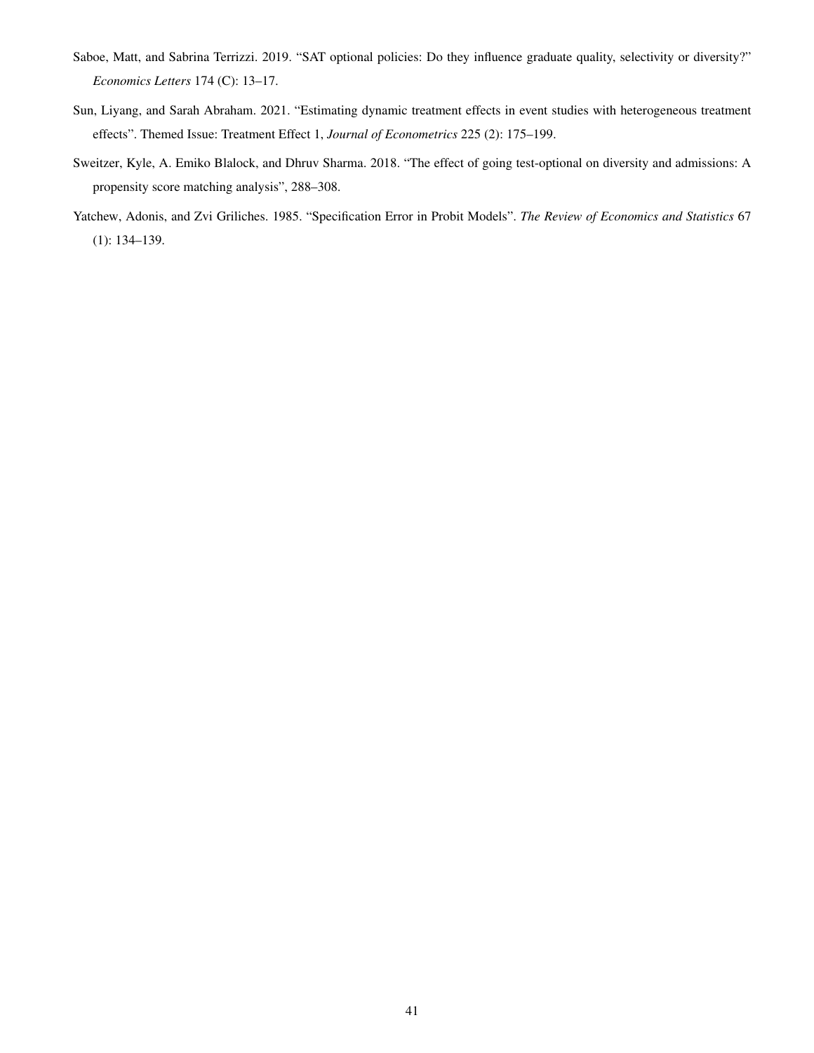Saboe, Matt, and Sabrina Terrizzi. 2019. "SAT optional policies: Do they influence graduate quality, selectivity or diversity?" *Economics Letters* 174 (C): 13–17.

Sun, Liyang, and Sarah Abraham. 2021. "Estimating dynamic treatment effects in event studies with heterogeneous treatment effects". Themed Issue: Treatment Effect 1, *Journal of Econometrics* 225 (2): 175–199.

Sweitzer, Kyle, A. Emiko Blalock, and Dhruv Sharma. 2018. "The effect of going test-optional on diversity and admissions: A propensity score matching analysis", 288–308.

Yatchew, Adonis, and Zvi Griliches. 1985. "Specification Error in Probit Models". *The Review of Economics and Statistics* 67 (1): 134–139.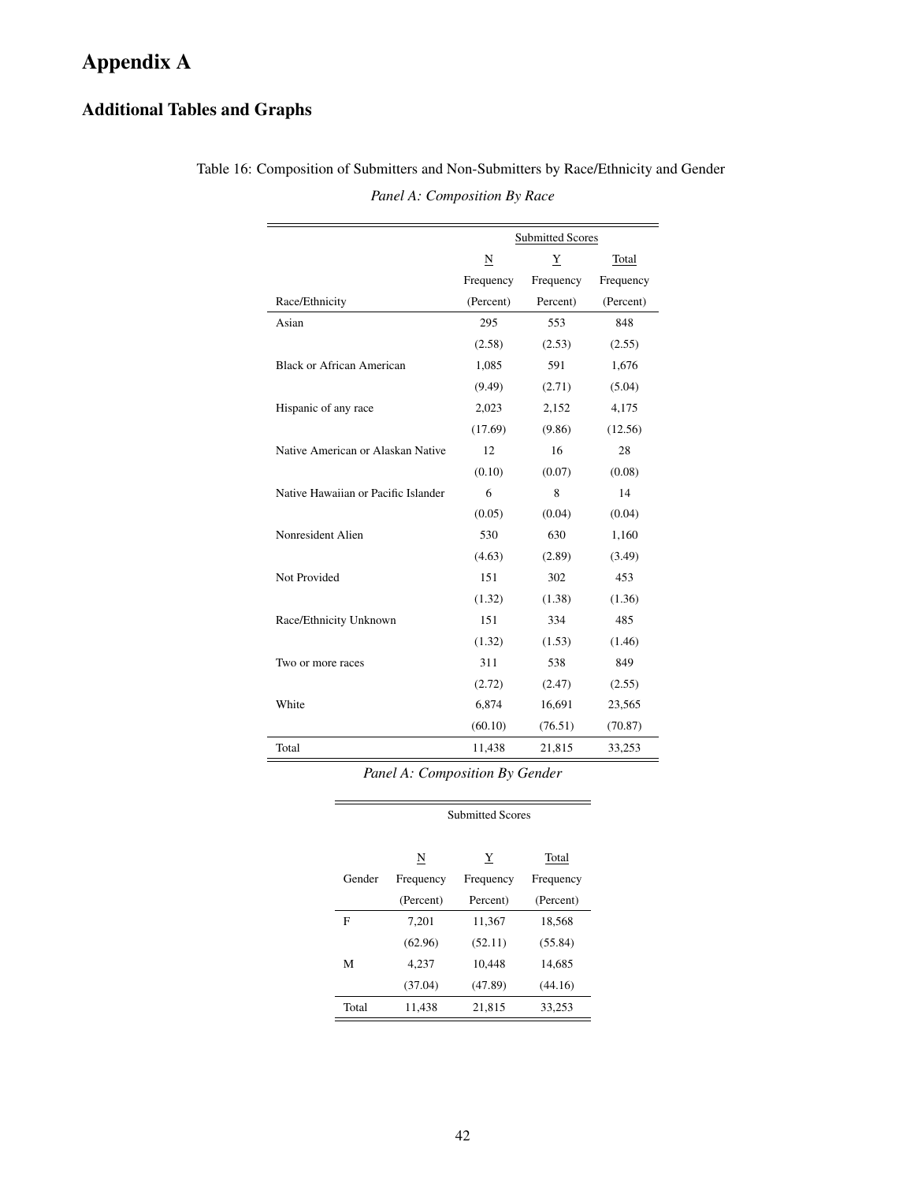# Appendix A

## Additional Tables and Graphs

Table 16: Composition of Submitters and Non-Submitters by Race/Ethnicity and Gender

*Panel A: Composition By Race*

| | Submitted Scores | | |
|---|---|---|---|
| | N | Y | Total |
| | Frequency | Frequency | Frequency |
| Race/Ethnicity | (Percent) | Percent) | (Percent) |
| Asian | 295 | 553 | 848 |
| | (2.58) | (2.53) | (2.55) |
| Black or African American | 1,085 | 591 | 1,676 |
| | (9.49) | (2.71) | (5.04) |
| Hispanic of any race | 2,023 | 2,152 | 4,175 |
| | (17.69) | (9.86) | (12.56) |
| Native American or Alaskan Native | 12 | 16 | 28 |
| | (0.10) | (0.07) | (0.08) |
| Native Hawaiian or Pacific Islander | 6 | 8 | 14 |
| | (0.05) | (0.04) | (0.04) |
| Nonresident Alien | 530 | 630 | 1,160 |
| | (4.63) | (2.89) | (3.49) |
| Not Provided | 151 | 302 | 453 |
| | (1.32) | (1.38) | (1.36) |
| Race/Ethnicity Unknown | 151 | 334 | 485 |
| | (1.32) | (1.53) | (1.46) |
| Two or more races | 311 | 538 | 849 |
| | (2.72) | (2.47) | (2.55) |
| White | 6,874 | 16,691 | 23,565 |
| | (60.10) | (76.51) | (70.87) |
| Total | 11,438 | 21,815 | 33,253 |

*Panel A: Composition By Gender*

| | Submitted Scores | | |
|---|---|---|---|
| | N | Y | Total |
| Gender | Frequency | Frequency | Frequency |
| | (Percent) | Percent) | (Percent) |
| F | 7,201 | 11,367 | 18,568 |
| | (62.96) | (52.11) | (55.84) |
| M | 4,237 | 10,448 | 14,685 |
| | (37.04) | (47.89) | (44.16) |
| Total | 11,438 | 21,815 | 33,253 |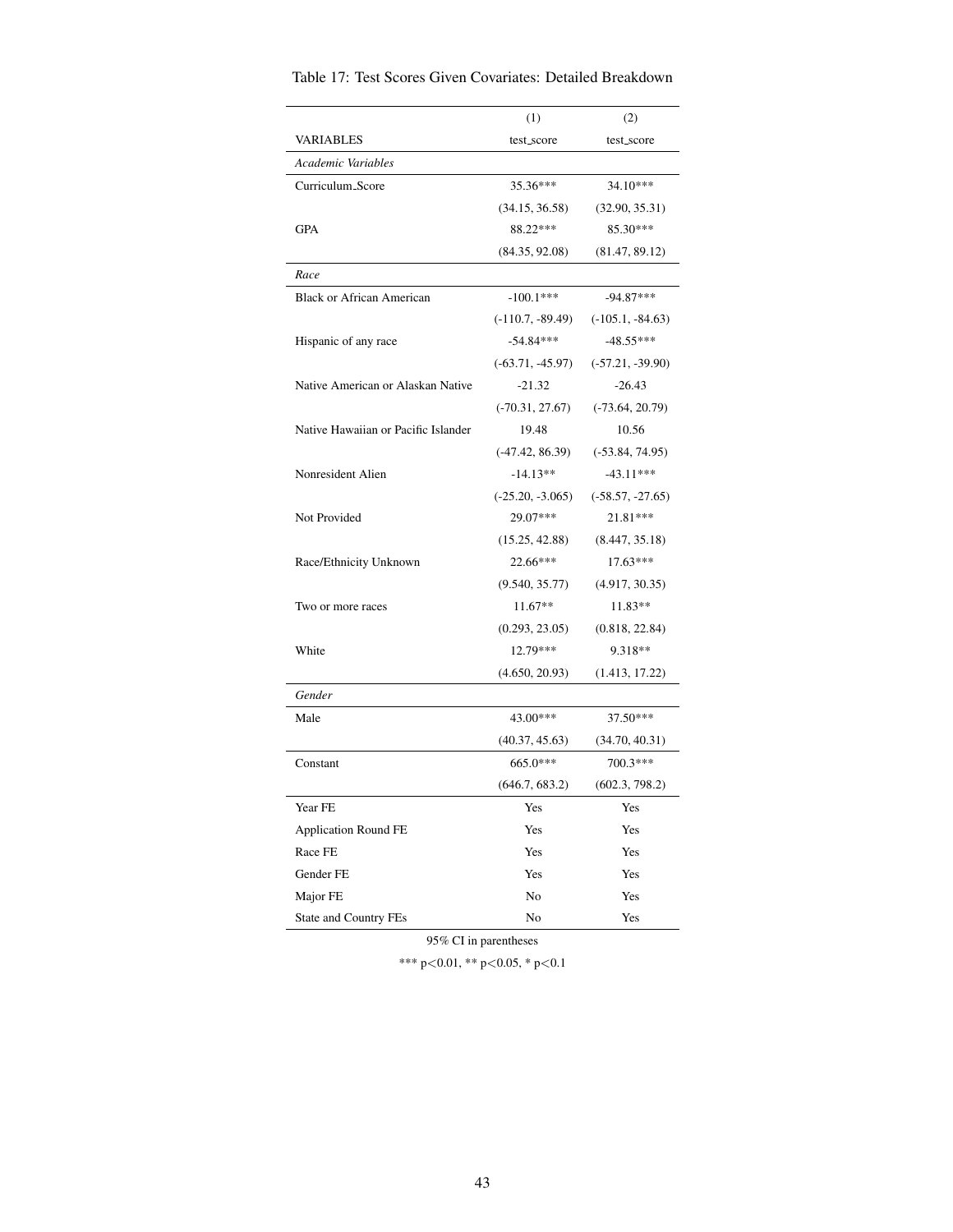Table 17: Test Scores Given Covariates: Detailed Breakdown

| | (1) | (2) |
|---|---|---|
| VARIABLES | test_score | test_score |
| *Academic Variables* | | |
| Curriculum_Score | 35.36*** | 34.10*** |
| | (34.15, 36.58) | (32.90, 35.31) |
| GPA | 88.22*** | 85.30*** |
| | (84.35, 92.08) | (81.47, 89.12) |
| *Race* | | |
| Black or African American | -100.1*** | -94.87*** |
| | (-110.7, -89.49) | (-105.1, -84.63) |
| Hispanic of any race | -54.84*** | -48.55*** |
| | (-63.71, -45.97) | (-57.21, -39.90) |
| Native American or Alaskan Native | -21.32 | -26.43 |
| | (-70.31, 27.67) | (-73.64, 20.79) |
| Native Hawaiian or Pacific Islander | 19.48 | 10.56 |
| | (-47.42, 86.39) | (-53.84, 74.95) |
| Nonresident Alien | -14.13** | -43.11*** |
| | (-25.20, -3.065) | (-58.57, -27.65) |
| Not Provided | 29.07*** | 21.81*** |
| | (15.25, 42.88) | (8.447, 35.18) |
| Race/Ethnicity Unknown | 22.66*** | 17.63*** |
| | (9.540, 35.77) | (4.917, 30.35) |
| Two or more races | 11.67** | 11.83** |
| | (0.293, 23.05) | (0.818, 22.84) |
| White | 12.79*** | 9.318** |
| | (4.650, 20.93) | (1.413, 17.22) |
| *Gender* | | |
| Male | 43.00*** | 37.50*** |
| | (40.37, 45.63) | (34.70, 40.31) |
| Constant | 665.0*** | 700.3*** |
| | (646.7, 683.2) | (602.3, 798.2) |
| Year FE | Yes | Yes |
| Application Round FE | Yes | Yes |
| Race FE | Yes | Yes |
| Gender FE | Yes | Yes |
| Major FE | No | Yes |
| State and Country FEs | No | Yes |

95% CI in parentheses

*** $p<0.01$, ** $p<0.05$, * $p<0.1$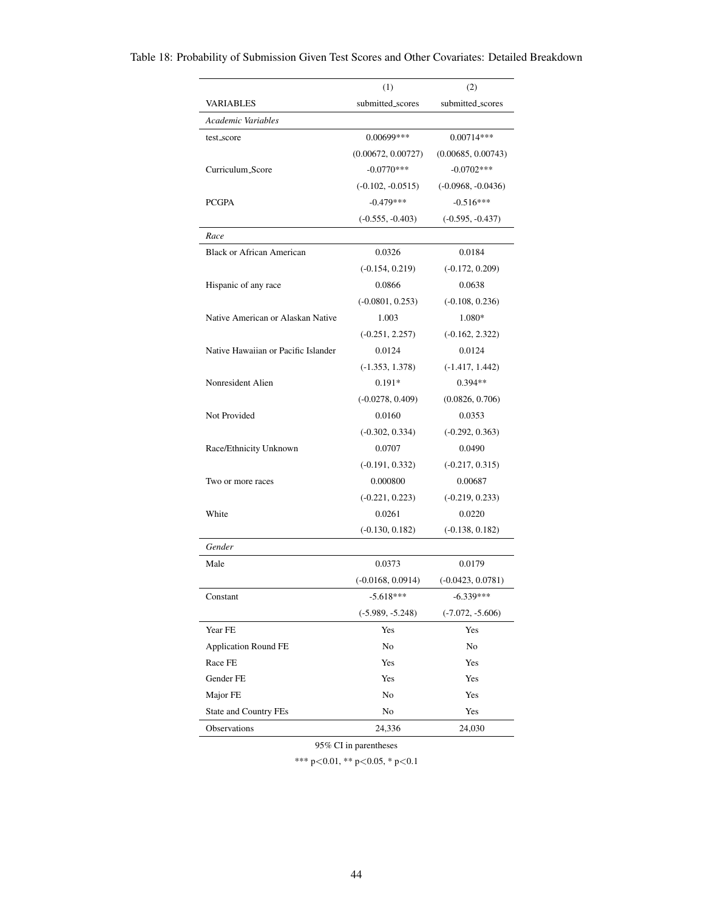Table 18: Probability of Submission Given Test Scores and Other Covariates: Detailed Breakdown

| | (1) | (2) |
|---|---|---|
| VARIABLES | submitted_scores | submitted_scores |
| *Academic Variables* | | |
| test_score | 0.00699*** | 0.00714*** |
| | (0.00672, 0.00727) | (0.00685, 0.00743) |
| Curriculum_Score | -0.0770*** | -0.0702*** |
| | (-0.102, -0.0515) | (-0.0968, -0.0436) |
| PCGPA | -0.479*** | -0.516*** |
| | (-0.555, -0.403) | (-0.595, -0.437) |
| *Race* | | |
| Black or African American | 0.0326 | 0.0184 |
| | (-0.154, 0.219) | (-0.172, 0.209) |
| Hispanic of any race | 0.0866 | 0.0638 |
| | (-0.0801, 0.253) | (-0.108, 0.236) |
| Native American or Alaskan Native | 1.003 | 1.080* |
| | (-0.251, 2.257) | (-0.162, 2.322) |
| Native Hawaiian or Pacific Islander | 0.0124 | 0.0124 |
| | (-1.353, 1.378) | (-1.417, 1.442) |
| Nonresident Alien | 0.191* | 0.394** |
| | (-0.0278, 0.409) | (0.0826, 0.706) |
| Not Provided | 0.0160 | 0.0353 |
| | (-0.302, 0.334) | (-0.292, 0.363) |
| Race/Ethnicity Unknown | 0.0707 | 0.0490 |
| | (-0.191, 0.332) | (-0.217, 0.315) |
| Two or more races | 0.000800 | 0.00687 |
| | (-0.221, 0.223) | (-0.219, 0.233) |
| White | 0.0261 | 0.0220 |
| | (-0.130, 0.182) | (-0.138, 0.182) |
| *Gender* | | |
| Male | 0.0373 | 0.0179 |
| | (-0.0168, 0.0914) | (-0.0423, 0.0781) |
| Constant | -5.618*** | -6.339*** |
| | (-5.989, -5.248) | (-7.072, -5.606) |
| Year FE | Yes | Yes |
| Application Round FE | No | No |
| Race FE | Yes | Yes |
| Gender FE | Yes | Yes |
| Major FE | No | Yes |
| State and Country FEs | No | Yes |
| Observations | 24,336 | 24,030 |

95% CI in parentheses

*** p<0.01, ** p<0.05, * p<0.1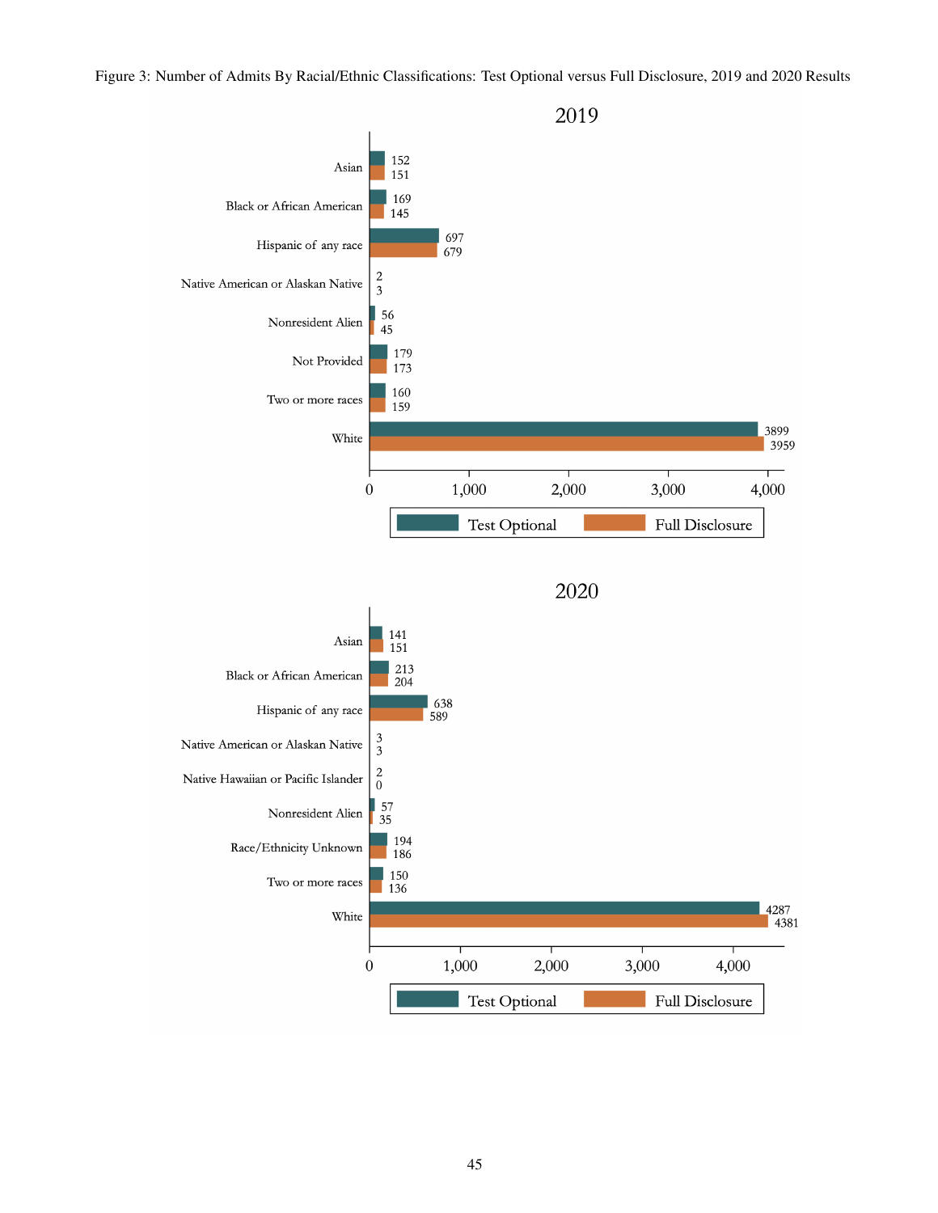Figure 3: Number of Admits By Racial/Ethnic Classifications: Test Optional versus Full Disclosure, 2019 and 2020 Results

**2019**

| | Test Optional | Full Disclosure |
|---|---|---|
| Asian | 152 | 151 |
| Black or African American | 169 | 145 |
| Hispanic of any race | 697 | 679 |
| Native American or Alaskan Native | 2 | 3 |
| Nonresident Alien | 56 | 45 |
| Not Provided | 179 | 173 |
| Two or more races | 160 | 159 |
| White | 3899 | 3959 |

**2020**

| | Test Optional | Full Disclosure |
|---|---|---|
| Asian | 141 | 151 |
| Black or African American | 213 | 204 |
| Hispanic of any race | 638 | 589 |
| Native American or Alaskan Native | 3 | 3 |
| Native Hawaiian or Pacific Islander | 2 | 0 |
| Nonresident Alien | 57 | 35 |
| Race/Ethnicity Unknown | 194 | 186 |
| Two or more races | 150 | 136 |
| White | 4287 | 4381 |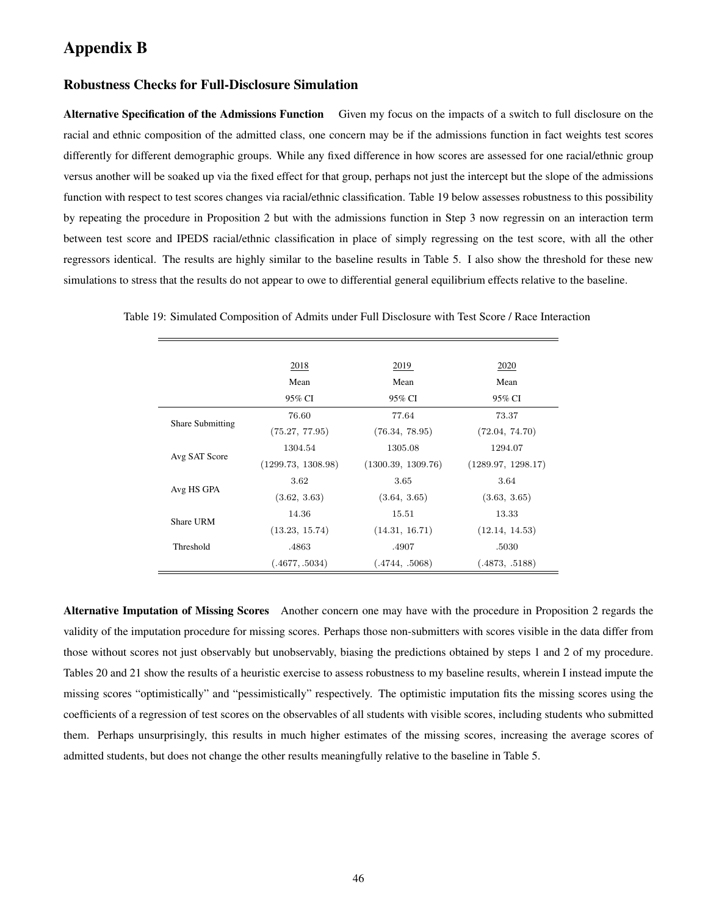# Appendix B

## Robustness Checks for Full-Disclosure Simulation

**Alternative Specification of the Admissions Function** Given my focus on the impacts of a switch to full disclosure on the racial and ethnic composition of the admitted class, one concern may be if the admissions function in fact weights test scores differently for different demographic groups. While any fixed difference in how scores are assessed for one racial/ethnic group versus another will be soaked up via the fixed effect for that group, perhaps not just the intercept but the slope of the admissions function with respect to test scores changes via racial/ethnic classification. Table 19 below assesses robustness to this possibility by repeating the procedure in Proposition 2 but with the admissions function in Step 3 now regressin on an interaction term between test score and IPEDS racial/ethnic classification in place of simply regressing on the test score, with all the other regressors identical. The results are highly similar to the baseline results in Table 5. I also show the threshold for these new simulations to stress that the results do not appear to owe to differential general equilibrium effects relative to the baseline.

Table 19: Simulated Composition of Admits under Full Disclosure with Test Score / Race Interaction

| | 2018 | 2019 | 2020 |
|---|---|---|---|
| | Mean | Mean | Mean |
| | 95% CI | 95% CI | 95% CI |
| Share Submitting | 76.60 | 77.64 | 73.37 |
| | (75.27, 77.95) | (76.34, 78.95) | (72.04, 74.70) |
| Avg SAT Score | 1304.54 | 1305.08 | 1294.07 |
| | (1299.73, 1308.98) | (1300.39, 1309.76) | (1289.97, 1298.17) |
| Avg HS GPA | 3.62 | 3.65 | 3.64 |
| | (3.62, 3.63) | (3.64, 3.65) | (3.63, 3.65) |
| Share URM | 14.36 | 15.51 | 13.33 |
| | (13.23, 15.74) | (14.31, 16.71) | (12.14, 14.53) |
| Threshold | .4863 | .4907 | .5030 |
| | (.4677, .5034) | (.4744, .5068) | (.4873, .5188) |

**Alternative Imputation of Missing Scores** Another concern one may have with the procedure in Proposition 2 regards the validity of the imputation procedure for missing scores. Perhaps those non-submitters with scores visible in the data differ from those without scores not just observably but unobservably, biasing the predictions obtained by steps 1 and 2 of my procedure. Tables 20 and 21 show the results of a heuristic exercise to assess robustness to my baseline results, wherein I instead impute the missing scores "optimistically" and "pessimistically" respectively. The optimistic imputation fits the missing scores using the coefficients of a regression of test scores on the observables of all students with visible scores, including students who submitted them. Perhaps unsurprisingly, this results in much higher estimates of the missing scores, increasing the average scores of admitted students, but does not change the other results meaningfully relative to the baseline in Table 5.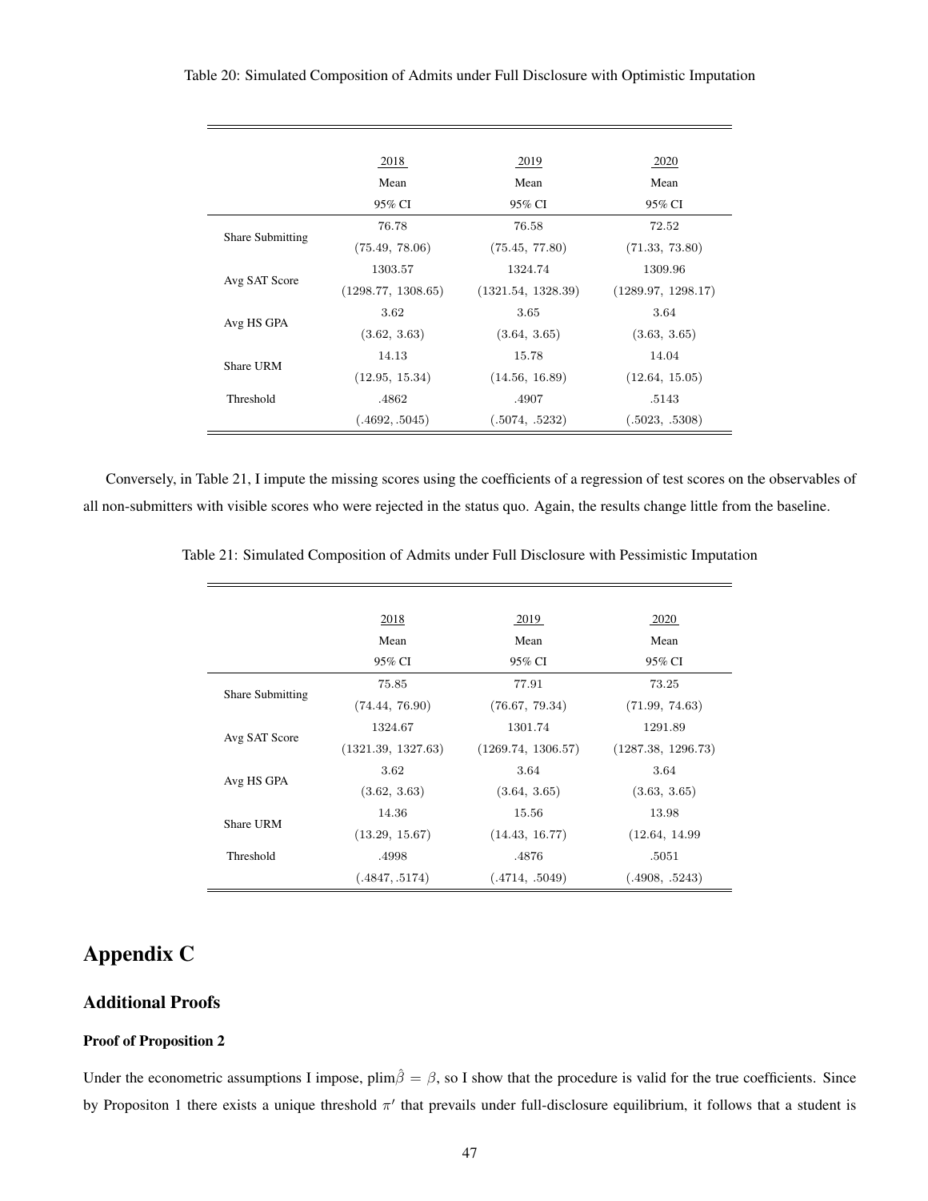Table 20: Simulated Composition of Admits under Full Disclosure with Optimistic Imputation

| | 2018 | 2019 | 2020 |
|---|---|---|---|
| | Mean | Mean | Mean |
| | 95% CI | 95% CI | 95% CI |
| Share Submitting | 76.78 | 76.58 | 72.52 |
| | (75.49, 78.06) | (75.45, 77.80) | (71.33, 73.80) |
| Avg SAT Score | 1303.57 | 1324.74 | 1309.96 |
| | (1298.77, 1308.65) | (1321.54, 1328.39) | (1289.97, 1298.17) |
| Avg HS GPA | 3.62 | 3.65 | 3.64 |
| | (3.62, 3.63) | (3.64, 3.65) | (3.63, 3.65) |
| Share URM | 14.13 | 15.78 | 14.04 |
| | (12.95, 15.34) | (14.56, 16.89) | (12.64, 15.05) |
| Threshold | .4862 | .4907 | .5143 |
| | (.4692, .5045) | (.5074, .5232) | (.5023, .5308) |

Conversely, in Table 21, I impute the missing scores using the coefficients of a regression of test scores on the observables of all non-submitters with visible scores who were rejected in the status quo. Again, the results change little from the baseline.

Table 21: Simulated Composition of Admits under Full Disclosure with Pessimistic Imputation

| | 2018 | 2019 | 2020 |
|---|---|---|---|
| | Mean | Mean | Mean |
| | 95% CI | 95% CI | 95% CI |
| Share Submitting | 75.85 | 77.91 | 73.25 |
| | (74.44, 76.90) | (76.67, 79.34) | (71.99, 74.63) |
| Avg SAT Score | 1324.67 | 1301.74 | 1291.89 |
| | (1321.39, 1327.63) | (1269.74, 1306.57) | (1287.38, 1296.73) |
| Avg HS GPA | 3.62 | 3.64 | 3.64 |
| | (3.62, 3.63) | (3.64, 3.65) | (3.63, 3.65) |
| Share URM | 14.36 | 15.56 | 13.98 |
| | (13.29, 15.67) | (14.43, 16.77) | (12.64, 14.99 |
| Threshold | .4998 | .4876 | .5051 |
| | (.4847, .5174) | (.4714, .5049) | (.4908, .5243) |

# Appendix C

## Additional Proofs

### Proof of Proposition 2

Under the econometric assumptions I impose, plim$\hat{\beta} = \beta$, so I show that the procedure is valid for the true coefficients. Since by Propositon 1 there exists a unique threshold $\pi'$ that prevails under full-disclosure equilibrium, it follows that a student is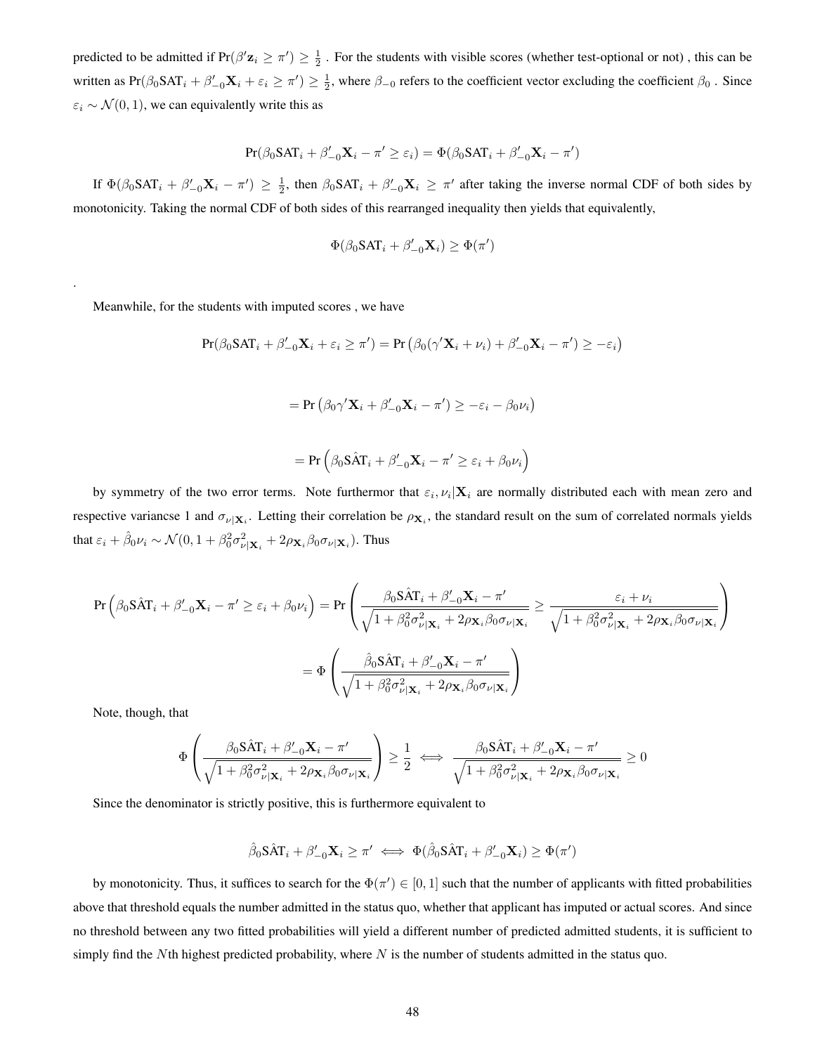predicted to be admitted if $\Pr(\beta'\mathbf{z}_i \geq \pi') \geq \frac{1}{2}$ . For the students with visible scores $\mathbf{X}$ (whether test-optional or not) , this can be written as $\Pr(\beta_0\text{SAT}_i + \beta'_{-0}\mathbf{X}_i + \varepsilon_i \geq \pi') \geq \frac{1}{2}$, where $\beta_{-0}$ refers to the coefficient vector excluding the coefficient $\beta_0$ . Since $\varepsilon_i \sim \mathcal{N}(0,1)$, we can equivalently write this as

$$\Pr(\beta_0\text{SAT}_i + \beta'_{-0}\mathbf{X}_i - \pi' \geq \varepsilon_i) = \Phi(\beta_0\text{SAT}_i + \beta'_{-0}\mathbf{X}_i - \pi')$$

If $\Phi(\beta_0\text{SAT}_i + \beta'_{-0}\mathbf{X}_i - \pi') \geq \frac{1}{2}$, then $\beta_0\text{SAT}_i + \beta'_{-0}\mathbf{X}_i \geq \pi'$ after taking the inverse normal CDF of both sides by monotonicity. Taking the normal CDF of both sides of this rearranged inequality then yields that equivalently,

$$\Phi(\beta_0\text{SAT}_i + \beta'_{-0}\mathbf{X}_i) \geq \Phi(\pi')$$

.

Meanwhile, for the students with imputed scores , we have

$$\Pr(\beta_0\text{SAT}_i + \beta'_{-0}\mathbf{X}_i + \varepsilon_i \geq \pi') = \Pr\left(\beta_0(\gamma'\mathbf{X}_i + \nu_i) + \beta'_{-0}\mathbf{X}_i - \pi') \geq -\varepsilon_i\right)$$

$$= \Pr\left(\beta_0\gamma'\mathbf{X}_i + \beta'_{-0}\mathbf{X}_i - \pi') \geq -\varepsilon_i - \beta_0\nu_i\right)$$

$$= \Pr\left(\beta_0\hat{\text{SAT}}_i + \beta'_{-0}\mathbf{X}_i - \pi' \geq \varepsilon_i + \beta_0\nu_i\right)$$

by symmetry of the two error terms. Note furthermor that $\varepsilon_i, \nu_i|\mathbf{X}_i$ are normally distributed each with mean zero and respective variancse 1 and $\sigma_{\nu|\mathbf{X}_i}$. Letting their correlation be $\rho_{\mathbf{X}_i}$, the standard result on the sum of correlated normals yields that $\varepsilon_i + \hat{\beta}_0\nu_i \sim \mathcal{N}(0, 1 + \beta_0^2\sigma^2_{\nu|\mathbf{X}_i} + 2\rho_{\mathbf{X}_i}\beta_0\sigma_{\nu|\mathbf{X}_i})$. Thus

$$\Pr\left(\beta_0\hat{\text{SAT}}_i + \beta'_{-0}\mathbf{X}_i - \pi' \geq \varepsilon_i + \beta_0\nu_i\right) = \Pr\left(\frac{\beta_0\hat{\text{SAT}}_i + \beta'_{-0}\mathbf{X}_i - \pi'}{\sqrt{1 + \beta_0^2\sigma^2_{\nu|\mathbf{X}_i} + 2\rho_{\mathbf{X}_i}\beta_0\sigma_{\nu|\mathbf{X}_i}}} \geq \frac{\varepsilon_i + \nu_i}{\sqrt{1 + \beta_0^2\sigma^2_{\nu|\mathbf{X}_i} + 2\rho_{\mathbf{X}_i}\beta_0\sigma_{\nu|\mathbf{X}_i}}}\right)$$

$$= \Phi\left(\frac{\hat{\beta}_0\hat{\text{SAT}}_i + \beta'_{-0}\mathbf{X}_i - \pi'}{\sqrt{1 + \hat{\beta}_0^2\sigma^2_{\nu|\mathbf{X}_i} + 2\rho_{\mathbf{X}_i}\beta_0\sigma_{\nu|\mathbf{X}_i}}}\right)$$

Note, though, that

$$\Phi\left(\frac{\beta_0\hat{\text{SAT}}_i + \beta'_{-0}\mathbf{X}_i - \pi'}{\sqrt{1 + \beta_0^2\sigma^2_{\nu|\mathbf{X}_i} + 2\rho_{\mathbf{X}_i}\beta_0\sigma_{\nu|\mathbf{X}_i}}}\right) \geq \frac{1}{2} \iff \frac{\beta_0\hat{\text{SAT}}_i + \beta'_{-0}\mathbf{X}_i - \pi'}{\sqrt{1 + \beta_0^2\sigma^2_{\nu|\mathbf{X}_i} + 2\rho_{\mathbf{X}_i}\beta_0\sigma_{\nu|\mathbf{X}_i}}} \geq 0$$

Since the denominator is strictly positive, this is furthermore equivalent to

$$\hat{\beta}_0\hat{\text{SAT}}_i + \beta'_{-0}\mathbf{X}_i \geq \pi' \iff \Phi(\hat{\beta}_0\hat{\text{SAT}}_i + \beta'_{-0}\mathbf{X}_i) \geq \Phi(\pi')$$

by monotonicity. Thus, it suffices to search for the $\Phi(\pi') \in [0,1]$ such that the number of applicants with fitted probabilities above that threshold equals the number admitted in the status quo, whether that applicant has imputed or actual scores. And since no threshold between any two fitted probabilities will yield a different number of predicted admitted students, it is sufficient to simply find the $N$th highest predicted probability, where $N$ is the number of students admitted in the status quo.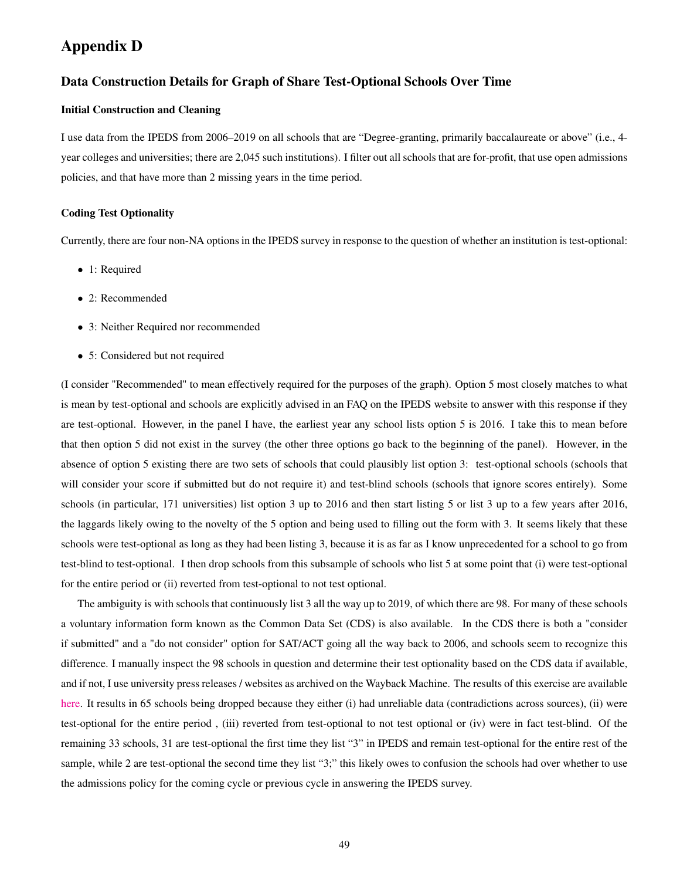# Appendix D

## Data Construction Details for Graph of Share Test-Optional Schools Over Time

### Initial Construction and Cleaning

I use data from the IPEDS from 2006–2019 on all schools that are "Degree-granting, primarily baccalaureate or above" (i.e., 4-year colleges and universities; there are 2,045 such institutions). I filter out all schools that are for-profit, that use open admissions policies, and that have more than 2 missing years in the time period.

### Coding Test Optionality

Currently, there are four non-NA options in the IPEDS survey in response to the question of whether an institution is test-optional:

- 1: Required
- 2: Recommended
- 3: Neither Required nor recommended
- 5: Considered but not required

(I consider "Recommended" to mean effectively required for the purposes of the graph). Option 5 most closely matches to what is mean by test-optional and schools are explicitly advised in an FAQ on the IPEDS website to answer with this response if they are test-optional. However, in the panel I have, the earliest year any school lists option 5 is 2016. I take this to mean before that then option 5 did not exist in the survey (the other three options go back to the beginning of the panel). However, in the absence of option 5 existing there are two sets of schools that could plausibly list option 3: test-optional schools (schools that will consider your score if submitted but do not require it) and test-blind schools (schools that ignore scores entirely). Some schools (in particular, 171 universities) list option 3 up to 2016 and then start listing 5 or list 3 up to a few years after 2016, the laggards likely owing to the novelty of the 5 option and being used to filling out the form with 3. It seems likely that these schools were test-optional as long as they had been listing 3, because it is as far as I know unprecedented for a school to go from test-blind to test-optional. I then drop schools from this subsample of schools who list 5 at some point that (i) were test-optional for the entire period or (ii) reverted from test-optional to not test optional.

The ambiguity is with schools that continuously list 3 all the way up to 2019, of which there are 98. For many of these schools a voluntary information form known as the Common Data Set (CDS) is also available. In the CDS there is both a "consider if submitted" and a "do not consider" option for SAT/ACT going all the way back to 2006, and schools seem to recognize this difference. I manually inspect the 98 schools in question and determine their test optionality based on the CDS data if available, and if not, I use university press releases / websites as archived on the Wayback Machine. The results of this exercise are available here. It results in 65 schools being dropped because they either (i) had unreliable data (contradictions across sources), (ii) were test-optional for the entire period , (iii) reverted from test-optional to not test optional or (iv) were in fact test-blind. Of the remaining 33 schools, 31 are test-optional the first time they list "3" in IPEDS and remain test-optional for the entire rest of the sample, while 2 are test-optional the second time they list "3;" this likely owes to confusion the schools had over whether to use the admissions policy for the coming cycle or previous cycle in answering the IPEDS survey.